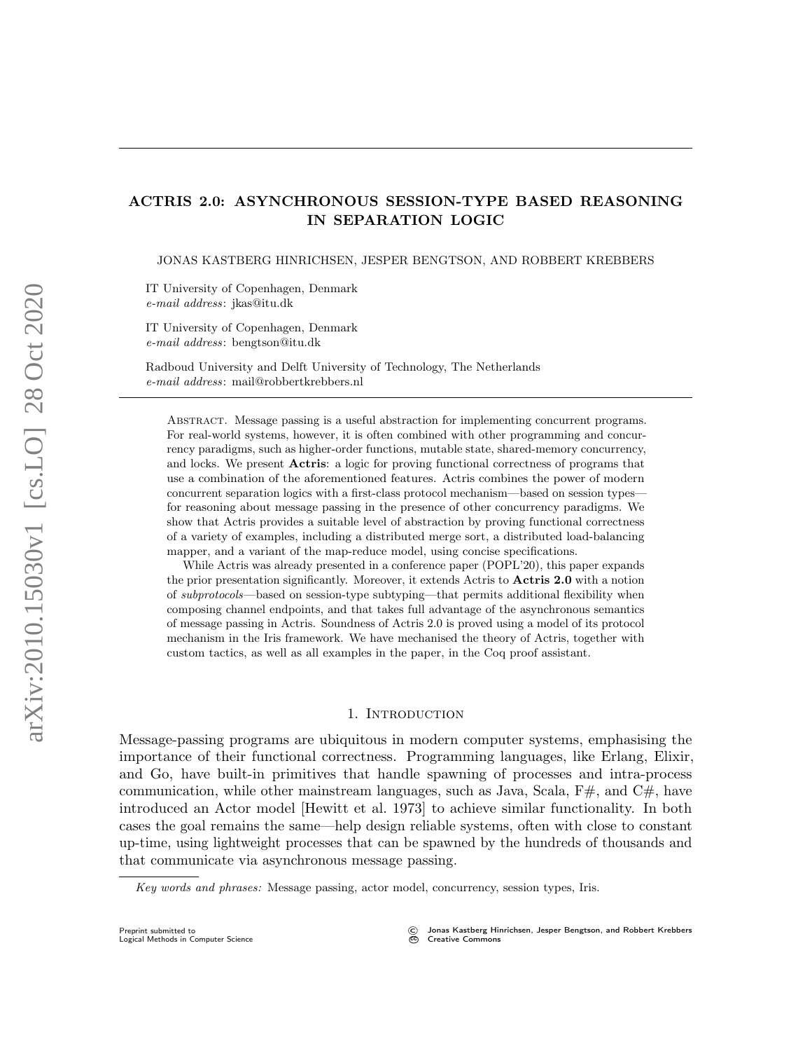# ACTRIS 2.0: ASYNCHRONOUS SESSION-TYPE BASED REASONING IN SEPARATION LOGIC

JONAS KASTBERG HINRICHSEN, JESPER BENGTSON, AND ROBBERT KREBBERS

IT University of Copenhagen, Denmark
*e-mail address*: jkas@itu.dk

IT University of Copenhagen, Denmark
*e-mail address*: bengtson@itu.dk

Radboud University and Delft University of Technology, The Netherlands
*e-mail address*: mail@robbertkrebbers.nl

Abstract. Message passing is a useful abstraction for implementing concurrent programs. For real-world systems, however, it is often combined with other programming and concurrency paradigms, such as higher-order functions, mutable state, shared-memory concurrency, and locks. We present **Actris**: a logic for proving functional correctness of programs that use a combination of the aforementioned features. Actris combines the power of modern concurrent separation logics with a first-class protocol mechanism—based on session types—for reasoning about message passing in the presence of other concurrency paradigms. We show that Actris provides a suitable level of abstraction by proving functional correctness of a variety of examples, including a distributed merge sort, a distributed load-balancing mapper, and a variant of the map-reduce model, using concise specifications.

While Actris was already presented in a conference paper (POPL'20), this paper expands the prior presentation significantly. Moreover, it extends Actris to **Actris 2.0** with a notion of *subprotocols*—based on session-type subtyping—that permits additional flexibility when composing channel endpoints, and that takes full advantage of the asynchronous semantics of message passing in Actris. Soundness of Actris 2.0 is proved using a model of its protocol mechanism in the Iris framework. We have mechanised the theory of Actris, together with custom tactics, as well as all examples in the paper, in the Coq proof assistant.

## 1. Introduction

Message-passing programs are ubiquitous in modern computer systems, emphasising the importance of their functional correctness. Programming languages, like Erlang, Elixir, and Go, have built-in primitives that handle spawning of processes and intra-process communication, while other mainstream languages, such as Java, Scala, F#, and C#, have introduced an Actor model [Hewitt et al. 1973] to achieve similar functionality. In both cases the goal remains the same—help design reliable systems, often with close to constant up-time, using lightweight processes that can be spawned by the hundreds of thousands and that communicate via asynchronous message passing.

*Key words and phrases:* Message passing, actor model, concurrency, session types, Iris.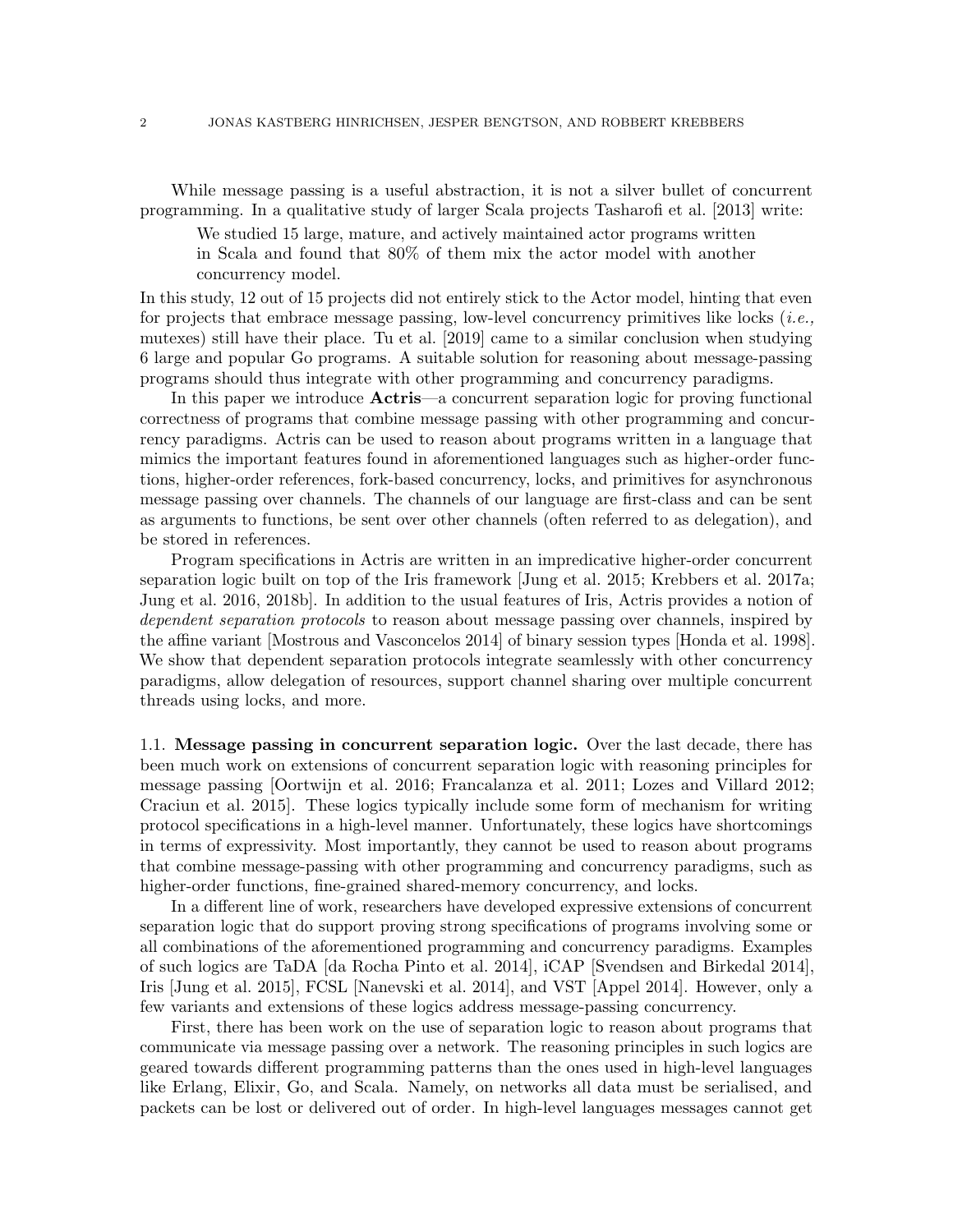While message passing is a useful abstraction, it is not a silver bullet of concurrent programming. In a qualitative study of larger Scala projects Tasharofi et al. [2013] write:

> We studied 15 large, mature, and actively maintained actor programs written in Scala and found that 80% of them mix the actor model with another concurrency model.

In this study, 12 out of 15 projects did not entirely stick to the Actor model, hinting that even for projects that embrace message passing, low-level concurrency primitives like locks (*i.e.,* mutexes) still have their place. Tu et al. [2019] came to a similar conclusion when studying 6 large and popular Go programs. A suitable solution for reasoning about message-passing programs should thus integrate with other programming and concurrency paradigms.

In this paper we introduce **Actris**—a concurrent separation logic for proving functional correctness of programs that combine message passing with other programming and concurrency paradigms. Actris can be used to reason about programs written in a language that mimics the important features found in aforementioned languages such as higher-order functions, higher-order references, fork-based concurrency, locks, and primitives for asynchronous message passing over channels. The channels of our language are first-class and can be sent as arguments to functions, be sent over other channels (often referred to as delegation), and be stored in references.

Program specifications in Actris are written in an impredicative higher-order concurrent separation logic built on top of the Iris framework [Jung et al. 2015; Krebbers et al. 2017a; Jung et al. 2016, 2018b]. In addition to the usual features of Iris, Actris provides a notion of *dependent separation protocols* to reason about message passing over channels, inspired by the affine variant [Mostrous and Vasconcelos 2014] of binary session types [Honda et al. 1998]. We show that dependent separation protocols integrate seamlessly with other concurrency paradigms, allow delegation of resources, support channel sharing over multiple concurrent threads using locks, and more.

1.1. **Message passing in concurrent separation logic.** Over the last decade, there has been much work on extensions of concurrent separation logic with reasoning principles for message passing [Oortwijn et al. 2016; Francalanza et al. 2011; Lozes and Villard 2012; Craciun et al. 2015]. These logics typically include some form of mechanism for writing protocol specifications in a high-level manner. Unfortunately, these logics have shortcomings in terms of expressivity. Most importantly, they cannot be used to reason about programs that combine message-passing with other programming and concurrency paradigms, such as higher-order functions, fine-grained shared-memory concurrency, and locks.

In a different line of work, researchers have developed expressive extensions of concurrent separation logic that do support proving strong specifications of programs involving some or all combinations of the aforementioned programming and concurrency paradigms. Examples of such logics are TaDA [da Rocha Pinto et al. 2014], iCAP [Svendsen and Birkedal 2014], Iris [Jung et al. 2015], FCSL [Nanevski et al. 2014], and VST [Appel 2014]. However, only a few variants and extensions of these logics address message-passing concurrency.

First, there has been work on the use of separation logic to reason about programs that communicate via message passing over a network. The reasoning principles in such logics are geared towards different programming patterns than the ones used in high-level languages like Erlang, Elixir, Go, and Scala. Namely, on networks all data must be serialised, and packets can be lost or delivered out of order. In high-level languages messages cannot get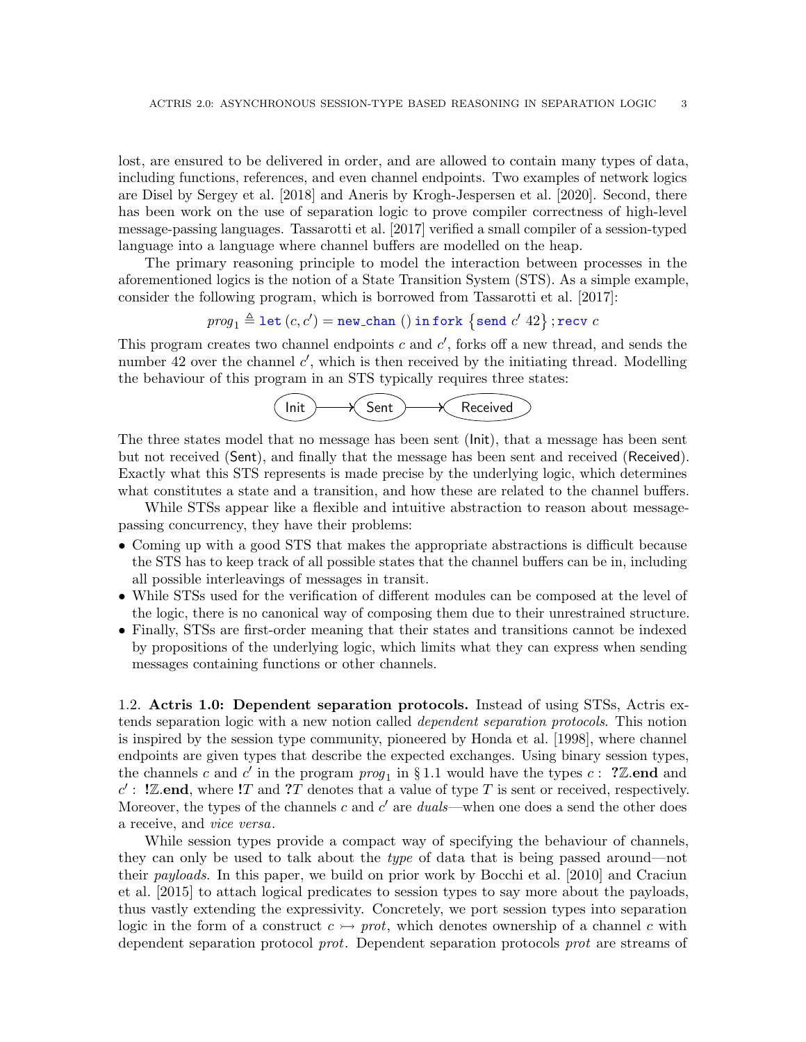lost, are ensured to be delivered in order, and are allowed to contain many types of data, including functions, references, and even channel endpoints. Two examples of network logics are Disel by Sergey et al. [2018] and Aneris by Krogh-Jespersen et al. [2020]. Second, there has been work on the use of separation logic to prove compiler correctness of high-level message-passing languages. Tassarotti et al. [2017] verified a small compiler of a session-typed language into a language where channel buffers are modelled on the heap.

The primary reasoning principle to model the interaction between processes in the aforementioned logics is the notion of a State Transition System (STS). As a simple example, consider the following program, which is borrowed from Tassarotti et al. [2017]:

$$\mathit{prog}_1 \triangleq \texttt{let}\,(c, c') = \texttt{new\_chan}\;()\;\texttt{in}\,\texttt{fork}\;\{\texttt{send}\;c'\;42\}\,;\texttt{recv}\;c$$

This program creates two channel endpoints $c$ and $c'$, forks off a new thread, and sends the number 42 over the channel $c'$, which is then received by the initiating thread. Modelling the behaviour of this program in an STS typically requires three states:

$$\textsf{Init} \longrightarrow \textsf{Sent} \longrightarrow \textsf{Received}$$

The three states model that no message has been sent (Init), that a message has been sent but not received (Sent), and finally that the message has been sent and received (Received). Exactly what this STS represents is made precise by the underlying logic, which determines what constitutes a state and a transition, and how these are related to the channel buffers.

While STSs appear like a flexible and intuitive abstraction to reason about message-passing concurrency, they have their problems:

- Coming up with a good STS that makes the appropriate abstractions is difficult because the STS has to keep track of all possible states that the channel buffers can be in, including all possible interleavings of messages in transit.
- While STSs used for the verification of different modules can be composed at the level of the logic, there is no canonical way of composing them due to their unrestrained structure.
- Finally, STSs are first-order meaning that their states and transitions cannot be indexed by propositions of the underlying logic, which limits what they can express when sending messages containing functions or other channels.

1.2. **Actris 1.0: Dependent separation protocols.** Instead of using STSs, Actris extends separation logic with a new notion called *dependent separation protocols*. This notion is inspired by the session type community, pioneered by Honda et al. [1998], where channel endpoints are given types that describe the expected exchanges. Using binary session types, the channels $c$ and $c'$ in the program $\mathit{prog}_1$ in § 1.1 would have the types $c : \;\mathbf{?}\mathbb{Z}.\mathbf{end}$ and $c' : \;\mathbf{!}\mathbb{Z}.\mathbf{end}$, where $\mathbf{!}T$ and $\mathbf{?}T$ denotes that a value of type $T$ is sent or received, respectively. Moreover, the types of the channels $c$ and $c'$ are *duals*—when one does a send the other does a receive, and *vice versa*.

While session types provide a compact way of specifying the behaviour of channels, they can only be used to talk about the *type* of data that is being passed around—not their *payloads*. In this paper, we build on prior work by Bocchi et al. [2010] and Craciun et al. [2015] to attach logical predicates to session types to say more about the payloads, thus vastly extending the expressivity. Concretely, we port session types into separation logic in the form of a construct $c \rightarrowtail \mathit{prot}$, which denotes ownership of a channel $c$ with dependent separation protocol $\mathit{prot}$. Dependent separation protocols $\mathit{prot}$ are streams of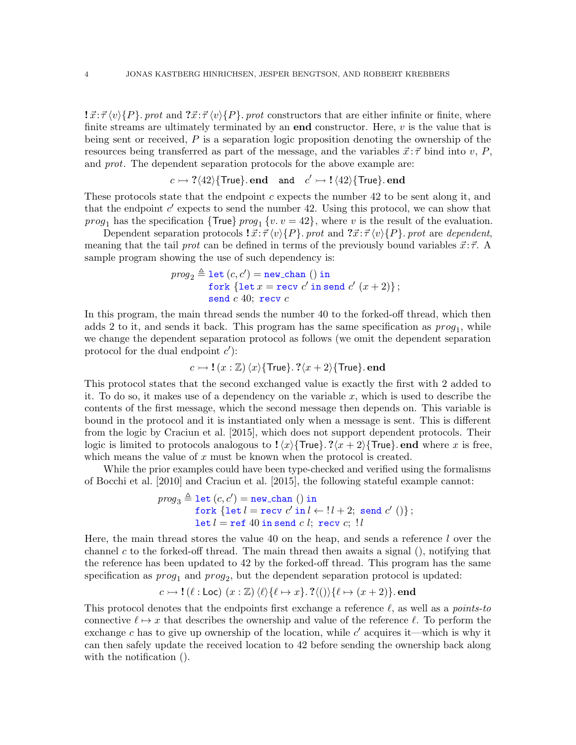$\mathbf{!}\,\vec{x}\!:\!\vec{\tau}\,\langle v\rangle\{P\}.\,\mathit{prot}$ and $\mathbf{?}\vec{x}\!:\!\vec{\tau}\,\langle v\rangle\{P\}.\,\mathit{prot}$ constructors that are either infinite or finite, where finite streams are ultimately terminated by an **end** constructor. Here, $v$ is the value that is being sent or received, $P$ is a separation logic proposition denoting the ownership of the resources being transferred as part of the message, and the variables $\vec{x}\!:\!\vec{\tau}$ bind into $v$, $P$, and $\mathit{prot}$. The dependent separation protocols for the above example are:

$$c \rightarrowtail \mathbf{?}\langle 42\rangle\{\mathsf{True}\}.\,\mathbf{end} \quad \text{and} \quad c' \rightarrowtail \mathbf{!}\,\langle 42\rangle\{\mathsf{True}\}.\,\mathbf{end}$$

These protocols state that the endpoint $c$ expects the number 42 to be sent along it, and that the endpoint $c'$ expects to send the number 42. Using this protocol, we can show that $\mathit{prog}_1$ has the specification $\{\mathsf{True}\}\ \mathit{prog}_1\ \{v.\, v = 42\}$, where $v$ is the result of the evaluation.

Dependent separation protocols $\mathbf{!}\,\vec{x}\!:\!\vec{\tau}\,\langle v\rangle\{P\}.\,\mathit{prot}$ and $\mathbf{?}\vec{x}\!:\!\vec{\tau}\,\langle v\rangle\{P\}.\,\mathit{prot}$ are *dependent*, meaning that the tail $\mathit{prot}$ can be defined in terms of the previously bound variables $\vec{x}\!:\!\vec{\tau}$. A sample program showing the use of such dependency is:

$$\begin{aligned}\mathit{prog}_2 \triangleq\ & \texttt{let}\,(c, c') = \texttt{new\_chan}\ ()\ \texttt{in} \\ & \texttt{fork}\ \{\texttt{let}\,x = \texttt{recv}\ c'\ \texttt{in}\,\texttt{send}\ c'\ (x+2)\}\,; \\ & \texttt{send}\ c\ 40;\ \texttt{recv}\ c\end{aligned}$$

In this program, the main thread sends the number 40 to the forked-off thread, which then adds 2 to it, and sends it back. This program has the same specification as $\mathit{prog}_1$, while we change the dependent separation protocol as follows (we omit the dependent separation protocol for the dual endpoint $c'$):

$$c \rightarrowtail \mathbf{!}\,(x:\mathbb{Z})\,\langle x\rangle\{\mathsf{True}\}.\,\mathbf{?}\langle x+2\rangle\{\mathsf{True}\}.\,\mathbf{end}$$

This protocol states that the second exchanged value is exactly the first with 2 added to it. To do so, it makes use of a dependency on the variable $x$, which is used to describe the contents of the first message, which the second message then depends on. This variable is bound in the protocol and it is instantiated only when a message is sent. This is different from the logic by Craciun et al. [2015], which does not support dependent protocols. Their logic is limited to protocols analogous to $\mathbf{!}\,\langle x\rangle\{\mathsf{True}\}.\,\mathbf{?}\langle x+2\rangle\{\mathsf{True}\}.\,\mathbf{end}$ where $x$ is free, which means the value of $x$ must be known when the protocol is created.

While the prior examples could have been type-checked and verified using the formalisms of Bocchi et al. [2010] and Craciun et al. [2015], the following stateful example cannot:

$$\begin{aligned}\mathit{prog}_3 \triangleq\ & \texttt{let}\,(c, c') = \texttt{new\_chan}\ ()\ \texttt{in} \\ & \texttt{fork}\ \{\texttt{let}\,l = \texttt{recv}\ c'\ \texttt{in}\,l \leftarrow\, !\,l+2;\ \texttt{send}\ c'\ ()\}\,; \\ & \texttt{let}\,l = \texttt{ref}\ 40\ \texttt{in}\,\texttt{send}\ c\ l;\ \texttt{recv}\ c;\ !\,l\end{aligned}$$

Here, the main thread stores the value 40 on the heap, and sends a reference $l$ over the channel $c$ to the forked-off thread. The main thread then awaits a signal (), notifying that the reference has been updated to 42 by the forked-off thread. This program has the same specification as $\mathit{prog}_1$ and $\mathit{prog}_2$, but the dependent separation protocol is updated:

$$c \rightarrowtail \mathbf{!}\,(\ell:\mathsf{Loc})\ (x:\mathbb{Z})\,\langle \ell\rangle\{\ell \mapsto x\}.\,\mathbf{?}\langle ()\rangle\{\ell \mapsto (x+2)\}.\,\mathbf{end}$$

This protocol denotes that the endpoints first exchange a reference $\ell$, as well as a *points-to* connective $\ell \mapsto x$ that describes the ownership and value of the reference $\ell$. To perform the exchange $c$ has to give up ownership of the location, while $c'$ acquires it—which is why it can then safely update the received location to 42 before sending the ownership back along with the notification ().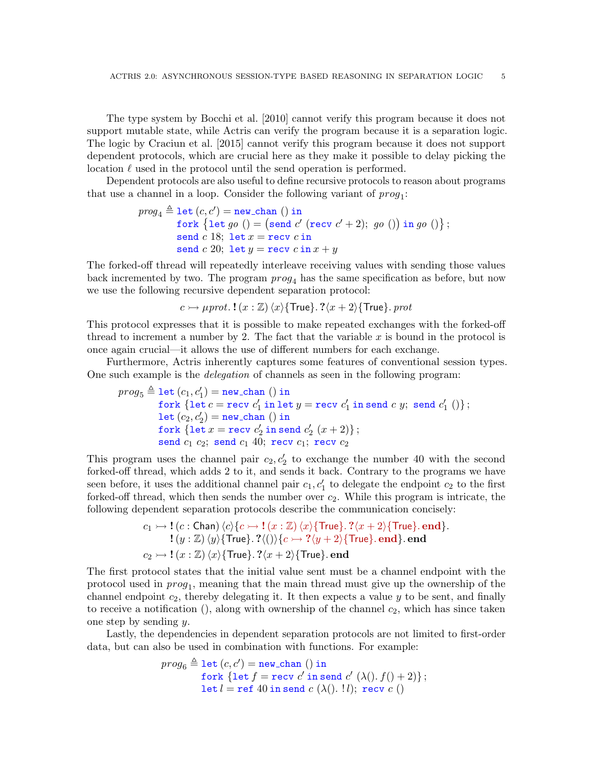The type system by Bocchi et al. [2010] cannot verify this program because it does not support mutable state, while Actris can verify the program because it is a separation logic. The logic by Craciun et al. [2015] cannot verify this program because it does not support dependent protocols, which are crucial here as they make it possible to delay picking the location $\ell$ used in the protocol until the send operation is performed.

Dependent protocols are also useful to define recursive protocols to reason about programs that use a channel in a loop. Consider the following variant of $prog_1$:

$$
\begin{aligned}
prog_4 \triangleq\ & \texttt{let}\,(c, c') = \texttt{new\_chan}\ ()\ \texttt{in} \\
& \texttt{fork}\ \{\texttt{let}\ go\ () = \big(\texttt{send}\ c'\ (\texttt{recv}\ c' + 2);\ go\ ()\big)\ \texttt{in}\ go\ ()\}\,; \\
& \texttt{send}\ c\ 18;\ \texttt{let}\ x = \texttt{recv}\ c\ \texttt{in} \\
& \texttt{send}\ c\ 20;\ \texttt{let}\ y = \texttt{recv}\ c\ \texttt{in}\ x + y
\end{aligned}
$$

The forked-off thread will repeatedly interleave receiving values with sending those values back incremented by two. The program $prog_4$ has the same specification as before, but now we use the following recursive dependent separation protocol:

$$
c \rightarrowtail \mu prot.\, \mathbf{!}\,(x : \mathbb{Z})\,\langle x\rangle\{\mathsf{True}\}.\, \mathbf{?}\langle x + 2\rangle\{\mathsf{True}\}.\, prot
$$

This protocol expresses that it is possible to make repeated exchanges with the forked-off thread to increment a number by 2. The fact that the variable $x$ is bound in the protocol is once again crucial—it allows the use of different numbers for each exchange.

Furthermore, Actris inherently captures some features of conventional session types. One such example is the *delegation* of channels as seen in the following program:

$$
\begin{aligned}
prog_5 \triangleq\ & \texttt{let}\,(c_1, c_1') = \texttt{new\_chan}\ ()\ \texttt{in} \\
& \texttt{fork}\ \{\texttt{let}\ c = \texttt{recv}\ c_1'\ \texttt{in}\ \texttt{let}\ y = \texttt{recv}\ c_1'\ \texttt{in}\ \texttt{send}\ c\ y;\ \texttt{send}\ c_1'\ ()\}\,; \\
& \texttt{let}\,(c_2, c_2') = \texttt{new\_chan}\ ()\ \texttt{in} \\
& \texttt{fork}\ \{\texttt{let}\ x = \texttt{recv}\ c_2'\ \texttt{in}\ \texttt{send}\ c_2'\ (x + 2)\}\,; \\
& \texttt{send}\ c_1\ c_2;\ \texttt{send}\ c_1\ 40;\ \texttt{recv}\ c_1;\ \texttt{recv}\ c_2
\end{aligned}
$$

This program uses the channel pair $c_2, c_2'$ to exchange the number 40 with the second forked-off thread, which adds 2 to it, and sends it back. Contrary to the programs we have seen before, it uses the additional channel pair $c_1, c_1'$ to delegate the endpoint $c_2$ to the first forked-off thread, which then sends the number over $c_2$. While this program is intricate, the following dependent separation protocols describe the communication concisely:

$$
\begin{aligned}
c_1 \rightarrowtail\ & \mathbf{!}\,(c : \mathsf{Chan})\,\langle c\rangle\{c \rightarrowtail \mathbf{!}\,(x : \mathbb{Z})\,\langle x\rangle\{\mathsf{True}\}.\, \mathbf{?}\langle x + 2\rangle\{\mathsf{True}\}.\, \mathbf{end}\}. \\
& \mathbf{!}\,(y : \mathbb{Z})\,\langle y\rangle\{\mathsf{True}\}.\, \mathbf{?}\langle ()\rangle\{c \rightarrowtail \mathbf{?}\langle y + 2\rangle\{\mathsf{True}\}.\, \mathbf{end}\}.\, \mathbf{end} \\
c_2 \rightarrowtail\ & \mathbf{!}\,(x : \mathbb{Z})\,\langle x\rangle\{\mathsf{True}\}.\, \mathbf{?}\langle x + 2\rangle\{\mathsf{True}\}.\, \mathbf{end}
\end{aligned}
$$

The first protocol states that the initial value sent must be a channel endpoint with the protocol used in $prog_1$, meaning that the main thread must give up the ownership of the channel endpoint $c_2$, thereby delegating it. It then expects a value $y$ to be sent, and finally to receive a notification (), along with ownership of the channel $c_2$, which has since taken one step by sending $y$.

Lastly, the dependencies in dependent separation protocols are not limited to first-order data, but can also be used in combination with functions. For example:

$$
\begin{aligned}
prog_6 \triangleq\ & \texttt{let}\,(c, c') = \texttt{new\_chan}\ ()\ \texttt{in} \\
& \texttt{fork}\ \{\texttt{let}\ f = \texttt{recv}\ c'\ \texttt{in}\ \texttt{send}\ c'\ (\lambda().\, f() + 2)\}\,; \\
& \texttt{let}\ l = \texttt{ref}\ 40\ \texttt{in}\ \texttt{send}\ c\ (\lambda().\, !\,l);\ \texttt{recv}\ c\ ()
\end{aligned}
$$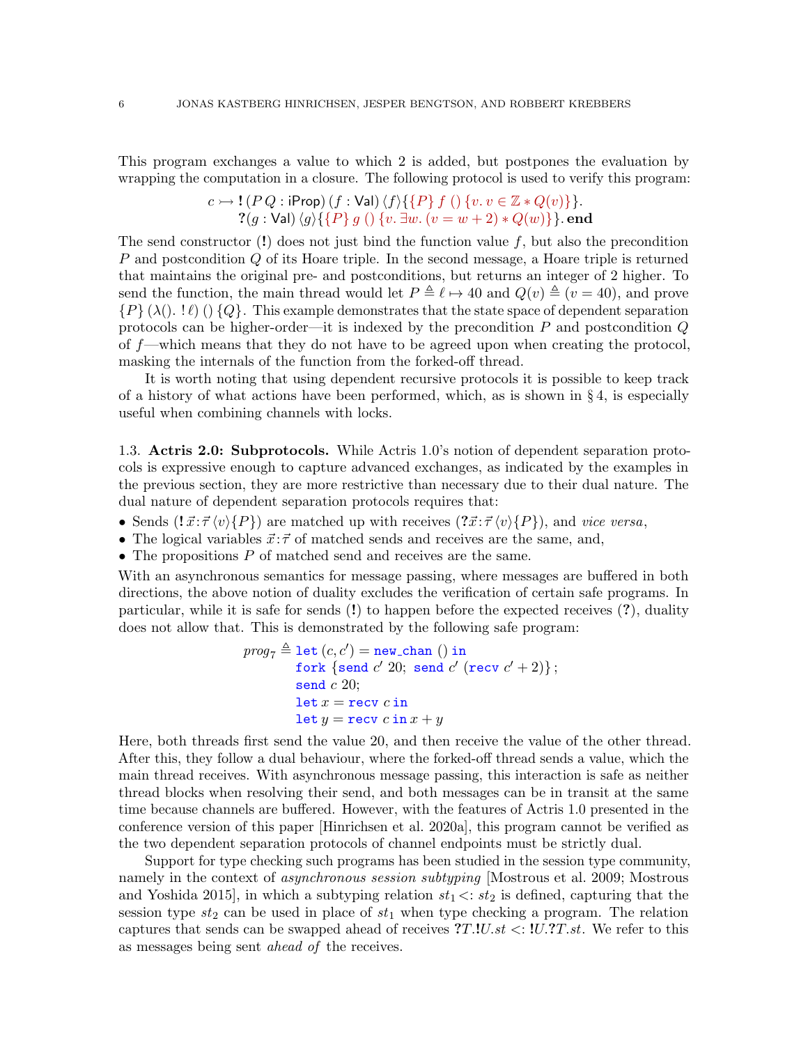This program exchanges a value to which 2 is added, but postpones the evaluation by wrapping the computation in a closure. The following protocol is used to verify this program:

$$c \rightarrowtail \mathbf{!}\,(P\,Q : \mathsf{iProp})\,(f : \mathsf{Val})\,\langle f\rangle\{\{P\}\ f\ ()\ \{v.\ v \in \mathbb{Z} * Q(v)\}\}.$$
$$\mathbf{?}(g : \mathsf{Val})\,\langle g\rangle\{\{P\}\ g\ ()\ \{v.\ \exists w.\ (v = w + 2) * Q(w)\}\}.\,\mathbf{end}$$

The send constructor ($\mathbf{!}$) does not just bind the function value $f$, but also the precondition $P$ and postcondition $Q$ of its Hoare triple. In the second message, a Hoare triple is returned that maintains the original pre- and postconditions, but returns an integer of 2 higher. To send the function, the main thread would let $P \triangleq \ell \mapsto 40$ and $Q(v) \triangleq (v = 40)$, and prove $\{P\}\,(\lambda().\,!\,\ell)\,()\,\{Q\}$. This example demonstrates that the state space of dependent separation protocols can be higher-order—it is indexed by the precondition $P$ and postcondition $Q$ of $f$—which means that they do not have to be agreed upon when creating the protocol, masking the internals of the function from the forked-off thread.

It is worth noting that using dependent recursive protocols it is possible to keep track of a history of what actions have been performed, which, as is shown in § 4, is especially useful when combining channels with locks.

### 1.3. Actris 2.0: Subprotocols.

While Actris 1.0's notion of dependent separation protocols is expressive enough to capture advanced exchanges, as indicated by the examples in the previous section, they are more restrictive than necessary due to their dual nature. The dual nature of dependent separation protocols requires that:

- Sends ($\mathbf{!}\,\vec{x}{:}\vec{\tau}\,\langle v\rangle\{P\}$) are matched up with receives ($\mathbf{?}\vec{x}{:}\vec{\tau}\,\langle v\rangle\{P\}$), and *vice versa*,
- The logical variables $\vec{x}{:}\vec{\tau}$ of matched sends and receives are the same, and,
- The propositions $P$ of matched send and receives are the same.

With an asynchronous semantics for message passing, where messages are buffered in both directions, the above notion of duality excludes the verification of certain safe programs. In particular, while it is safe for sends ($\mathbf{!}$) to happen before the expected receives ($\mathbf{?}$), duality does not allow that. This is demonstrated by the following safe program:

```
prog_7 ≜ let (c, c') = new_chan () in
         fork {send c' 20; send c' (recv c' + 2)};
         send c 20;
         let x = recv c in
         let y = recv c in x + y
```

Here, both threads first send the value 20, and then receive the value of the other thread. After this, they follow a dual behaviour, where the forked-off thread sends a value, which the main thread receives. With asynchronous message passing, this interaction is safe as neither thread blocks when resolving their send, and both messages can be in transit at the same time because channels are buffered. However, with the features of Actris 1.0 presented in the conference version of this paper [Hinrichsen et al. 2020a], this program cannot be verified as the two dependent separation protocols of channel endpoints must be strictly dual.

Support for type checking such programs has been studied in the session type community, namely in the context of *asynchronous session subtyping* [Mostrous et al. 2009; Mostrous and Yoshida 2015], in which a subtyping relation $st_1 <: st_2$ is defined, capturing that the session type $st_2$ can be used in place of $st_1$ when type checking a program. The relation captures that sends can be swapped ahead of receives $\mathbf{?}T.\mathbf{!}U.st <: \mathbf{!}U.\mathbf{?}T.st$. We refer to this as messages being sent *ahead of* the receives.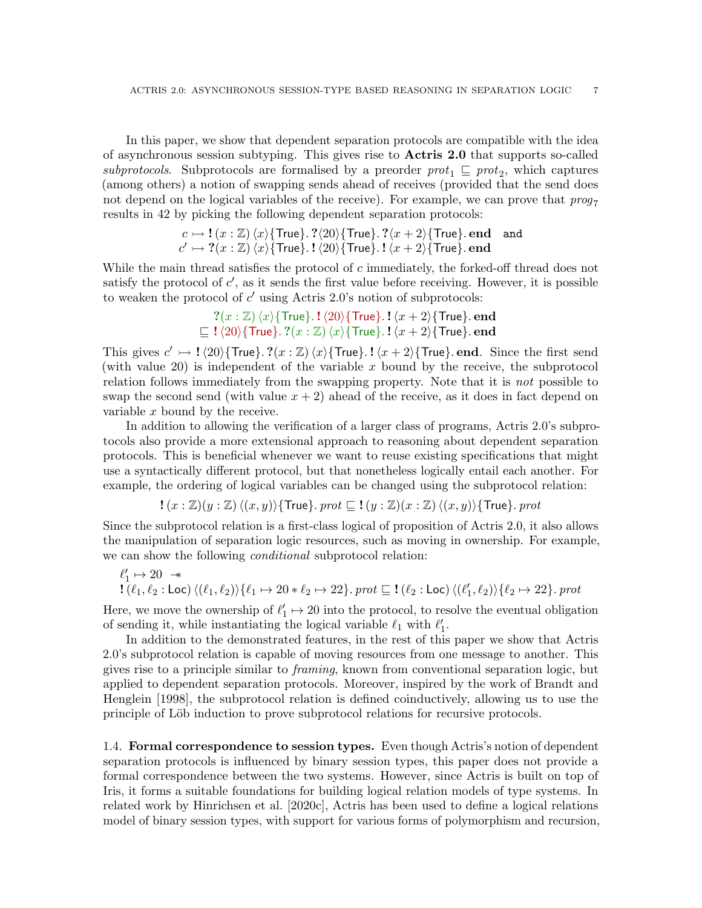In this paper, we show that dependent separation protocols are compatible with the idea of asynchronous session subtyping. This gives rise to **Actris 2.0** that supports so-called *subprotocols*. Subprotocols are formalised by a preorder $prot_1 \sqsubseteq prot_2$, which captures (among others) a notion of swapping sends ahead of receives (provided that the send does not depend on the logical variables of the receive). For example, we can prove that $prog_7$ results in 42 by picking the following dependent separation protocols:

$$c \rightarrowtail \mathbf{!}\,(x:\mathbb{Z})\,\langle x\rangle\{\mathsf{True}\}.\,\mathbf{?}\langle 20\rangle\{\mathsf{True}\}.\,\mathbf{?}\langle x+2\rangle\{\mathsf{True}\}.\,\mathbf{end} \quad \texttt{and}$$
$$c' \rightarrowtail \mathbf{?}(x:\mathbb{Z})\,\langle x\rangle\{\mathsf{True}\}.\,\mathbf{!}\,\langle 20\rangle\{\mathsf{True}\}.\,\mathbf{!}\,\langle x+2\rangle\{\mathsf{True}\}.\,\mathbf{end}$$

While the main thread satisfies the protocol of $c$ immediately, the forked-off thread does not satisfy the protocol of $c'$, as it sends the first value before receiving. However, it is possible to weaken the protocol of $c'$ using Actris 2.0's notion of subprotocols:

$$\begin{aligned} &\mathbf{?}(x:\mathbb{Z})\,\langle x\rangle\{\mathsf{True}\}.\,\mathbf{!}\,\langle 20\rangle\{\mathsf{True}\}.\,\mathbf{!}\,\langle x+2\rangle\{\mathsf{True}\}.\,\mathbf{end} \\ \sqsubseteq\ &\mathbf{!}\,\langle 20\rangle\{\mathsf{True}\}.\,\mathbf{?}(x:\mathbb{Z})\,\langle x\rangle\{\mathsf{True}\}.\,\mathbf{!}\,\langle x+2\rangle\{\mathsf{True}\}.\,\mathbf{end}\end{aligned}$$

This gives $c' \rightarrowtail \mathbf{!}\,\langle 20\rangle\{\mathsf{True}\}.\,\mathbf{?}(x:\mathbb{Z})\,\langle x\rangle\{\mathsf{True}\}.\,\mathbf{!}\,\langle x+2\rangle\{\mathsf{True}\}.\,\mathbf{end}$. Since the first send (with value 20) is independent of the variable $x$ bound by the receive, the subprotocol relation follows immediately from the swapping property. Note that it is *not* possible to swap the second send (with value $x+2$) ahead of the receive, as it does in fact depend on variable $x$ bound by the receive.

In addition to allowing the verification of a larger class of programs, Actris 2.0's subprotocols also provide a more extensional approach to reasoning about dependent separation protocols. This is beneficial whenever we want to reuse existing specifications that might use a syntactically different protocol, but that nonetheless logically entail each another. For example, the ordering of logical variables can be changed using the subprotocol relation:

$$\mathbf{!}\,(x:\mathbb{Z})(y:\mathbb{Z})\,\langle (x,y)\rangle\{\mathsf{True}\}.\,prot \sqsubseteq \mathbf{!}\,(y:\mathbb{Z})(x:\mathbb{Z})\,\langle (x,y)\rangle\{\mathsf{True}\}.\,prot$$

Since the subprotocol relation is a first-class logical of proposition of Actris 2.0, it also allows the manipulation of separation logic resources, such as moving in ownership. For example, we can show the following *conditional* subprotocol relation:

$$\begin{aligned}&\ell_1' \mapsto 20 \ \twoheadrightarrow \\ &\mathbf{!}\,(\ell_1,\ell_2:\mathsf{Loc})\,\langle (\ell_1,\ell_2)\rangle\{\ell_1 \mapsto 20 * \ell_2 \mapsto 22\}.\,prot \sqsubseteq \mathbf{!}\,(\ell_2:\mathsf{Loc})\,\langle (\ell_1',\ell_2)\rangle\{\ell_2 \mapsto 22\}.\,prot\end{aligned}$$

Here, we move the ownership of $\ell_1' \mapsto 20$ into the protocol, to resolve the eventual obligation of sending it, while instantiating the logical variable $\ell_1$ with $\ell_1'$.

In addition to the demonstrated features, in the rest of this paper we show that Actris 2.0's subprotocol relation is capable of moving resources from one message to another. This gives rise to a principle similar to *framing*, known from conventional separation logic, but applied to dependent separation protocols. Moreover, inspired by the work of Brandt and Henglein [1998], the subprotocol relation is defined coinductively, allowing us to use the principle of Löb induction to prove subprotocol relations for recursive protocols.

1.4. **Formal correspondence to session types.** Even though Actris's notion of dependent separation protocols is influenced by binary session types, this paper does not provide a formal correspondence between the two systems. However, since Actris is built on top of Iris, it forms a suitable foundations for building logical relation models of type systems. In related work by Hinrichsen et al. [2020c], Actris has been used to define a logical relations model of binary session types, with support for various forms of polymorphism and recursion,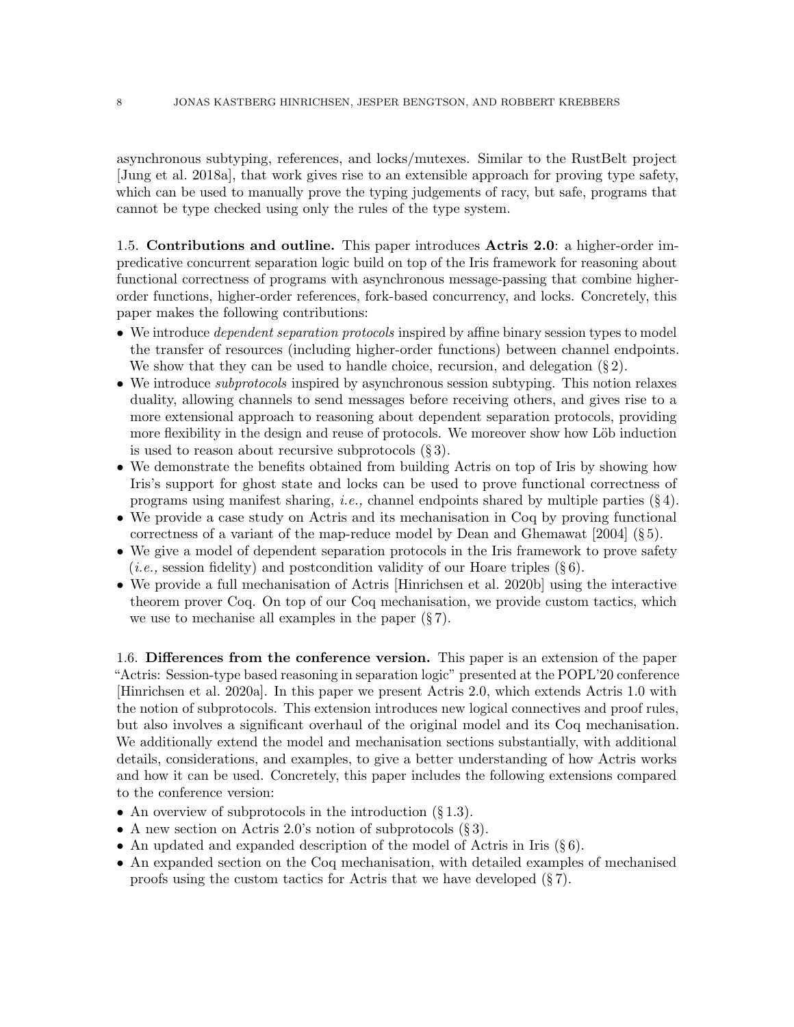asynchronous subtyping, references, and locks/mutexes. Similar to the RustBelt project [Jung et al. 2018a], that work gives rise to an extensible approach for proving type safety, which can be used to manually prove the typing judgements of racy, but safe, programs that cannot be type checked using only the rules of the type system.

### 1.5. Contributions and outline.

This paper introduces **Actris 2.0**: a higher-order impredicative concurrent separation logic build on top of the Iris framework for reasoning about functional correctness of programs with asynchronous message-passing that combine higher-order functions, higher-order references, fork-based concurrency, and locks. Concretely, this paper makes the following contributions:

- We introduce *dependent separation protocols* inspired by affine binary session types to model the transfer of resources (including higher-order functions) between channel endpoints. We show that they can be used to handle choice, recursion, and delegation (§ 2).
- We introduce *subprotocols* inspired by asynchronous session subtyping. This notion relaxes duality, allowing channels to send messages before receiving others, and gives rise to a more extensional approach to reasoning about dependent separation protocols, providing more flexibility in the design and reuse of protocols. We moreover show how Löb induction is used to reason about recursive subprotocols (§ 3).
- We demonstrate the benefits obtained from building Actris on top of Iris by showing how Iris's support for ghost state and locks can be used to prove functional correctness of programs using manifest sharing, *i.e.,* channel endpoints shared by multiple parties (§ 4).
- We provide a case study on Actris and its mechanisation in Coq by proving functional correctness of a variant of the map-reduce model by Dean and Ghemawat [2004] (§ 5).
- We give a model of dependent separation protocols in the Iris framework to prove safety (*i.e.,* session fidelity) and postcondition validity of our Hoare triples (§ 6).
- We provide a full mechanisation of Actris [Hinrichsen et al. 2020b] using the interactive theorem prover Coq. On top of our Coq mechanisation, we provide custom tactics, which we use to mechanise all examples in the paper (§ 7).

### 1.6. Differences from the conference version.

This paper is an extension of the paper "Actris: Session-type based reasoning in separation logic" presented at the POPL'20 conference [Hinrichsen et al. 2020a]. In this paper we present Actris 2.0, which extends Actris 1.0 with the notion of subprotocols. This extension introduces new logical connectives and proof rules, but also involves a significant overhaul of the original model and its Coq mechanisation. We additionally extend the model and mechanisation sections substantially, with additional details, considerations, and examples, to give a better understanding of how Actris works and how it can be used. Concretely, this paper includes the following extensions compared to the conference version:

- An overview of subprotocols in the introduction (§ 1.3).
- A new section on Actris 2.0's notion of subprotocols (§ 3).
- An updated and expanded description of the model of Actris in Iris (§ 6).
- An expanded section on the Coq mechanisation, with detailed examples of mechanised proofs using the custom tactics for Actris that we have developed (§ 7).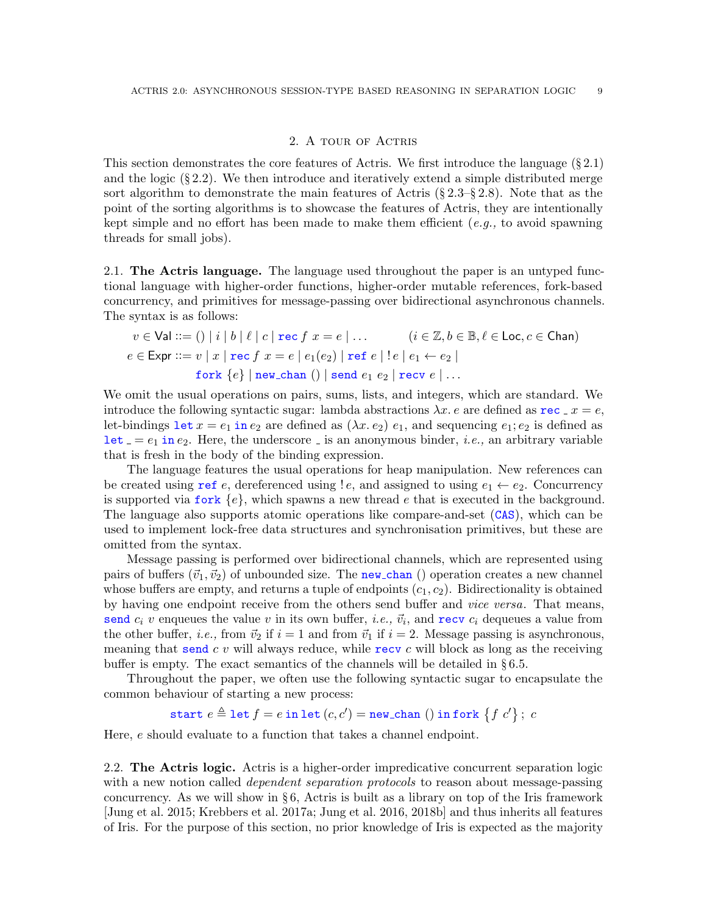## 2. A tour of Actris

This section demonstrates the core features of Actris. We first introduce the language (§ 2.1) and the logic (§ 2.2). We then introduce and iteratively extend a simple distributed merge sort algorithm to demonstrate the main features of Actris (§ 2.3–§ 2.8). Note that as the point of the sorting algorithms is to showcase the features of Actris, they are intentionally kept simple and no effort has been made to make them efficient (*e.g.,* to avoid spawning threads for small jobs).

**2.1. The Actris language.** The language used throughout the paper is an untyped functional language with higher-order functions, higher-order mutable references, fork-based concurrency, and primitives for message-passing over bidirectional asynchronous channels. The syntax is as follows:

$$
\begin{aligned}
v \in \mathsf{Val} &::= () \mid i \mid b \mid \ell \mid c \mid \texttt{rec}\, f\ x = e \mid \ldots \qquad (i \in \mathbb{Z}, b \in \mathbb{B}, \ell \in \mathsf{Loc}, c \in \mathsf{Chan}) \\
e \in \mathsf{Expr} &::= v \mid x \mid \texttt{rec}\, f\ x = e \mid e_1(e_2) \mid \texttt{ref}\ e \mid {!}\, e \mid e_1 \leftarrow e_2 \mid \\
&\qquad \texttt{fork}\ \{e\} \mid \texttt{new\_chan}\ () \mid \texttt{send}\ e_1\ e_2 \mid \texttt{recv}\ e \mid \ldots
\end{aligned}
$$

We omit the usual operations on pairs, sums, lists, and integers, which are standard. We introduce the following syntactic sugar: lambda abstractions $\lambda x.\, e$ are defined as $\texttt{rec}\ \_\ x = e$, let-bindings $\texttt{let}\ x = e_1\ \texttt{in}\ e_2$ are defined as $(\lambda x.\, e_2)\ e_1$, and sequencing $e_1; e_2$ is defined as $\texttt{let}\ \_ = e_1\ \texttt{in}\ e_2$. Here, the underscore _ is an anonymous binder, *i.e.,* an arbitrary variable that is fresh in the body of the binding expression.

The language features the usual operations for heap manipulation. New references can be created using $\texttt{ref}\ e$, dereferenced using $!\,e$, and assigned to using $e_1 \leftarrow e_2$. Concurrency is supported via $\texttt{fork}\ \{e\}$, which spawns a new thread $e$ that is executed in the background. The language also supports atomic operations like compare-and-set (CAS), which can be used to implement lock-free data structures and synchronisation primitives, but these are omitted from the syntax.

Message passing is performed over bidirectional channels, which are represented using pairs of buffers $(\vec{v}_1, \vec{v}_2)$ of unbounded size. The $\texttt{new\_chan}\ ()$ operation creates a new channel whose buffers are empty, and returns a tuple of endpoints $(c_1, c_2)$. Bidirectionality is obtained by having one endpoint receive from the others send buffer and *vice versa*. That means, $\texttt{send}\ c_i\ v$ enqueues the value $v$ in its own buffer, *i.e.,* $\vec{v}_i$, and $\texttt{recv}\ c_i$ dequeues a value from the other buffer, *i.e.,* from $\vec{v}_2$ if $i = 1$ and from $\vec{v}_1$ if $i = 2$. Message passing is asynchronous, meaning that $\texttt{send}\ c\ v$ will always reduce, while $\texttt{recv}\ c$ will block as long as the receiving buffer is empty. The exact semantics of the channels will be detailed in § 6.5.

Throughout the paper, we often use the following syntactic sugar to encapsulate the common behaviour of starting a new process:

$$
\texttt{start}\ e \triangleq \texttt{let}\ f = e\ \texttt{in}\ \texttt{let}\ (c, c') = \texttt{new\_chan}\ ()\ \texttt{in}\ \texttt{fork}\ \{f\ c'\};\ c
$$

Here, $e$ should evaluate to a function that takes a channel endpoint.

**2.2. The Actris logic.** Actris is a higher-order impredicative concurrent separation logic with a new notion called *dependent separation protocols* to reason about message-passing concurrency. As we will show in § 6, Actris is built as a library on top of the Iris framework [Jung et al. 2015; Krebbers et al. 2017a; Jung et al. 2016, 2018b] and thus inherits all features of Iris. For the purpose of this section, no prior knowledge of Iris is expected as the majority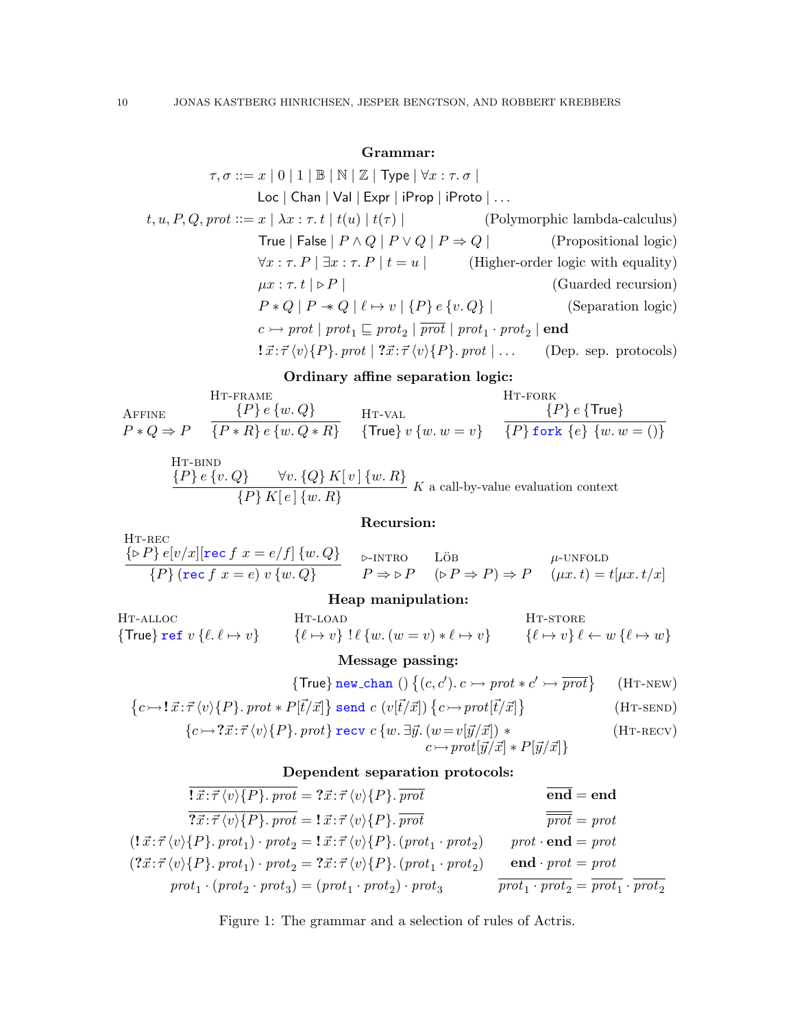**Grammar:**

$$
\begin{aligned}
\tau, \sigma ::= {} & x \mid 0 \mid 1 \mid \mathbb{B} \mid \mathbb{N} \mid \mathbb{Z} \mid \mathsf{Type} \mid \forall x : \tau.\, \sigma \mid \\
& \mathsf{Loc} \mid \mathsf{Chan} \mid \mathsf{Val} \mid \mathsf{Expr} \mid \mathsf{iProp} \mid \mathsf{iProto} \mid \ldots \\
t, u, P, Q, \mathit{prot} ::= {} & x \mid \lambda x : \tau.\, t \mid t(u) \mid t(\tau) \mid && \text{(Polymorphic lambda-calculus)} \\
& \mathsf{True} \mid \mathsf{False} \mid P \wedge Q \mid P \vee Q \mid P \Rightarrow Q \mid && \text{(Propositional logic)} \\
& \forall x : \tau.\, P \mid \exists x : \tau.\, P \mid t = u \mid && \text{(Higher-order logic with equality)} \\
& \mu x : \tau.\, t \mid \triangleright P \mid && \text{(Guarded recursion)} \\
& P * Q \mid P -\!\!* Q \mid \ell \mapsto v \mid \{P\}\, e\, \{v.\, Q\} \mid && \text{(Separation logic)} \\
& c \rightarrowtail \mathit{prot} \mid \mathit{prot}_1 \sqsubseteq \mathit{prot}_2 \mid \overline{\mathit{prot}} \mid \mathit{prot}_1 \cdot \mathit{prot}_2 \mid \mathbf{end} \\
& \mathbf{!}\, \vec{x} {:} \vec{\tau}\, \langle v \rangle \{P\}.\, \mathit{prot} \mid \mathbf{?}\, \vec{x} {:} \vec{\tau}\, \langle v \rangle \{P\}.\, \mathit{prot} \mid \ldots && \text{(Dep. sep. protocols)}
\end{aligned}
$$

**Ordinary affine separation logic:**

$$
\textsc{Affine}\quad P * Q \Rightarrow P
\qquad
\textsc{Ht-frame}\quad \frac{\{P\}\, e\, \{w.\, Q\}}{\{P * R\}\, e\, \{w.\, Q * R\}}
\qquad
\textsc{Ht-val}\quad \{\mathsf{True}\}\, v\, \{w.\, w = v\}
\qquad
\textsc{Ht-fork}\quad \frac{\{P\}\, e\, \{\mathsf{True}\}}{\{P\}\, \texttt{fork}\ \{e\}\ \{w.\, w = ()\}}
$$

$$
\textsc{Ht-bind}\quad \frac{\{P\}\, e\, \{v.\, Q\} \qquad \forall v.\, \{Q\}\, K[\, v\,]\, \{w.\, R\}}{\{P\}\, K[\, e\,]\, \{w.\, R\}}\ K \text{ a call-by-value evaluation context}
$$

**Recursion:**

$$
\textsc{Ht-rec}\quad \frac{\{\triangleright P\}\, e[v/x][\texttt{rec}\ f\ x = e/f]\, \{w.\, Q\}}{\{P\}\, (\texttt{rec}\ f\ x = e)\ v\, \{w.\, Q\}}
\qquad
\triangleright\textsc{-intro}\quad P \Rightarrow \triangleright P
\qquad
\textsc{Löb}\quad (\triangleright P \Rightarrow P) \Rightarrow P
\qquad
\mu\textsc{-unfold}\quad (\mu x.\, t) = t[\mu x.\, t/x]
$$

**Heap manipulation:**

$$
\textsc{Ht-alloc}\quad \{\mathsf{True}\}\, \texttt{ref}\ v\, \{\ell.\, \ell \mapsto v\}
\qquad
\textsc{Ht-load}\quad \{\ell \mapsto v\}\, !\,\ell\, \{w.\, (w = v) * \ell \mapsto v\}
\qquad
\textsc{Ht-store}\quad \{\ell \mapsto v\}\, \ell \leftarrow w\, \{\ell \mapsto w\}
$$

**Message passing:**

$$
\{\mathsf{True}\}\, \texttt{new\_chan}\ ()\, \left\{(c, c').\, c \rightarrowtail \mathit{prot} * c' \rightarrowtail \overline{\mathit{prot}}\right\} \qquad (\textsc{Ht-new})
$$

$$
\left\{c \rightarrowtail \mathbf{!}\, \vec{x} {:} \vec{\tau}\, \langle v \rangle \{P\}.\, \mathit{prot} * P[\vec{t}/\vec{x}]\right\}\, \texttt{send}\ c\ (v[\vec{t}/\vec{x}])\, \left\{c \rightarrowtail \mathit{prot}[\vec{t}/\vec{x}]\right\} \qquad (\textsc{Ht-send})
$$

$$
\left\{c \rightarrowtail \mathbf{?}\, \vec{x} {:} \vec{\tau}\, \langle v \rangle \{P\}.\, \mathit{prot}\right\}\, \texttt{recv}\ c\, \{w.\, \exists \vec{y}.\, (w = v[\vec{y}/\vec{x}]) * c \rightarrowtail \mathit{prot}[\vec{y}/\vec{x}] * P[\vec{y}/\vec{x}]\} \qquad (\textsc{Ht-recv})
$$

**Dependent separation protocols:**

$$
\begin{aligned}
\overline{\mathbf{!}\, \vec{x} {:} \vec{\tau}\, \langle v \rangle \{P\}.\, \mathit{prot}} &= \mathbf{?}\, \vec{x} {:} \vec{\tau}\, \langle v \rangle \{P\}.\, \overline{\mathit{prot}} & \overline{\mathbf{end}} &= \mathbf{end} \\
\overline{\mathbf{?}\, \vec{x} {:} \vec{\tau}\, \langle v \rangle \{P\}.\, \mathit{prot}} &= \mathbf{!}\, \vec{x} {:} \vec{\tau}\, \langle v \rangle \{P\}.\, \overline{\mathit{prot}} & \overline{\overline{\mathit{prot}}} &= \mathit{prot} \\
(\mathbf{!}\, \vec{x} {:} \vec{\tau}\, \langle v \rangle \{P\}.\, \mathit{prot}_1) \cdot \mathit{prot}_2 &= \mathbf{!}\, \vec{x} {:} \vec{\tau}\, \langle v \rangle \{P\}.\, (\mathit{prot}_1 \cdot \mathit{prot}_2) & \mathit{prot} \cdot \mathbf{end} &= \mathit{prot} \\
(\mathbf{?}\, \vec{x} {:} \vec{\tau}\, \langle v \rangle \{P\}.\, \mathit{prot}_1) \cdot \mathit{prot}_2 &= \mathbf{?}\, \vec{x} {:} \vec{\tau}\, \langle v \rangle \{P\}.\, (\mathit{prot}_1 \cdot \mathit{prot}_2) & \mathbf{end} \cdot \mathit{prot} &= \mathit{prot} \\
\mathit{prot}_1 \cdot (\mathit{prot}_2 \cdot \mathit{prot}_3) &= (\mathit{prot}_1 \cdot \mathit{prot}_2) \cdot \mathit{prot}_3 & \overline{\mathit{prot}_1 \cdot \mathit{prot}_2} &= \overline{\mathit{prot}_1} \cdot \overline{\mathit{prot}_2}
\end{aligned}
$$

Figure 1: The grammar and a selection of rules of Actris.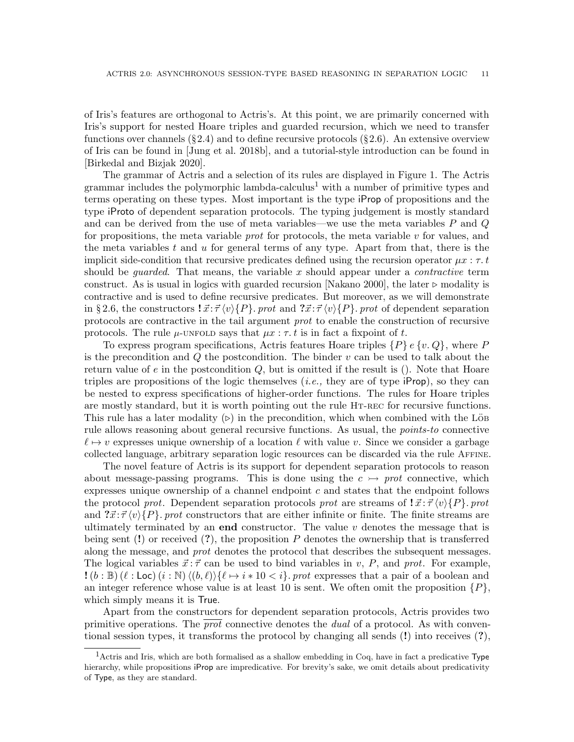of Iris's features are orthogonal to Actris's. At this point, we are primarily concerned with Iris's support for nested Hoare triples and guarded recursion, which we need to transfer functions over channels (§2.4) and to define recursive protocols (§2.6). An extensive overview of Iris can be found in [Jung et al. 2018b], and a tutorial-style introduction can be found in [Birkedal and Bizjak 2020].

The grammar of Actris and a selection of its rules are displayed in Figure 1. The Actris grammar includes the polymorphic lambda-calculus[1] with a number of primitive types and terms operating on these types. Most important is the type iProp of propositions and the type iProto of dependent separation protocols. The typing judgement is mostly standard and can be derived from the use of meta variables—we use the meta variables $P$ and $Q$ for propositions, the meta variable *prot* for protocols, the meta variable $v$ for values, and the meta variables $t$ and $u$ for general terms of any type. Apart from that, there is the implicit side-condition that recursive predicates defined using the recursion operator $\mu x : \tau.\, t$ should be *guarded*. That means, the variable $x$ should appear under a *contractive* term construct. As is usual in logics with guarded recursion [Nakano 2000], the later $\triangleright$ modality is contractive and is used to define recursive predicates. But moreover, as we will demonstrate in § 2.6, the constructors $\mathbf{!}\, \vec{x} : \vec{\tau}\, \langle v \rangle \{P\}.\, prot$ and $\mathbf{?}\vec{x} : \vec{\tau}\, \langle v \rangle \{P\}.\, prot$ of dependent separation protocols are contractive in the tail argument *prot* to enable the construction of recursive protocols. The rule $\mu$-UNFOLD says that $\mu x : \tau.\, t$ is in fact a fixpoint of $t$.

To express program specifications, Actris features Hoare triples $\{P\}\, e\, \{v.\, Q\}$, where $P$ is the precondition and $Q$ the postcondition. The binder $v$ can be used to talk about the return value of $e$ in the postcondition $Q$, but is omitted if the result is (). Note that Hoare triples are propositions of the logic themselves (*i.e.,* they are of type iProp), so they can be nested to express specifications of higher-order functions. The rules for Hoare triples are mostly standard, but it is worth pointing out the rule HT-REC for recursive functions. This rule has a later modality ($\triangleright$) in the precondition, which when combined with the LÖB rule allows reasoning about general recursive functions. As usual, the *points-to* connective $\ell \mapsto v$ expresses unique ownership of a location $\ell$ with value $v$. Since we consider a garbage collected language, arbitrary separation logic resources can be discarded via the rule AFFINE.

The novel feature of Actris is its support for dependent separation protocols to reason about message-passing programs. This is done using the $c \rightarrowtail prot$ connective, which expresses unique ownership of a channel endpoint $c$ and states that the endpoint follows the protocol *prot*. Dependent separation protocols *prot* are streams of $\mathbf{!}\, \vec{x} : \vec{\tau}\, \langle v \rangle \{P\}.\, prot$ and $\mathbf{?}\vec{x} : \vec{\tau}\, \langle v \rangle \{P\}.\, prot$ constructors that are either infinite or finite. The finite streams are ultimately terminated by an **end** constructor. The value $v$ denotes the message that is being sent (**!**) or received (**?**), the proposition $P$ denotes the ownership that is transferred along the message, and *prot* denotes the protocol that describes the subsequent messages. The logical variables $\vec{x} : \vec{\tau}$ can be used to bind variables in $v$, $P$, and *prot*. For example, $\mathbf{!}\, (b : \mathbb{B})\, (\ell : \mathsf{Loc})\, (i : \mathbb{N})\, \langle (b, \ell) \rangle \{\ell \mapsto i * 10 < i\}.\, prot$ expresses that a pair of a boolean and an integer reference whose value is at least 10 is sent. We often omit the proposition $\{P\}$, which simply means it is True.

Apart from the constructors for dependent separation protocols, Actris provides two primitive operations. The $\overline{prot}$ connective denotes the *dual* of a protocol. As with conventional session types, it transforms the protocol by changing all sends (**!**) into receives (**?**),

[1] Actris and Iris, which are both formalised as a shallow embedding in Coq, have in fact a predicative Type hierarchy, while propositions iProp are impredicative. For brevity's sake, we omit details about predicativity of Type, as they are standard.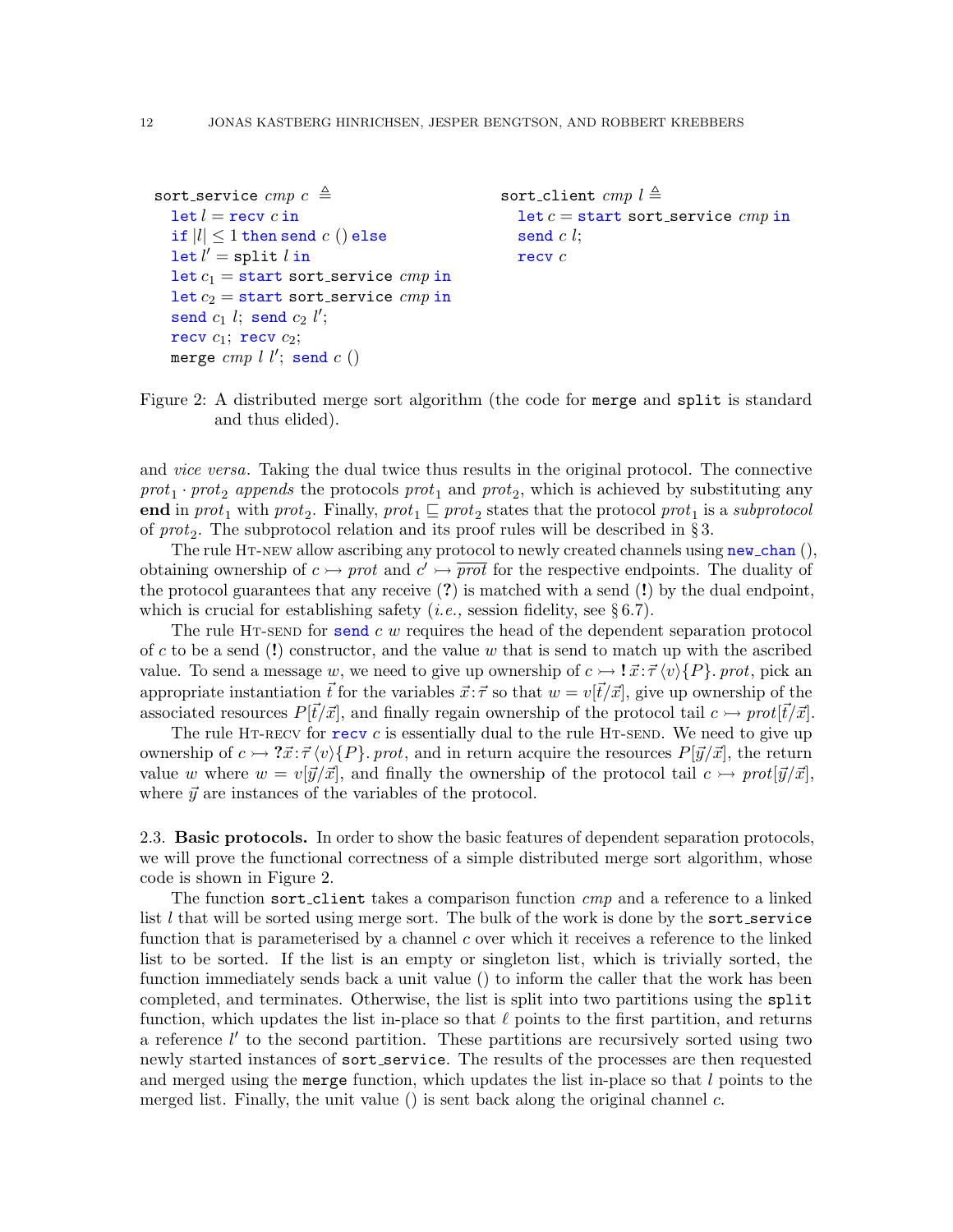```
sort_service cmp c ≜
  let l = recv c in
  if |l| ≤ 1 then send c () else
  let l' = split l in
  let c1 = start sort_service cmp in
  let c2 = start sort_service cmp in
  send c1 l; send c2 l';
  recv c1; recv c2;
  merge cmp l l'; send c ()
```

```
sort_client cmp l ≜
  let c = start sort_service cmp in
  send c l;
  recv c
```

Figure 2: A distributed merge sort algorithm (the code for merge and split is standard and thus elided).

and *vice versa*. Taking the dual twice thus results in the original protocol. The connective $prot_1 \cdot prot_2$ *appends* the protocols $prot_1$ and $prot_2$, which is achieved by substituting any **end** in $prot_1$ with $prot_2$. Finally, $prot_1 \sqsubseteq prot_2$ states that the protocol $prot_1$ is a *subprotocol* of $prot_2$. The subprotocol relation and its proof rules will be described in § 3.

The rule Ht-new allow ascribing any protocol to newly created channels using `new_chan` (), obtaining ownership of $c \rightarrowtail prot$ and $c' \rightarrowtail \overline{prot}$ for the respective endpoints. The duality of the protocol guarantees that any receive (**?**) is matched with a send (**!**) by the dual endpoint, which is crucial for establishing safety (*i.e.,* session fidelity, see § 6.7).

The rule Ht-send for `send` $c\ w$ requires the head of the dependent separation protocol of $c$ to be a send (**!**) constructor, and the value $w$ that is send to match up with the ascribed value. To send a message $w$, we need to give up ownership of $c \rightarrowtail \mathbf{!}\,\vec{x}\!:\!\vec{\tau}\,\langle v\rangle\{P\}.\,prot$, pick an appropriate instantiation $\vec{t}$ for the variables $\vec{x}\!:\!\vec{\tau}$ so that $w = v[\vec{t}/\vec{x}]$, give up ownership of the associated resources $P[\vec{t}/\vec{x}]$, and finally regain ownership of the protocol tail $c \rightarrowtail prot[\vec{t}/\vec{x}]$.

The rule Ht-recv for `recv` $c$ is essentially dual to the rule Ht-send. We need to give up ownership of $c \rightarrowtail \mathbf{?}\,\vec{x}\!:\!\vec{\tau}\,\langle v\rangle\{P\}.\,prot$, and in return acquire the resources $P[\vec{y}/\vec{x}]$, the return value $w$ where $w = v[\vec{y}/\vec{x}]$, and finally the ownership of the protocol tail $c \rightarrowtail prot[\vec{y}/\vec{x}]$, where $\vec{y}$ are instances of the variables of the protocol.

## 2.3. Basic protocols.

In order to show the basic features of dependent separation protocols, we will prove the functional correctness of a simple distributed merge sort algorithm, whose code is shown in Figure 2.

The function `sort_client` takes a comparison function *cmp* and a reference to a linked list $l$ that will be sorted using merge sort. The bulk of the work is done by the `sort_service` function that is parameterised by a channel $c$ over which it receives a reference to the linked list to be sorted. If the list is an empty or singleton list, which is trivially sorted, the function immediately sends back a unit value () to inform the caller that the work has been completed, and terminates. Otherwise, the list is split into two partitions using the `split` function, which updates the list in-place so that $\ell$ points to the first partition, and returns a reference $l'$ to the second partition. These partitions are recursively sorted using two newly started instances of `sort_service`. The results of the processes are then requested and merged using the `merge` function, which updates the list in-place so that $l$ points to the merged list. Finally, the unit value () is sent back along the original channel $c$.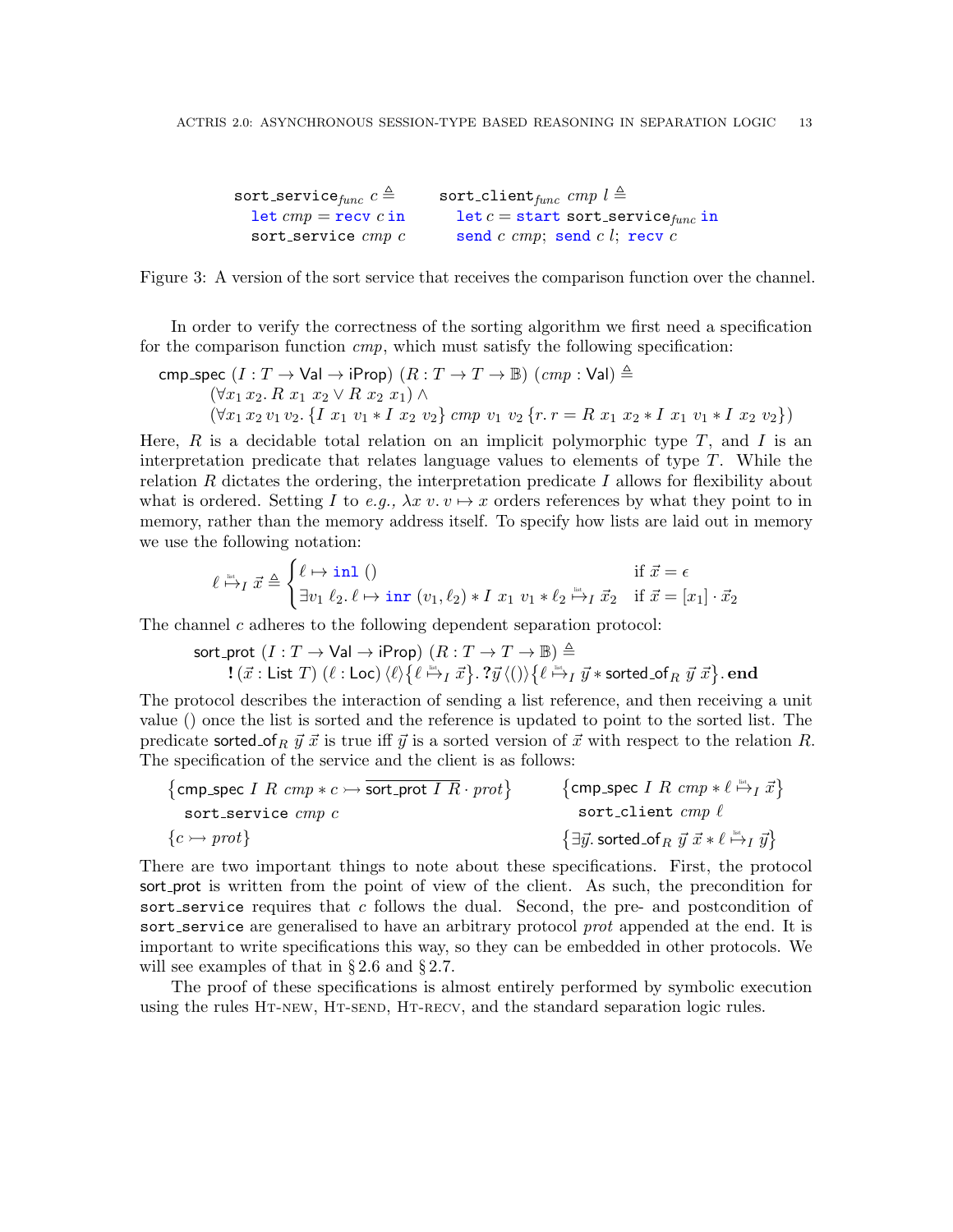```
sort_service_func c ≜            sort_client_func cmp l ≜
  let cmp = recv c in              let c = start sort_service_func in
  sort_service cmp c               send c cmp; send c l; recv c
```

Figure 3: A version of the sort service that receives the comparison function over the channel.

In order to verify the correctness of the sorting algorithm we first need a specification for the comparison function $cmp$, which must satisfy the following specification:

$$
\begin{aligned}
&\mathsf{cmp\_spec}\ (I : T \to \mathsf{Val} \to \mathsf{iProp})\ (R : T \to T \to \mathbb{B})\ (cmp : \mathsf{Val}) \triangleq \\
&\quad (\forall x_1\, x_2.\, R\ x_1\ x_2 \lor R\ x_2\ x_1) \land \\
&\quad (\forall x_1\, x_2\, v_1\, v_2.\, \{I\ x_1\ v_1 * I\ x_2\ v_2\}\ cmp\ v_1\ v_2\ \{r.\, r = R\ x_1\ x_2 * I\ x_1\ v_1 * I\ x_2\ v_2\})
\end{aligned}
$$

Here, $R$ is a decidable total relation on an implicit polymorphic type $T$, and $I$ is an interpretation predicate that relates language values to elements of type $T$. While the relation $R$ dictates the ordering, the interpretation predicate $I$ allows for flexibility about what is ordered. Setting $I$ to *e.g.*, $\lambda x\ v.\, v \mapsto x$ orders references by what they point to in memory, rather than the memory address itself. To specify how lists are laid out in memory we use the following notation:

$$
\ell \overset{\text{list}}{\mapsto}_I \vec{x} \triangleq \begin{cases} \ell \mapsto \texttt{inl}\ () & \text{if } \vec{x} = \epsilon \\ \exists v_1\ \ell_2.\, \ell \mapsto \texttt{inr}\ (v_1, \ell_2) * I\ x_1\ v_1 * \ell_2 \overset{\text{list}}{\mapsto}_I \vec{x}_2 & \text{if } \vec{x} = [x_1] \cdot \vec{x}_2 \end{cases}
$$

The channel $c$ adheres to the following dependent separation protocol:

$$
\begin{aligned}
&\mathsf{sort\_prot}\ (I : T \to \mathsf{Val} \to \mathsf{iProp})\ (R : T \to T \to \mathbb{B}) \triangleq \\
&\quad \mathbf{!}\,(\vec{x} : \mathsf{List}\ T)\ (\ell : \mathsf{Loc})\ \langle \ell \rangle \{\ell \overset{\text{list}}{\mapsto}_I \vec{x}\}.\ \mathbf{?}\vec{y}\ \langle () \rangle \{\ell \overset{\text{list}}{\mapsto}_I \vec{y} * \mathsf{sorted\_of}_R\ \vec{y}\ \vec{x}\}.\ \mathbf{end}
\end{aligned}
$$

The protocol describes the interaction of sending a list reference, and then receiving a unit value $()$ once the list is sorted and the reference is updated to point to the sorted list. The predicate $\mathsf{sorted\_of}_R\ \vec{y}\ \vec{x}$ is true iff $\vec{y}$ is a sorted version of $\vec{x}$ with respect to the relation $R$. The specification of the service and the client is as follows:

$$
\begin{array}{ll}
\{\mathsf{cmp\_spec}\ I\ R\ cmp * c \rightarrowtail \overline{\mathsf{sort\_prot}\ I\ R} \cdot prot\} & \{\mathsf{cmp\_spec}\ I\ R\ cmp * \ell \overset{\text{list}}{\mapsto}_I \vec{x}\} \\
\quad \texttt{sort\_service}\ cmp\ c & \quad \texttt{sort\_client}\ cmp\ \ell \\
\{c \rightarrowtail prot\} & \{\exists \vec{y}.\, \mathsf{sorted\_of}_R\ \vec{y}\ \vec{x} * \ell \overset{\text{list}}{\mapsto}_I \vec{y}\}
\end{array}
$$

There are two important things to note about these specifications. First, the protocol sort_prot is written from the point of view of the client. As such, the precondition for `sort_service` requires that $c$ follows the dual. Second, the pre- and postcondition of `sort_service` are generalised to have an arbitrary protocol $prot$ appended at the end. It is important to write specifications this way, so they can be embedded in other protocols. We will see examples of that in § 2.6 and § 2.7.

The proof of these specifications is almost entirely performed by symbolic execution using the rules Ht-new, Ht-send, Ht-recv, and the standard separation logic rules.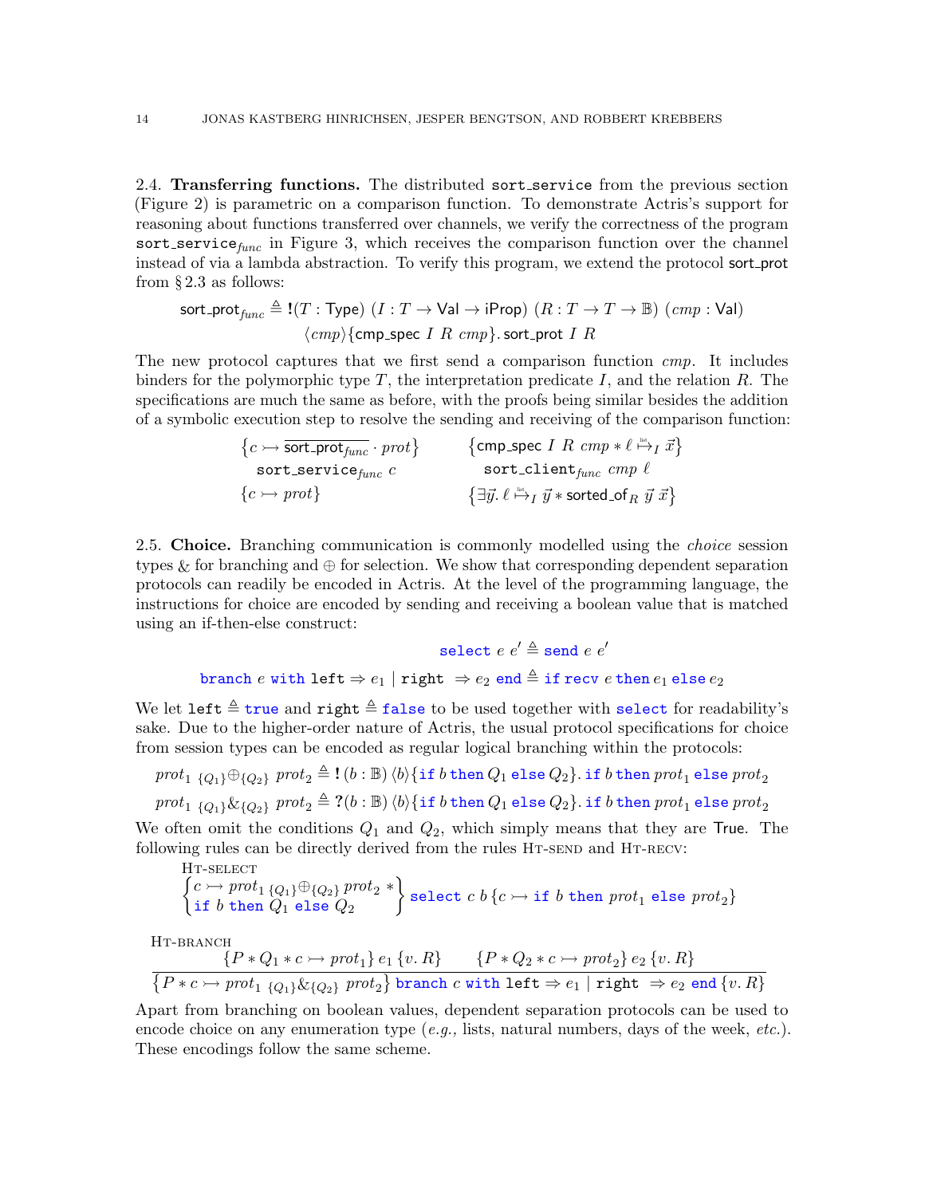**2.4. Transferring functions.** The distributed `sort_service` from the previous section (Figure 2) is parametric on a comparison function. To demonstrate Actris's support for reasoning about functions transferred over channels, we verify the correctness of the program $\texttt{sort\_service}_{func}$ in Figure 3, which receives the comparison function over the channel instead of via a lambda abstraction. To verify this program, we extend the protocol sort_prot from § 2.3 as follows:

$$\mathsf{sort\_prot}_{func} \triangleq \mathbf{!}(T : \mathsf{Type})\ (I : T \to \mathsf{Val} \to \mathsf{iProp})\ (R : T \to T \to \mathbb{B})\ (cmp : \mathsf{Val}) \\ \langle cmp \rangle \{\mathsf{cmp\_spec}\ I\ R\ cmp\}.\, \mathsf{sort\_prot}\ I\ R$$

The new protocol captures that we first send a comparison function $cmp$. It includes binders for the polymorphic type $T$, the interpretation predicate $I$, and the relation $R$. The specifications are much the same as before, with the proofs being similar besides the addition of a symbolic execution step to resolve the sending and receiving of the comparison function:

$$\begin{array}{ll} \{c \rightarrowtail \overline{\mathsf{sort\_prot}_{func}} \cdot prot\} & \{\mathsf{cmp\_spec}\ I\ R\ cmp * \ell \overset{\text{list}}{\mapsto}_I \vec{x}\} \\ \quad \texttt{sort\_service}_{func}\ c & \quad \texttt{sort\_client}_{func}\ cmp\ \ell \\ \{c \rightarrowtail prot\} & \{\exists \vec{y}.\, \ell \overset{\text{list}}{\mapsto}_I \vec{y} * \mathsf{sorted\_of}_R\ \vec{y}\ \vec{x}\} \end{array}$$

**2.5. Choice.** Branching communication is commonly modelled using the *choice* session types $\&$ for branching and $\oplus$ for selection. We show that corresponding dependent separation protocols can readily be encoded in Actris. At the level of the programming language, the instructions for choice are encoded by sending and receiving a boolean value that is matched using an if-then-else construct:

$$\texttt{select}\ e\ e' \triangleq \texttt{send}\ e\ e'$$

$$\texttt{branch}\ e\ \texttt{with left} \Rightarrow e_1 \mid \texttt{right} \ \Rightarrow e_2\ \texttt{end} \triangleq \texttt{if}\ \texttt{recv}\ e\ \texttt{then}\ e_1\ \texttt{else}\ e_2$$

We let $\texttt{left} \triangleq \texttt{true}$ and $\texttt{right} \triangleq \texttt{false}$ to be used together with `select` for readability's sake. Due to the higher-order nature of Actris, the usual protocol specifications for choice from session types can be encoded as regular logical branching within the protocols:

$$prot_1\ {}_{\{Q_1\}}\!\oplus_{\{Q_2\}}\ prot_2 \triangleq \mathbf{!}\,(b : \mathbb{B})\, \langle b \rangle \{\texttt{if}\ b\ \texttt{then}\ Q_1\ \texttt{else}\ Q_2\}.\ \texttt{if}\ b\ \texttt{then}\ prot_1\ \texttt{else}\ prot_2$$

$$prot_1\ {}_{\{Q_1\}}\!\&_{\{Q_2\}}\ prot_2 \triangleq \mathbf{?}(b : \mathbb{B})\, \langle b \rangle \{\texttt{if}\ b\ \texttt{then}\ Q_1\ \texttt{else}\ Q_2\}.\ \texttt{if}\ b\ \texttt{then}\ prot_1\ \texttt{else}\ prot_2$$

We often omit the conditions $Q_1$ and $Q_2$, which simply means that they are True. The following rules can be directly derived from the rules Ht-send and Ht-recv:

Ht-select

$$\left\{ \begin{array}{l} c \rightarrowtail prot_1\ {}_{\{Q_1\}}\!\oplus_{\{Q_2\}}\ prot_2\ * \\ \texttt{if}\ b\ \texttt{then}\ Q_1\ \texttt{else}\ Q_2 \end{array} \right\} \texttt{select}\ c\ b\ \{c \rightarrowtail \texttt{if}\ b\ \texttt{then}\ prot_1\ \texttt{else}\ prot_2\}$$

Ht-branch

$$\frac{\{P * Q_1 * c \rightarrowtail prot_1\}\ e_1\ \{v.\, R\} \qquad \{P * Q_2 * c \rightarrowtail prot_2\}\ e_2\ \{v.\, R\}}{\{P * c \rightarrowtail prot_1\ {}_{\{Q_1\}}\!\&_{\{Q_2\}}\ prot_2\}\ \texttt{branch}\ c\ \texttt{with left} \Rightarrow e_1 \mid \texttt{right} \ \Rightarrow e_2\ \texttt{end}\ \{v.\, R\}}$$

Apart from branching on boolean values, dependent separation protocols can be used to encode choice on any enumeration type (*e.g.,* lists, natural numbers, days of the week, *etc.*). These encodings follow the same scheme.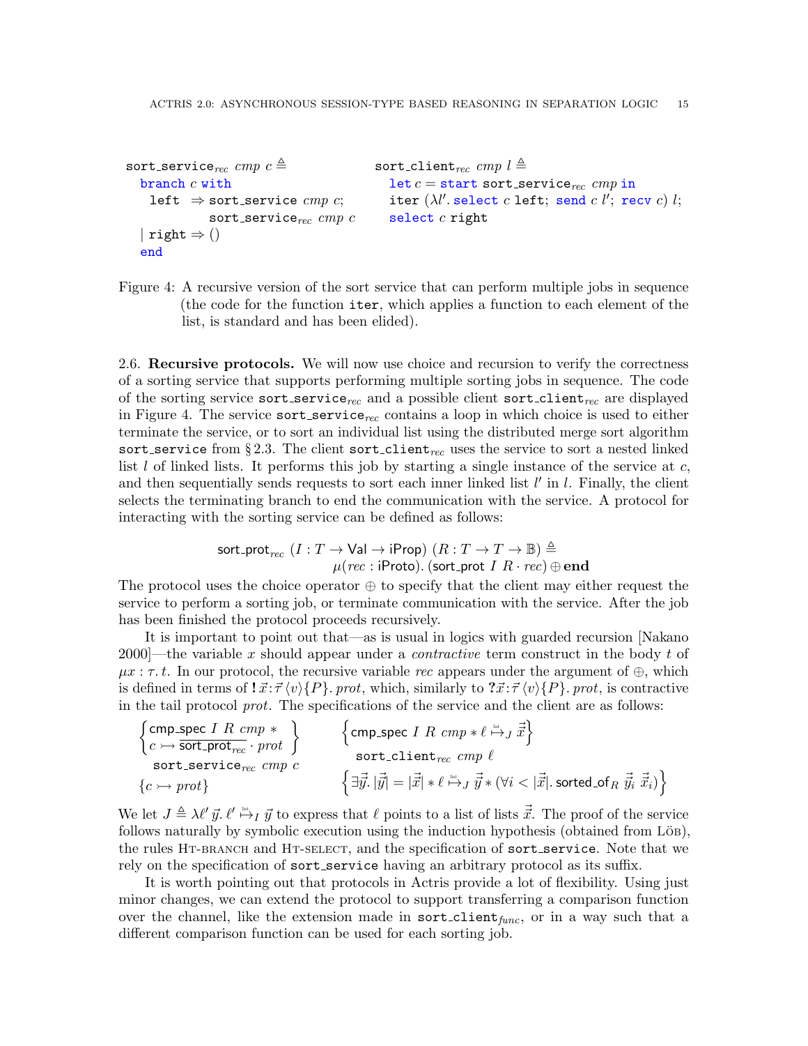```
sort_service_rec cmp c ≜
  branch c with
    left  ⇒ sort_service cmp c;
            sort_service_rec cmp c
  | right ⇒ ()
  end
```

```
sort_client_rec cmp l ≜
  let c = start sort_service_rec cmp in
  iter (λl'. select c left; send c l'; recv c) l;
  select c right
```

Figure 4: A recursive version of the sort service that can perform multiple jobs in sequence (the code for the function `iter`, which applies a function to each element of the list, is standard and has been elided).

2.6. **Recursive protocols.** We will now use choice and recursion to verify the correctness of a sorting service that supports performing multiple sorting jobs in sequence. The code of the sorting service $\texttt{sort\_service}_{rec}$ and a possible client $\texttt{sort\_client}_{rec}$ are displayed in Figure 4. The service $\texttt{sort\_service}_{rec}$ contains a loop in which choice is used to either terminate the service, or to sort an individual list using the distributed merge sort algorithm `sort_service` from § 2.3. The client $\texttt{sort\_client}_{rec}$ uses the service to sort a nested linked list $l$ of linked lists. It performs this job by starting a single instance of the service at $c$, and then sequentially sends requests to sort each inner linked list $l'$ in $l$. Finally, the client selects the terminating branch to end the communication with the service. A protocol for interacting with the sorting service can be defined as follows:

$$\mathsf{sort\_prot}_{rec}\ (I : T \to \mathsf{Val} \to \mathsf{iProp})\ (R : T \to T \to \mathbb{B}) \triangleq$$
$$\mu(rec : \mathsf{iProto}).\ (\mathsf{sort\_prot}\ I\ R \cdot rec) \oplus \mathbf{end}$$

The protocol uses the choice operator $\oplus$ to specify that the client may either request the service to perform a sorting job, or terminate communication with the service. After the job has been finished the protocol proceeds recursively.

It is important to point out that—as is usual in logics with guarded recursion [Nakano 2000]—the variable $x$ should appear under a *contractive* term construct in the body $t$ of $\mu x : \tau.\, t$. In our protocol, the recursive variable $rec$ appears under the argument of $\oplus$, which is defined in terms of $\mathbf{!}\, \vec{x} : \vec{\tau}\, \langle v \rangle \{P\}.\, prot$, which, similarly to $\mathbf{?}\, \vec{x} : \vec{\tau}\, \langle v \rangle \{P\}.\, prot$, is contractive in the tail protocol $prot$. The specifications of the service and the client are as follows:

$$\left\{ \begin{matrix} \mathsf{cmp\_spec}\ I\ R\ cmp\ * \\ c \rightarrowtail \overline{\mathsf{sort\_prot}_{rec}} \cdot prot \end{matrix} \right\} \quad \texttt{sort\_service}_{rec}\ cmp\ c \quad \{c \rightarrowtail prot\}$$

$$\left\{ \mathsf{cmp\_spec}\ I\ R\ cmp * \ell \overset{\text{list}}{\mapsto}_J \vec{\vec{x}} \right\} \quad \texttt{sort\_client}_{rec}\ cmp\ \ell \quad \left\{ \exists \vec{\vec{y}}.\, |\vec{\vec{y}}| = |\vec{\vec{x}}| * \ell \overset{\text{list}}{\mapsto}_J \vec{\vec{y}} * (\forall i < |\vec{\vec{x}}|.\, \mathsf{sorted\_of}_R\ \vec{\vec{y}}_i\ \vec{\vec{x}}_i) \right\}$$

We let $J \triangleq \lambda \ell'\, \vec{y}.\, \ell' \overset{\text{list}}{\mapsto}_I \vec{y}$ to express that $\ell$ points to a list of lists $\vec{\vec{x}}$. The proof of the service follows naturally by symbolic execution using the induction hypothesis (obtained from Löb), the rules Ht-branch and Ht-select, and the specification of `sort_service`. Note that we rely on the specification of `sort_service` having an arbitrary protocol as its suffix.

It is worth pointing out that protocols in Actris provide a lot of flexibility. Using just minor changes, we can extend the protocol to support transferring a comparison function over the channel, like the extension made in $\texttt{sort\_client}_{func}$, or in a way such that a different comparison function can be used for each sorting job.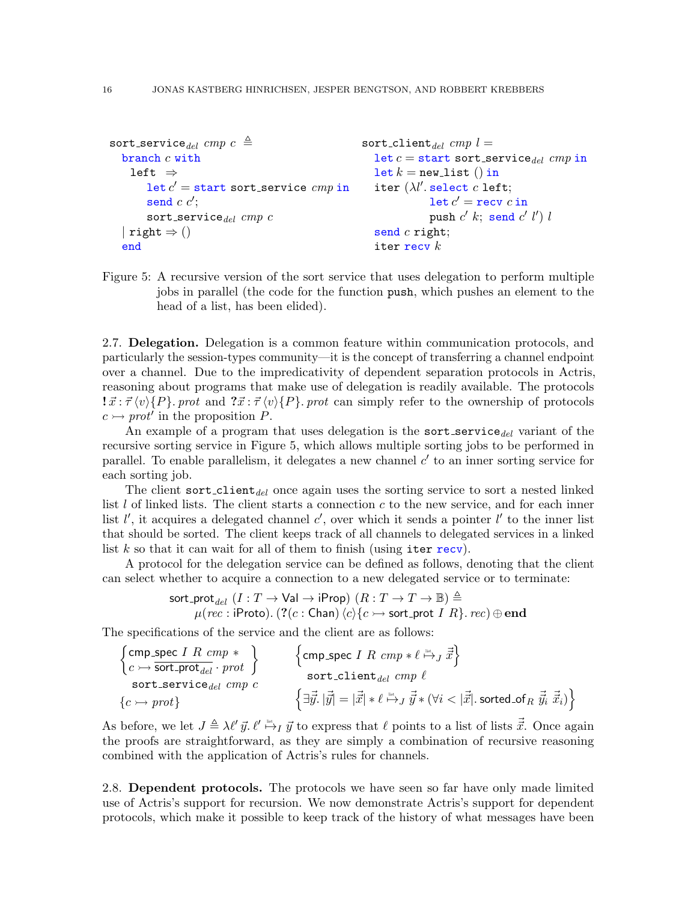```
sort_service_del cmp c ≜
  branch c with
    left ⇒
      let c' = start sort_service cmp in
      send c c';
      sort_service_del cmp c
  | right ⇒ ()
  end
```

```
sort_client_del cmp l =
  let c = start sort_service_del cmp in
  let k = new_list () in
  iter (λl'. select c left;
             let c' = recv c in
             push c' k; send c' l') l
  send c right;
  iter recv k
```

Figure 5: A recursive version of the sort service that uses delegation to perform multiple jobs in parallel (the code for the function `push`, which pushes an element to the head of a list, has been elided).

2.7. **Delegation.** Delegation is a common feature within communication protocols, and particularly the session-types community—it is the concept of transferring a channel endpoint over a channel. Due to the impredicativity of dependent separation protocols in Actris, reasoning about programs that make use of delegation is readily available. The protocols $\mathbf{!}\,\vec{x} : \vec{\tau}\,\langle v\rangle\{P\}.\,prot$ and $\mathbf{?}\vec{x} : \vec{\tau}\,\langle v\rangle\{P\}.\,prot$ can simply refer to the ownership of protocols $c \rightarrowtail prot'$ in the proposition $P$.

An example of a program that uses delegation is the $\texttt{sort\_service}_{del}$ variant of the recursive sorting service in Figure 5, which allows multiple sorting jobs to be performed in parallel. To enable parallelism, it delegates a new channel $c'$ to an inner sorting service for each sorting job.

The client $\texttt{sort\_client}_{del}$ once again uses the sorting service to sort a nested linked list $l$ of linked lists. The client starts a connection $c$ to the new service, and for each inner list $l'$, it acquires a delegated channel $c'$, over which it sends a pointer $l'$ to the inner list that should be sorted. The client keeps track of all channels to delegated services in a linked list $k$ so that it can wait for all of them to finish (using `iter recv`).

A protocol for the delegation service can be defined as follows, denoting that the client can select whether to acquire a connection to a new delegated service or to terminate:

$$\begin{aligned}&\mathsf{sort\_prot}_{del}\ (I : T \to \mathsf{Val} \to \mathsf{iProp})\ (R : T \to T \to \mathbb{B}) \triangleq \\ &\qquad \mu(rec : \mathsf{iProto}).\,(\mathbf{?}(c : \mathsf{Chan})\,\langle c\rangle\{c \rightarrowtail \mathsf{sort\_prot}\ I\ R\}.\,rec) \oplus \mathbf{end}\end{aligned}$$

The specifications of the service and the client are as follows:

$$\begin{array}{l}\left\{\begin{array}{l}\mathsf{cmp\_spec}\ I\ R\ cmp\ * \\ c \rightarrowtail \overline{\mathsf{sort\_prot}_{del}} \cdot prot\end{array}\right\} \\ \quad \texttt{sort\_service}_{del}\ cmp\ c \\ \{c \rightarrowtail prot\}\end{array} \qquad \begin{array}{l}\left\{\mathsf{cmp\_spec}\ I\ R\ cmp * \ell \overset{\text{list}}{\mapsto}_J \vec{\vec{x}}\right\} \\ \quad \texttt{sort\_client}_{del}\ cmp\ \ell \\ \left\{\exists \vec{\vec{y}}.\, |\vec{\vec{y}}| = |\vec{\vec{x}}| * \ell \overset{\text{list}}{\mapsto}_J \vec{\vec{y}} * (\forall i < |\vec{\vec{x}}|.\, \mathsf{sorted\_of}_R\ \vec{\vec{y}}_i\ \vec{\vec{x}}_i)\right\}\end{array}$$

As before, we let $J \triangleq \lambda \ell'\,\vec{y}.\,\ell' \overset{\text{list}}{\mapsto}_I \vec{y}$ to express that $\ell$ points to a list of lists $\vec{\vec{x}}$. Once again the proofs are straightforward, as they are simply a combination of recursive reasoning combined with the application of Actris's rules for channels.

2.8. **Dependent protocols.** The protocols we have seen so far have only made limited use of Actris's support for recursion. We now demonstrate Actris's support for dependent protocols, which make it possible to keep track of the history of what messages have been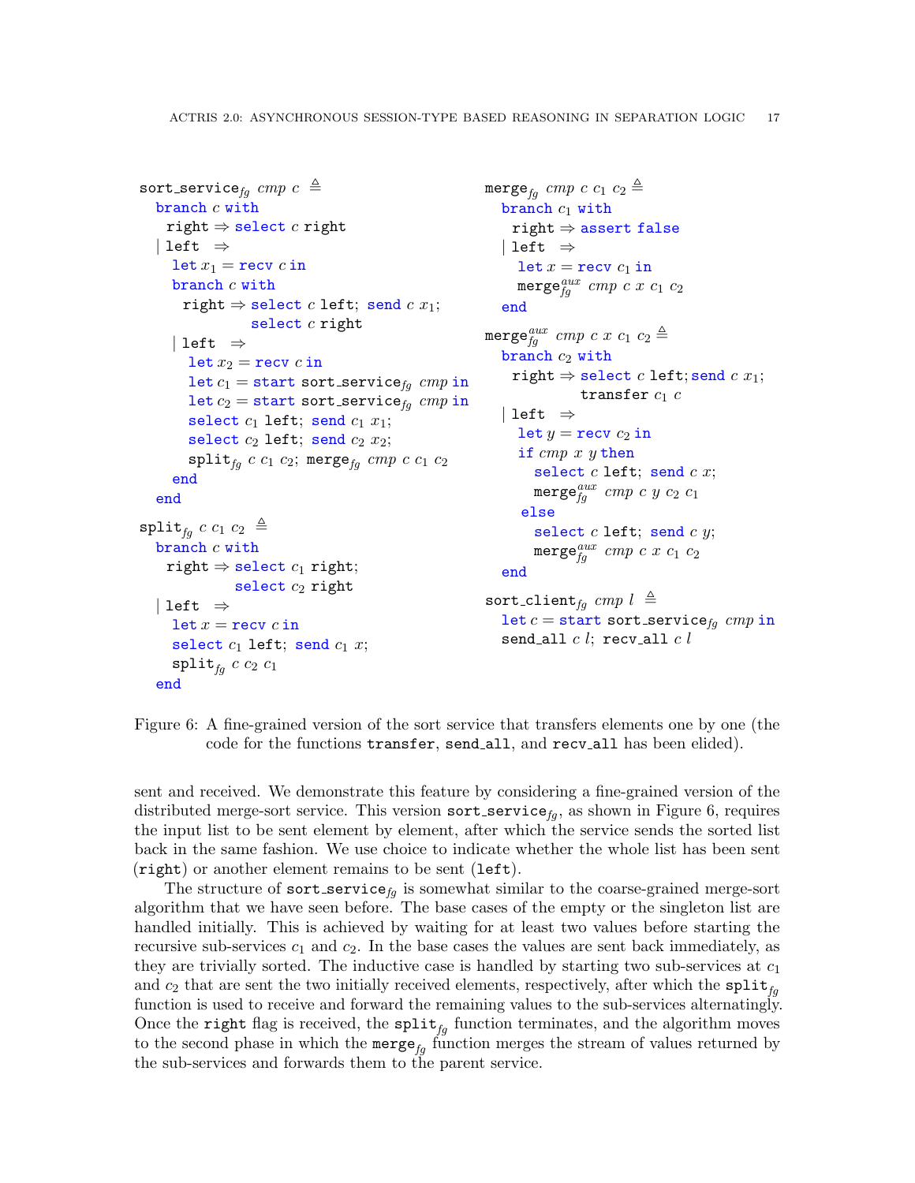```
sort_service_fg cmp c ≜
  branch c with
    right ⇒ select c right
  | left  ⇒
    let x1 = recv c in
    branch c with
      right ⇒ select c left; send c x1;
              select c right
    | left  ⇒
      let x2 = recv c in
      let c1 = start sort_service_fg cmp in
      let c2 = start sort_service_fg cmp in
      select c1 left; send c1 x1;
      select c2 left; send c2 x2;
      split_fg c c1 c2; merge_fg cmp c c1 c2
    end
  end

split_fg c c1 c2 ≜
  branch c with
    right ⇒ select c1 right;
            select c2 right
  | left  ⇒
    let x = recv c in
    select c1 left; send c1 x;
    split_fg c c2 c1
  end

merge_fg cmp c c1 c2 ≜
  branch c1 with
    right ⇒ assert false
  | left  ⇒
    let x = recv c1 in
    merge_fg^aux cmp c x c1 c2
  end

merge_fg^aux cmp c x c1 c2 ≜
  branch c2 with
    right ⇒ select c left; send c x1;
            transfer c1 c
  | left  ⇒
    let y = recv c2 in
    if cmp x y then
      select c left; send c x;
      merge_fg^aux cmp c y c2 c1
    else
      select c left; send c y;
      merge_fg^aux cmp c x c1 c2
  end

sort_client_fg cmp l ≜
  let c = start sort_service_fg cmp in
  send_all c l; recv_all c l
```

Figure 6: A fine-grained version of the sort service that transfers elements one by one (the code for the functions `transfer`, `send_all`, and `recv_all` has been elided).

sent and received. We demonstrate this feature by considering a fine-grained version of the distributed merge-sort service. This version $\texttt{sort\_service}_{fg}$, as shown in Figure 6, requires the input list to be sent element by element, after which the service sends the sorted list back in the same fashion. We use choice to indicate whether the whole list has been sent (`right`) or another element remains to be sent (`left`).

The structure of $\texttt{sort\_service}_{fg}$ is somewhat similar to the coarse-grained merge-sort algorithm that we have seen before. The base cases of the empty or the singleton list are handled initially. This is achieved by waiting for at least two values before starting the recursive sub-services $c_1$ and $c_2$. In the base cases the values are sent back immediately, as they are trivially sorted. The inductive case is handled by starting two sub-services at $c_1$ and $c_2$ that are sent the two initially received elements, respectively, after which the $\texttt{split}_{fg}$ function is used to receive and forward the remaining values to the sub-services alternatingly. Once the `right` flag is received, the $\texttt{split}_{fg}$ function terminates, and the algorithm moves to the second phase in which the $\texttt{merge}_{fg}$ function merges the stream of values returned by the sub-services and forwards them to the parent service.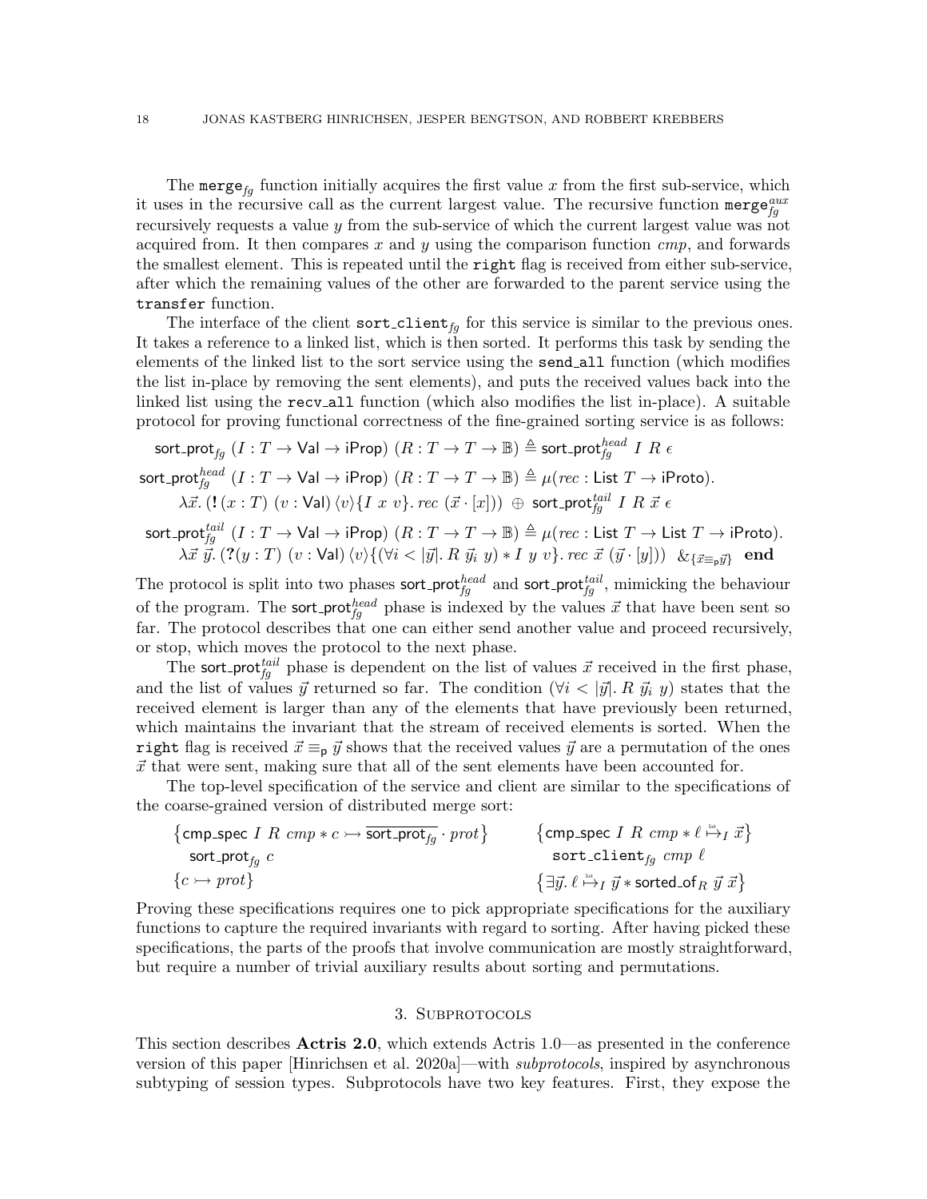The $\mathtt{merge}_{fg}$ function initially acquires the first value $x$ from the first sub-service, which it uses in the recursive call as the current largest value. The recursive function $\mathtt{merge}_{fg}^{aux}$ recursively requests a value $y$ from the sub-service of which the current largest value was not acquired from. It then compares $x$ and $y$ using the comparison function $cmp$, and forwards the smallest element. This is repeated until the `right` flag is received from either sub-service, after which the remaining values of the other are forwarded to the parent service using the `transfer` function.

The interface of the client $\mathtt{sort\_client}_{fg}$ for this service is similar to the previous ones. It takes a reference to a linked list, which is then sorted. It performs this task by sending the elements of the linked list to the sort service using the `send_all` function (which modifies the list in-place by removing the sent elements), and puts the received values back into the linked list using the `recv_all` function (which also modifies the list in-place). A suitable protocol for proving functional correctness of the fine-grained sorting service is as follows:

$$\mathsf{sort\_prot}_{fg}\ (I : T \to \mathsf{Val} \to \mathsf{iProp})\ (R : T \to T \to \mathbb{B}) \triangleq \mathsf{sort\_prot}_{fg}^{head}\ I\ R\ \epsilon$$

$$\begin{aligned}\mathsf{sort\_prot}_{fg}^{head}\ (I : T \to \mathsf{Val} \to \mathsf{iProp})\ (R : T \to T \to \mathbb{B}) &\triangleq \mu(rec : \mathsf{List}\ T \to \mathsf{iProto}).\\ &\lambda \vec{x}.\, (\mathbf{!}\,(x : T)\ (v : \mathsf{Val})\,\langle v\rangle\{I\ x\ v\}.\, rec\ (\vec{x}\cdot[x]))\ \oplus\ \mathsf{sort\_prot}_{fg}^{tail}\ I\ R\ \vec{x}\ \epsilon\end{aligned}$$

$$\begin{aligned}\mathsf{sort\_prot}_{fg}^{tail}\ (I : T \to \mathsf{Val} \to \mathsf{iProp})\ (R : T \to T \to \mathbb{B}) &\triangleq \mu(rec : \mathsf{List}\ T \to \mathsf{List}\ T \to \mathsf{iProto}).\\ &\lambda \vec{x}\ \vec{y}.\, (\mathbf{?}(y : T)\ (v : \mathsf{Val})\,\langle v\rangle\{(\forall i < |\vec{y}|.\, R\ \vec{y}_i\ y) * I\ y\ v\}.\, rec\ \vec{x}\ (\vec{y}\cdot[y]))\ \ \&_{\{\vec{x} \equiv_{\mathsf{p}} \vec{y}\}}\ \ \mathbf{end}\end{aligned}$$

The protocol is split into two phases $\mathsf{sort\_prot}_{fg}^{head}$ and $\mathsf{sort\_prot}_{fg}^{tail}$, mimicking the behaviour of the program. The $\mathsf{sort\_prot}_{fg}^{head}$ phase is indexed by the values $\vec{x}$ that have been sent so far. The protocol describes that one can either send another value and proceed recursively, or stop, which moves the protocol to the next phase.

The $\mathsf{sort\_prot}_{fg}^{tail}$ phase is dependent on the list of values $\vec{x}$ received in the first phase, and the list of values $\vec{y}$ returned so far. The condition $(\forall i < |\vec{y}|.\, R\ \vec{y}_i\ y)$ states that the received element is larger than any of the elements that have previously been returned, which maintains the invariant that the stream of received elements is sorted. When the `right` flag is received $\vec{x} \equiv_{\mathsf{p}} \vec{y}$ shows that the received values $\vec{y}$ are a permutation of the ones $\vec{x}$ that were sent, making sure that all of the sent elements have been accounted for.

The top-level specification of the service and client are similar to the specifications of the coarse-grained version of distributed merge sort:

$$\begin{array}{ll}\{\mathsf{cmp\_spec}\ I\ R\ cmp * c \rightarrowtail \overline{\mathsf{sort\_prot}_{fg}} \cdot prot\} & \{\mathsf{cmp\_spec}\ I\ R\ cmp * \ell \overset{\text{list}}{\mapsto}_I \vec{x}\}\\ \quad \mathsf{sort\_prot}_{fg}\ c & \quad \mathtt{sort\_client}_{fg}\ cmp\ \ell\\ \{c \rightarrowtail prot\} & \{\exists \vec{y}.\, \ell \overset{\text{list}}{\mapsto}_I \vec{y} * \mathsf{sorted\_of}_R\ \vec{y}\ \vec{x}\}\end{array}$$

Proving these specifications requires one to pick appropriate specifications for the auxiliary functions to capture the required invariants with regard to sorting. After having picked these specifications, the parts of the proofs that involve communication are mostly straightforward, but require a number of trivial auxiliary results about sorting and permutations.

## 3. Subprotocols

This section describes **Actris 2.0**, which extends Actris 1.0—as presented in the conference version of this paper [Hinrichsen et al. 2020a]—with *subprotocols*, inspired by asynchronous subtyping of session types. Subprotocols have two key features. First, they expose the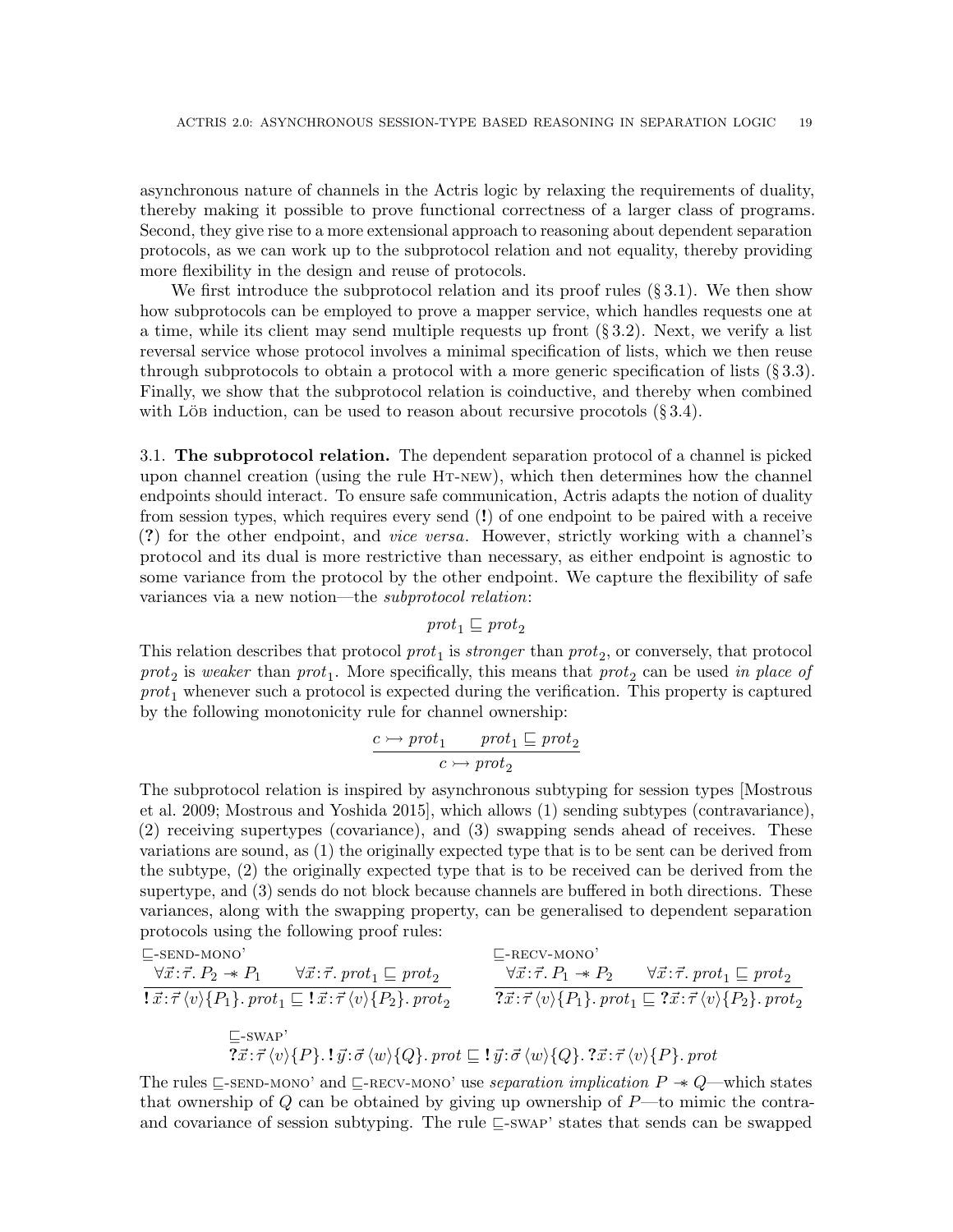asynchronous nature of channels in the Actris logic by relaxing the requirements of duality, thereby making it possible to prove functional correctness of a larger class of programs. Second, they give rise to a more extensional approach to reasoning about dependent separation protocols, as we can work up to the subprotocol relation and not equality, thereby providing more flexibility in the design and reuse of protocols.

We first introduce the subprotocol relation and its proof rules (§ 3.1). We then show how subprotocols can be employed to prove a mapper service, which handles requests one at a time, while its client may send multiple requests up front (§ 3.2). Next, we verify a list reversal service whose protocol involves a minimal specification of lists, which we then reuse through subprotocols to obtain a protocol with a more generic specification of lists (§ 3.3). Finally, we show that the subprotocol relation is coinductive, and thereby when combined with Löb induction, can be used to reason about recursive procotols (§ 3.4).

**3.1. The subprotocol relation.** The dependent separation protocol of a channel is picked upon channel creation (using the rule Ht-new), which then determines how the channel endpoints should interact. To ensure safe communication, Actris adapts the notion of duality from session types, which requires every send (**!**) of one endpoint to be paired with a receive (**?**) for the other endpoint, and *vice versa*. However, strictly working with a channel's protocol and its dual is more restrictive than necessary, as either endpoint is agnostic to some variance from the protocol by the other endpoint. We capture the flexibility of safe variances via a new notion—the *subprotocol relation*:

$$\mathit{prot}_1 \sqsubseteq \mathit{prot}_2$$

This relation describes that protocol $\mathit{prot}_1$ is *stronger* than $\mathit{prot}_2$, or conversely, that protocol $\mathit{prot}_2$ is *weaker* than $\mathit{prot}_1$. More specifically, this means that $\mathit{prot}_2$ can be used *in place of* $\mathit{prot}_1$ whenever such a protocol is expected during the verification. This property is captured by the following monotonicity rule for channel ownership:

$$\frac{c \rightarrowtail \mathit{prot}_1 \qquad \mathit{prot}_1 \sqsubseteq \mathit{prot}_2}{c \rightarrowtail \mathit{prot}_2}$$

The subprotocol relation is inspired by asynchronous subtyping for session types [Mostrous et al. 2009; Mostrous and Yoshida 2015], which allows (1) sending subtypes (contravariance), (2) receiving supertypes (covariance), and (3) swapping sends ahead of receives. These variations are sound, as (1) the originally expected type that is to be sent can be derived from the subtype, (2) the originally expected type that is to be received can be derived from the supertype, and (3) sends do not block because channels are buffered in both directions. These variances, along with the swapping property, can be generalised to dependent separation protocols using the following proof rules:

⊑-send-mono'

$$\frac{\forall \vec{x}:\vec{\tau}.\, P_2 \twoheadrightarrow P_1 \qquad \forall \vec{x}:\vec{\tau}.\, \mathit{prot}_1 \sqsubseteq \mathit{prot}_2}{\mathbf{!}\, \vec{x}:\vec{\tau}\, \langle v \rangle \{P_1\}.\, \mathit{prot}_1 \sqsubseteq \mathbf{!}\, \vec{x}:\vec{\tau}\, \langle v \rangle \{P_2\}.\, \mathit{prot}_2}$$

⊑-recv-mono'

$$\frac{\forall \vec{x}:\vec{\tau}.\, P_1 \twoheadrightarrow P_2 \qquad \forall \vec{x}:\vec{\tau}.\, \mathit{prot}_1 \sqsubseteq \mathit{prot}_2}{\mathbf{?}\, \vec{x}:\vec{\tau}\, \langle v \rangle \{P_1\}.\, \mathit{prot}_1 \sqsubseteq \mathbf{?}\, \vec{x}:\vec{\tau}\, \langle v \rangle \{P_2\}.\, \mathit{prot}_2}$$

⊑-swap'

$$\mathbf{?}\vec{x}:\vec{\tau}\, \langle v \rangle \{P\}.\, \mathbf{!}\, \vec{y}:\vec{\sigma}\, \langle w \rangle \{Q\}.\, \mathit{prot} \sqsubseteq \mathbf{!}\, \vec{y}:\vec{\sigma}\, \langle w \rangle \{Q\}.\, \mathbf{?}\vec{x}:\vec{\tau}\, \langle v \rangle \{P\}.\, \mathit{prot}$$

The rules ⊑-send-mono' and ⊑-recv-mono' use *separation implication* $P \twoheadrightarrow Q$—which states that ownership of $Q$ can be obtained by giving up ownership of $P$—to mimic the contra- and covariance of session subtyping. The rule ⊑-swap' states that sends can be swapped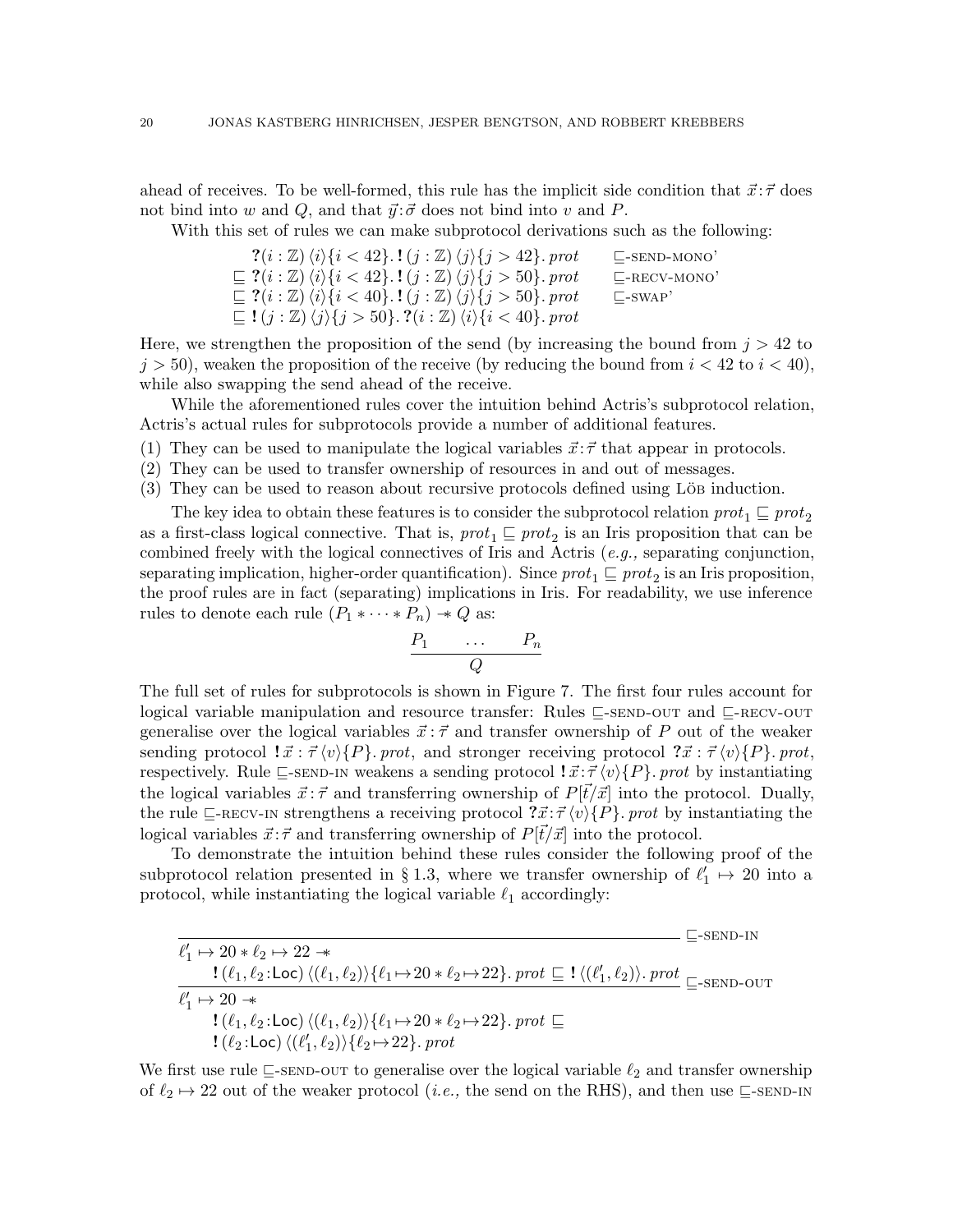ahead of receives. To be well-formed, this rule has the implicit side condition that $\vec{x}:\vec{\tau}$ does not bind into $w$ and $Q$, and that $\vec{y}:\vec{\sigma}$ does not bind into $v$ and $P$.

With this set of rules we can make subprotocol derivations such as the following:

$$
\begin{array}{ll}
\;\;\;\; \mathbf{?}(i:\mathbb{Z})\,\langle i\rangle\{i<42\}.\,\mathbf{!}\,(j:\mathbb{Z})\,\langle j\rangle\{j>42\}.\,\mathit{prot} & \sqsubseteq\text{-SEND-MONO'} \\
\sqsubseteq \mathbf{?}(i:\mathbb{Z})\,\langle i\rangle\{i<42\}.\,\mathbf{!}\,(j:\mathbb{Z})\,\langle j\rangle\{j>50\}.\,\mathit{prot} & \sqsubseteq\text{-RECV-MONO'} \\
\sqsubseteq \mathbf{?}(i:\mathbb{Z})\,\langle i\rangle\{i<40\}.\,\mathbf{!}\,(j:\mathbb{Z})\,\langle j\rangle\{j>50\}.\,\mathit{prot} & \sqsubseteq\text{-SWAP'} \\
\sqsubseteq \mathbf{!}\,(j:\mathbb{Z})\,\langle j\rangle\{j>50\}.\,\mathbf{?}(i:\mathbb{Z})\,\langle i\rangle\{i<40\}.\,\mathit{prot} &
\end{array}
$$

Here, we strengthen the proposition of the send (by increasing the bound from $j > 42$ to $j > 50$), weaken the proposition of the receive (by reducing the bound from $i < 42$ to $i < 40$), while also swapping the send ahead of the receive.

While the aforementioned rules cover the intuition behind Actris's subprotocol relation, Actris's actual rules for subprotocols provide a number of additional features.

(1) They can be used to manipulate the logical variables $\vec{x}:\vec{\tau}$ that appear in protocols.
(2) They can be used to transfer ownership of resources in and out of messages.
(3) They can be used to reason about recursive protocols defined using Löb induction.

The key idea to obtain these features is to consider the subprotocol relation $\mathit{prot}_1 \sqsubseteq \mathit{prot}_2$ as a first-class logical connective. That is, $\mathit{prot}_1 \sqsubseteq \mathit{prot}_2$ is an Iris proposition that can be combined freely with the logical connectives of Iris and Actris (*e.g.,* separating conjunction, separating implication, higher-order quantification). Since $\mathit{prot}_1 \sqsubseteq \mathit{prot}_2$ is an Iris proposition, the proof rules are in fact (separating) implications in Iris. For readability, we use inference rules to denote each rule $(P_1 * \cdots * P_n) \twoheadrightarrow Q$ as:

$$
\frac{P_1 \qquad \ldots \qquad P_n}{Q}
$$

The full set of rules for subprotocols is shown in Figure 7. The first four rules account for logical variable manipulation and resource transfer: Rules $\sqsubseteq$-SEND-OUT and $\sqsubseteq$-RECV-OUT generalise over the logical variables $\vec{x}:\vec{\tau}$ and transfer ownership of $P$ out of the weaker sending protocol $\mathbf{!}\,\vec{x}:\vec{\tau}\,\langle v\rangle\{P\}.\,\mathit{prot}$, and stronger receiving protocol $\mathbf{?}\vec{x}:\vec{\tau}\,\langle v\rangle\{P\}.\,\mathit{prot}$, respectively. Rule $\sqsubseteq$-SEND-IN weakens a sending protocol $\mathbf{!}\,\vec{x}:\vec{\tau}\,\langle v\rangle\{P\}.\,\mathit{prot}$ by instantiating the logical variables $\vec{x}:\vec{\tau}$ and transferring ownership of $P[\vec{t}/\vec{x}]$ into the protocol. Dually, the rule $\sqsubseteq$-RECV-IN strengthens a receiving protocol $\mathbf{?}\vec{x}:\vec{\tau}\,\langle v\rangle\{P\}.\,\mathit{prot}$ by instantiating the logical variables $\vec{x}:\vec{\tau}$ and transferring ownership of $P[\vec{t}/\vec{x}]$ into the protocol.

To demonstrate the intuition behind these rules consider the following proof of the subprotocol relation presented in § 1.3, where we transfer ownership of $\ell_1' \mapsto 20$ into a protocol, while instantiating the logical variable $\ell_1$ accordingly:

$$
\cfrac{
\cfrac{}{
\begin{array}{l}
\ell_1' \mapsto 20 * \ell_2 \mapsto 22 \twoheadrightarrow \\
\quad \mathbf{!}\,(\ell_1,\ell_2:\mathsf{Loc})\,\langle(\ell_1,\ell_2)\rangle\{\ell_1 \mapsto 20 * \ell_2 \mapsto 22\}.\,\mathit{prot} \sqsubseteq \mathbf{!}\,\langle(\ell_1',\ell_2)\rangle.\,\mathit{prot}
\end{array}
}\;\sqsubseteq\text{-SEND-IN}
}{
\begin{array}{l}
\ell_1' \mapsto 20 \twoheadrightarrow \\
\quad \mathbf{!}\,(\ell_1,\ell_2:\mathsf{Loc})\,\langle(\ell_1,\ell_2)\rangle\{\ell_1 \mapsto 20 * \ell_2 \mapsto 22\}.\,\mathit{prot} \sqsubseteq \\
\quad \mathbf{!}\,(\ell_2:\mathsf{Loc})\,\langle(\ell_1',\ell_2)\rangle\{\ell_2 \mapsto 22\}.\,\mathit{prot}
\end{array}
}\;\sqsubseteq\text{-SEND-OUT}
$$

We first use rule $\sqsubseteq$-SEND-OUT to generalise over the logical variable $\ell_2$ and transfer ownership of $\ell_2 \mapsto 22$ out of the weaker protocol (*i.e.,* the send on the RHS), and then use $\sqsubseteq$-SEND-IN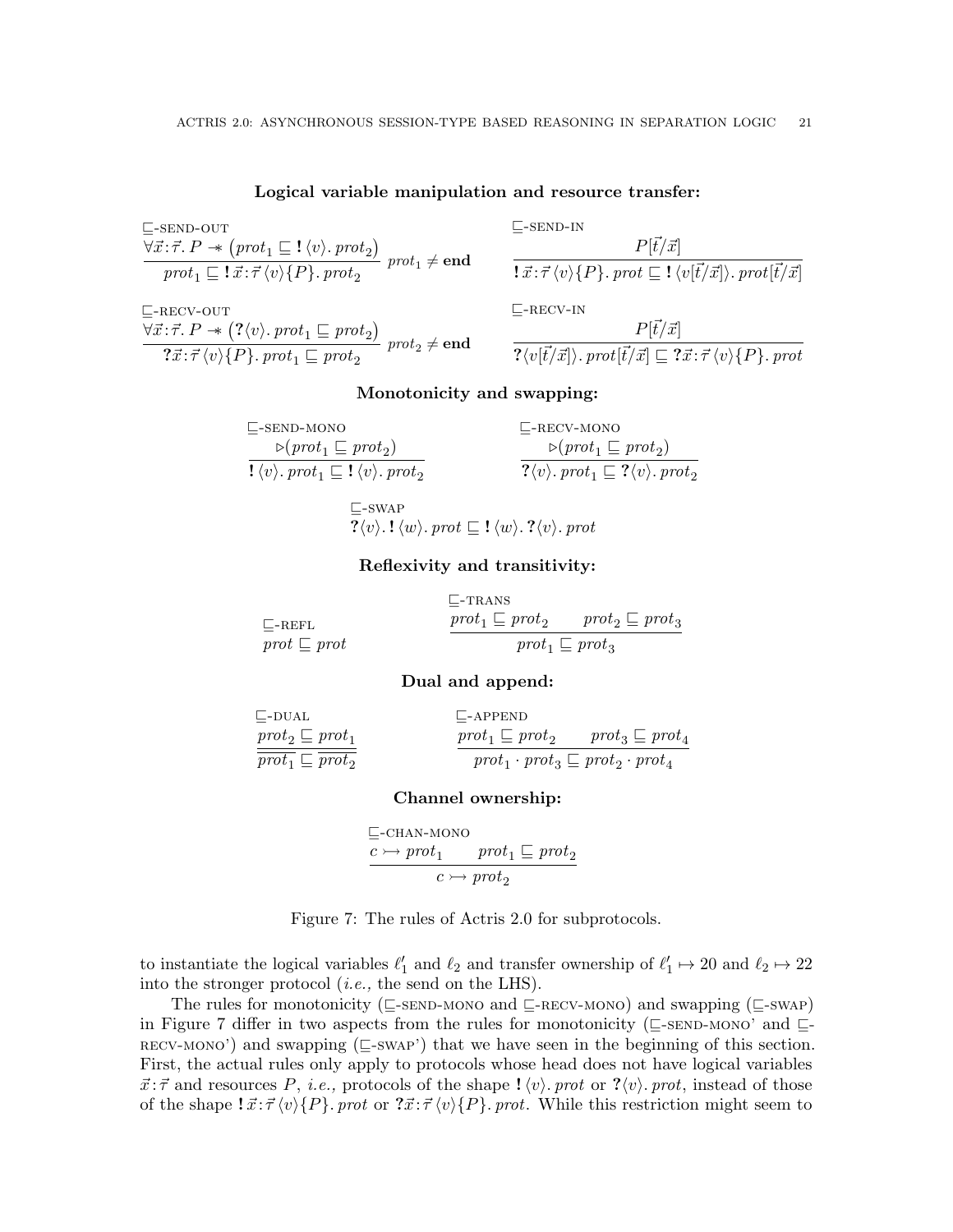**Logical variable manipulation and resource transfer:**

⊑-SEND-OUT

$$\frac{\forall \vec{x}:\vec{\tau}.\, P \twoheadrightarrow \big(prot_1 \sqsubseteq \mathbf{!}\,\langle v\rangle.\, prot_2\big)}{prot_1 \sqsubseteq \mathbf{!}\,\vec{x}:\vec{\tau}\,\langle v\rangle\{P\}.\, prot_2}\; prot_1 \neq \mathbf{end}$$

⊑-SEND-IN

$$\frac{P[\vec{t}/\vec{x}]}{\mathbf{!}\,\vec{x}:\vec{\tau}\,\langle v\rangle\{P\}.\, prot \sqsubseteq \mathbf{!}\,\langle v[\vec{t}/\vec{x}]\rangle.\, prot[\vec{t}/\vec{x}]}$$

⊑-RECV-OUT

$$\frac{\forall \vec{x}:\vec{\tau}.\, P \twoheadrightarrow \big(\mathbf{?}\langle v\rangle.\, prot_1 \sqsubseteq prot_2\big)}{\mathbf{?}\vec{x}:\vec{\tau}\,\langle v\rangle\{P\}.\, prot_1 \sqsubseteq prot_2}\; prot_2 \neq \mathbf{end}$$

⊑-RECV-IN

$$\frac{P[\vec{t}/\vec{x}]}{\mathbf{?}\langle v[\vec{t}/\vec{x}]\rangle.\, prot[\vec{t}/\vec{x}] \sqsubseteq \mathbf{?}\vec{x}:\vec{\tau}\,\langle v\rangle\{P\}.\, prot}$$

**Monotonicity and swapping:**

⊑-SEND-MONO

$$\frac{\triangleright(prot_1 \sqsubseteq prot_2)}{\mathbf{!}\,\langle v\rangle.\, prot_1 \sqsubseteq \mathbf{!}\,\langle v\rangle.\, prot_2}$$

⊑-RECV-MONO

$$\frac{\triangleright(prot_1 \sqsubseteq prot_2)}{\mathbf{?}\langle v\rangle.\, prot_1 \sqsubseteq \mathbf{?}\langle v\rangle.\, prot_2}$$

⊑-SWAP

$$\mathbf{?}\langle v\rangle.\,\mathbf{!}\,\langle w\rangle.\, prot \sqsubseteq \mathbf{!}\,\langle w\rangle.\,\mathbf{?}\langle v\rangle.\, prot$$

**Reflexivity and transitivity:**

⊑-REFL

$$prot \sqsubseteq prot$$

⊑-TRANS

$$\frac{prot_1 \sqsubseteq prot_2 \qquad prot_2 \sqsubseteq prot_3}{prot_1 \sqsubseteq prot_3}$$

**Dual and append:**

⊑-DUAL

$$\frac{prot_2 \sqsubseteq prot_1}{\overline{prot_1} \sqsubseteq \overline{prot_2}}$$

⊑-APPEND

$$\frac{prot_1 \sqsubseteq prot_2 \qquad prot_3 \sqsubseteq prot_4}{prot_1 \cdot prot_3 \sqsubseteq prot_2 \cdot prot_4}$$

**Channel ownership:**

⊑-CHAN-MONO

$$\frac{c \rightarrowtail prot_1 \qquad prot_1 \sqsubseteq prot_2}{c \rightarrowtail prot_2}$$

Figure 7: The rules of Actris 2.0 for subprotocols.

to instantiate the logical variables $\ell_1'$ and $\ell_2$ and transfer ownership of $\ell_1' \mapsto 20$ and $\ell_2 \mapsto 22$ into the stronger protocol (*i.e.,* the send on the LHS).

The rules for monotonicity (⊑-SEND-MONO and ⊑-RECV-MONO) and swapping (⊑-SWAP) in Figure 7 differ in two aspects from the rules for monotonicity (⊑-SEND-MONO' and ⊑-RECV-MONO') and swapping (⊑-SWAP') that we have seen in the beginning of this section. First, the actual rules only apply to protocols whose head does not have logical variables $\vec{x}:\vec{\tau}$ and resources $P$, *i.e.,* protocols of the shape $\mathbf{!}\,\langle v\rangle.\, prot$ or $\mathbf{?}\langle v\rangle.\, prot$, instead of those of the shape $\mathbf{!}\,\vec{x}:\vec{\tau}\,\langle v\rangle\{P\}.\, prot$ or $\mathbf{?}\vec{x}:\vec{\tau}\,\langle v\rangle\{P\}.\, prot$. While this restriction might seem to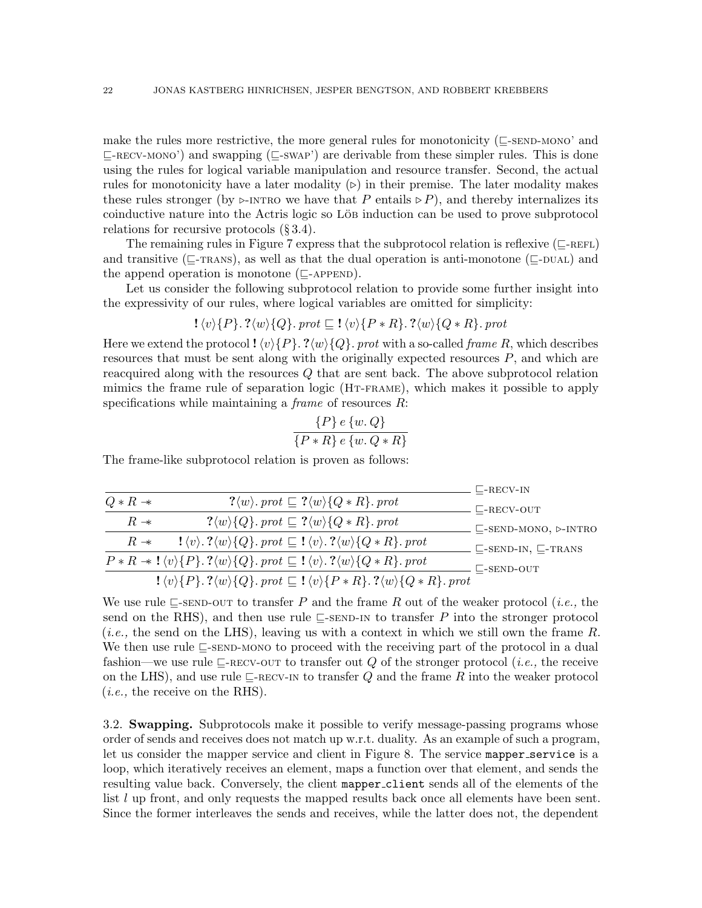make the rules more restrictive, the more general rules for monotonicity ($\sqsubseteq$-SEND-MONO' and $\sqsubseteq$-RECV-MONO') and swapping ($\sqsubseteq$-SWAP') are derivable from these simpler rules. This is done using the rules for logical variable manipulation and resource transfer. Second, the actual rules for monotonicity have a later modality ($\triangleright$) in their premise. The later modality makes these rules stronger (by $\triangleright$-INTRO we have that $P$ entails $\triangleright P$), and thereby internalizes its coinductive nature into the Actris logic so Löb induction can be used to prove subprotocol relations for recursive protocols (§ 3.4).

The remaining rules in Figure 7 express that the subprotocol relation is reflexive ($\sqsubseteq$-REFL) and transitive ($\sqsubseteq$-TRANS), as well as that the dual operation is anti-monotone ($\sqsubseteq$-DUAL) and the append operation is monotone ($\sqsubseteq$-APPEND).

Let us consider the following subprotocol relation to provide some further insight into the expressivity of our rules, where logical variables are omitted for simplicity:

$$\mathbf{!}\,\langle v\rangle\{P\}.\,\mathbf{?}\langle w\rangle\{Q\}.\,prot \sqsubseteq \mathbf{!}\,\langle v\rangle\{P * R\}.\,\mathbf{?}\langle w\rangle\{Q * R\}.\,prot$$

Here we extend the protocol $\mathbf{!}\,\langle v\rangle\{P\}.\,\mathbf{?}\langle w\rangle\{Q\}.\,prot$ with a so-called *frame* $R$, which describes resources that must be sent along with the originally expected resources $P$, and which are reacquired along with the resources $Q$ that are sent back. The above subprotocol relation mimics the frame rule of separation logic (HT-FRAME), which makes it possible to apply specifications while maintaining a *frame* of resources $R$:

$$\frac{\{P\}\;e\;\{w.\,Q\}}{\{P * R\}\;e\;\{w.\,Q * R\}}$$

The frame-like subprotocol relation is proven as follows:

$$\cfrac{\cfrac{\cfrac{\cfrac{\cfrac{}{Q * R \mathrel{-\!\!*} \mathbf{?}\langle w\rangle.\,prot \sqsubseteq \mathbf{?}\langle w\rangle\{Q * R\}.\,prot}\;\sqsubseteq\text{-RECV-IN}}{R \mathrel{-\!\!*} \mathbf{?}\langle w\rangle\{Q\}.\,prot \sqsubseteq \mathbf{?}\langle w\rangle\{Q * R\}.\,prot}\;\sqsubseteq\text{-RECV-OUT}}{R \mathrel{-\!\!*} \mathbf{!}\,\langle v\rangle.\,\mathbf{?}\langle w\rangle\{Q\}.\,prot \sqsubseteq \mathbf{!}\,\langle v\rangle.\,\mathbf{?}\langle w\rangle\{Q * R\}.\,prot}\;\sqsubseteq\text{-SEND-MONO},\ \triangleright\text{-INTRO}}{P * R \mathrel{-\!\!*} \mathbf{!}\,\langle v\rangle\{P\}.\,\mathbf{?}\langle w\rangle\{Q\}.\,prot \sqsubseteq \mathbf{!}\,\langle v\rangle.\,\mathbf{?}\langle w\rangle\{Q * R\}.\,prot}\;\sqsubseteq\text{-SEND-IN},\ \sqsubseteq\text{-TRANS}}{\mathbf{!}\,\langle v\rangle\{P\}.\,\mathbf{?}\langle w\rangle\{Q\}.\,prot \sqsubseteq \mathbf{!}\,\langle v\rangle\{P * R\}.\,\mathbf{?}\langle w\rangle\{Q * R\}.\,prot}\;\sqsubseteq\text{-SEND-OUT}$$

We use rule $\sqsubseteq$-SEND-OUT to transfer $P$ and the frame $R$ out of the weaker protocol (*i.e.,* the send on the RHS), and then use rule $\sqsubseteq$-SEND-IN to transfer $P$ into the stronger protocol (*i.e.,* the send on the LHS), leaving us with a context in which we still own the frame $R$. We then use rule $\sqsubseteq$-SEND-MONO to proceed with the receiving part of the protocol in a dual fashion—we use rule $\sqsubseteq$-RECV-OUT to transfer out $Q$ of the stronger protocol (*i.e.,* the receive on the LHS), and use rule $\sqsubseteq$-RECV-IN to transfer $Q$ and the frame $R$ into the weaker protocol (*i.e.,* the receive on the RHS).

### 3.2. Swapping.

Subprotocols make it possible to verify message-passing programs whose order of sends and receives does not match up w.r.t. duality. As an example of such a program, let us consider the mapper service and client in Figure 8. The service `mapper_service` is a loop, which iteratively receives an element, maps a function over that element, and sends the resulting value back. Conversely, the client `mapper_client` sends all of the elements of the list $l$ up front, and only requests the mapped results back once all elements have been sent. Since the former interleaves the sends and receives, while the latter does not, the dependent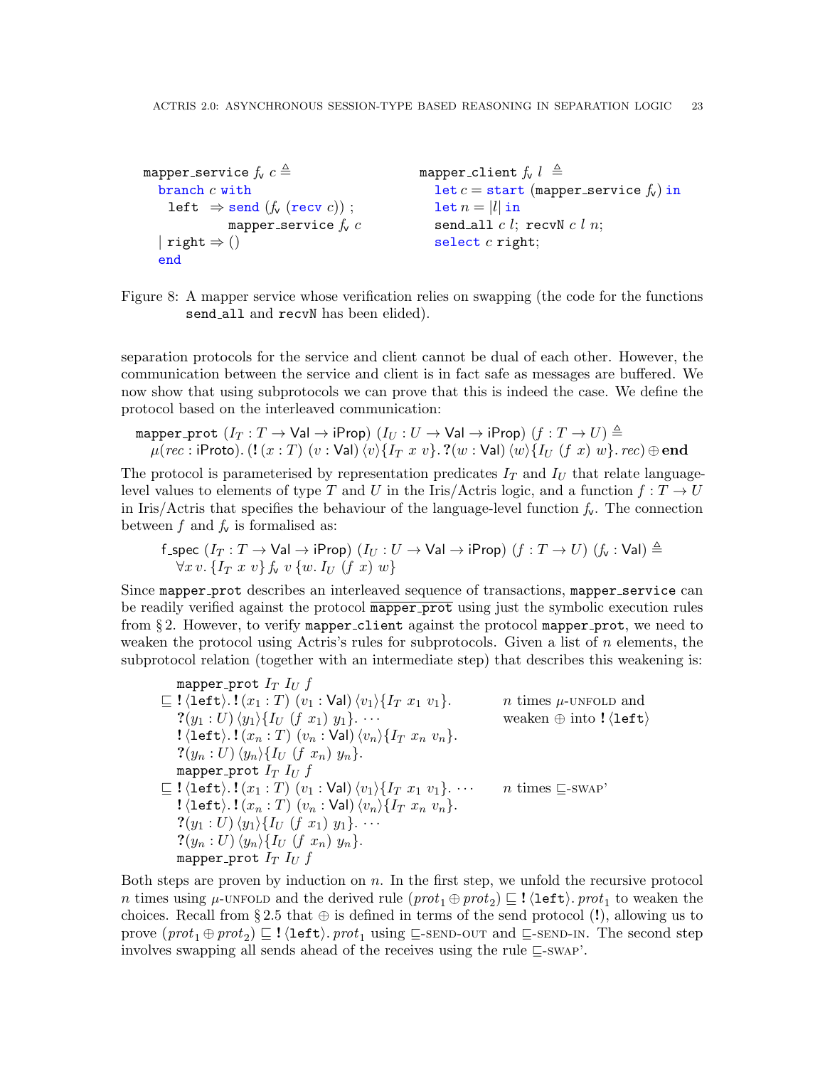```
mapper_service f_v c ≜
  branch c with
    left  ⇒ send (f_v (recv c)) ;
            mapper_service f_v c
  | right ⇒ ()
  end
```

```
mapper_client f_v l ≜
  let c = start (mapper_service f_v) in
  let n = |l| in
  send_all c l; recvN c l n;
  select c right;
```

Figure 8: A mapper service whose verification relies on swapping (the code for the functions `send_all` and `recvN` has been elided).

separation protocols for the service and client cannot be dual of each other. However, the communication between the service and client is in fact safe as messages are buffered. We now show that using subprotocols we can prove that this is indeed the case. We define the protocol based on the interleaved communication:

$$\begin{aligned}&\texttt{mapper\_prot}\ (I_T : T \to \mathsf{Val} \to \mathsf{iProp})\ (I_U : U \to \mathsf{Val} \to \mathsf{iProp})\ (f : T \to U) \triangleq\\ &\quad \mu(\mathit{rec} : \mathsf{iProto}).\, (\mathbf{!}\,(x : T)\ (v : \mathsf{Val})\,\langle v\rangle\{I_T\ x\ v\}.\,\mathbf{?}(w : \mathsf{Val})\,\langle w\rangle\{I_U\ (f\ x)\ w\}.\,\mathit{rec}) \oplus \mathbf{end}\end{aligned}$$

The protocol is parameterised by representation predicates $I_T$ and $I_U$ that relate language-level values to elements of type $T$ and $U$ in the Iris/Actris logic, and a function $f : T \to U$ in Iris/Actris that specifies the behaviour of the language-level function $f_v$. The connection between $f$ and $f_v$ is formalised as:

$$\begin{aligned}&\mathsf{f\_spec}\ (I_T : T \to \mathsf{Val} \to \mathsf{iProp})\ (I_U : U \to \mathsf{Val} \to \mathsf{iProp})\ (f : T \to U)\ (f_v : \mathsf{Val}) \triangleq\\ &\quad \forall x\, v.\, \{I_T\ x\ v\}\, f_v\ v\, \{w.\, I_U\ (f\ x)\ w\}\end{aligned}$$

Since `mapper_prot` describes an interleaved sequence of transactions, `mapper_service` can be readily verified against the protocol $\overline{\texttt{mapper\_prot}}$ using just the symbolic execution rules from § 2. However, to verify `mapper_client` against the protocol `mapper_prot`, we need to weaken the protocol using Actris's rules for subprotocols. Given a list of $n$ elements, the subprotocol relation (together with an intermediate step) that describes this weakening is:

$$\begin{aligned}
&\texttt{mapper\_prot}\ I_T\ I_U\ f\\
\sqsubseteq\ &\mathbf{!}\,\langle\texttt{left}\rangle.\,\mathbf{!}\,(x_1 : T)\ (v_1 : \mathsf{Val})\,\langle v_1\rangle\{I_T\ x_1\ v_1\}. && n \text{ times } \mu\text{-UNFOLD and}\\
&\mathbf{?}(y_1 : U)\,\langle y_1\rangle\{I_U\ (f\ x_1)\ y_1\}.\ \cdots && \text{weaken } \oplus \text{ into } \mathbf{!}\,\langle\texttt{left}\rangle\\
&\mathbf{!}\,\langle\texttt{left}\rangle.\,\mathbf{!}\,(x_n : T)\ (v_n : \mathsf{Val})\,\langle v_n\rangle\{I_T\ x_n\ v_n\}.\\
&\mathbf{?}(y_n : U)\,\langle y_n\rangle\{I_U\ (f\ x_n)\ y_n\}.\\
&\texttt{mapper\_prot}\ I_T\ I_U\ f\\
\sqsubseteq\ &\mathbf{!}\,\langle\texttt{left}\rangle.\,\mathbf{!}\,(x_1 : T)\ (v_1 : \mathsf{Val})\,\langle v_1\rangle\{I_T\ x_1\ v_1\}.\ \cdots && n \text{ times } \sqsubseteq\text{-SWAP'}\\
&\mathbf{!}\,\langle\texttt{left}\rangle.\,\mathbf{!}\,(x_n : T)\ (v_n : \mathsf{Val})\,\langle v_n\rangle\{I_T\ x_n\ v_n\}.\\
&\mathbf{?}(y_1 : U)\,\langle y_1\rangle\{I_U\ (f\ x_1)\ y_1\}.\ \cdots\\
&\mathbf{?}(y_n : U)\,\langle y_n\rangle\{I_U\ (f\ x_n)\ y_n\}.\\
&\texttt{mapper\_prot}\ I_T\ I_U\ f
\end{aligned}$$

Both steps are proven by induction on $n$. In the first step, we unfold the recursive protocol $n$ times using $\mu$-UNFOLD and the derived rule $(\mathit{prot}_1 \oplus \mathit{prot}_2) \sqsubseteq \mathbf{!}\,\langle\texttt{left}\rangle.\,\mathit{prot}_1$ to weaken the choices. Recall from § 2.5 that $\oplus$ is defined in terms of the send protocol ($\mathbf{!}$), allowing us to prove $(\mathit{prot}_1 \oplus \mathit{prot}_2) \sqsubseteq \mathbf{!}\,\langle\texttt{left}\rangle.\,\mathit{prot}_1$ using $\sqsubseteq$-SEND-OUT and $\sqsubseteq$-SEND-IN. The second step involves swapping all sends ahead of the receives using the rule $\sqsubseteq$-SWAP'.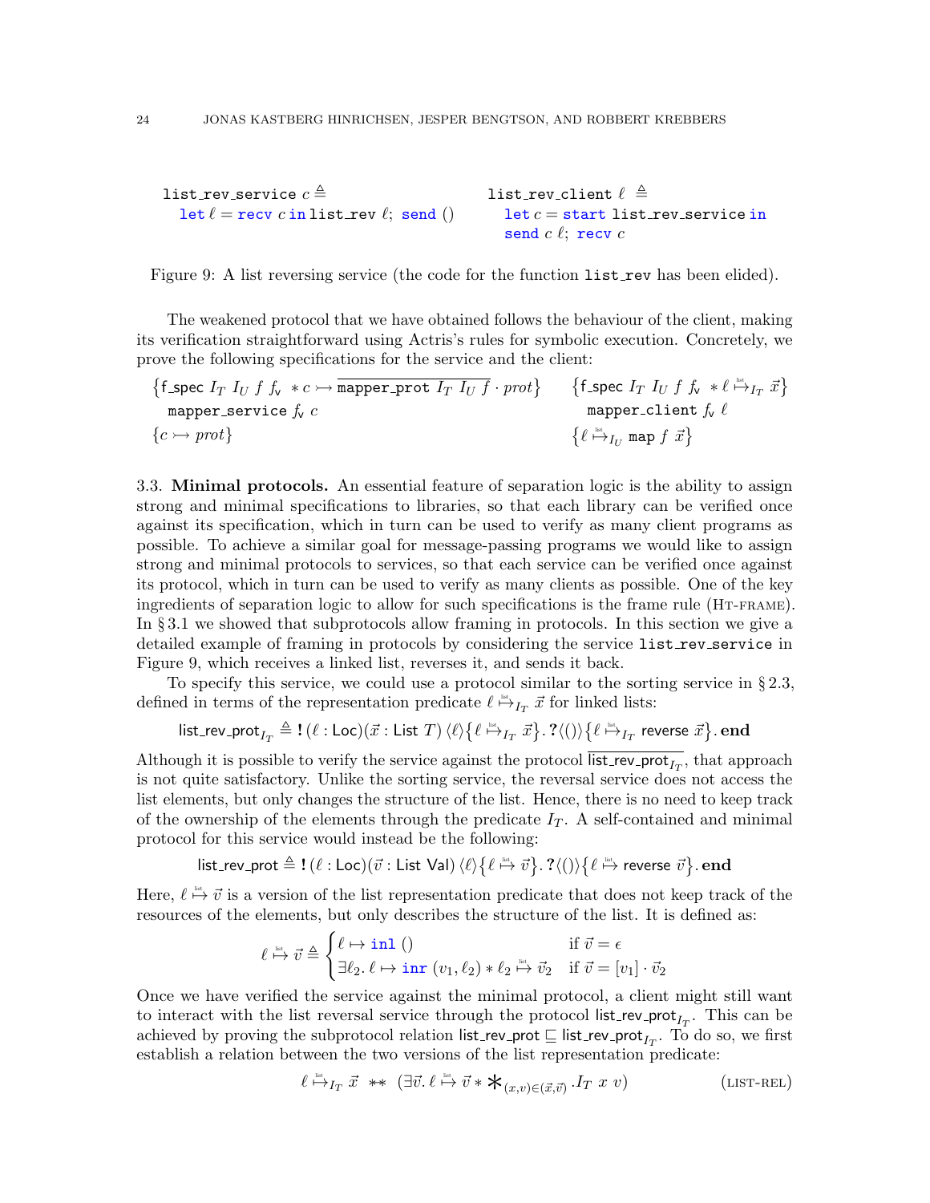```
list_rev_service c ≜
  let ℓ = recv c in list_rev ℓ; send ()
```

```
list_rev_client ℓ ≜
  let c = start list_rev_service in
  send c ℓ; recv c
```

Figure 9: A list reversing service (the code for the function `list_rev` has been elided).

The weakened protocol that we have obtained follows the behaviour of the client, making its verification straightforward using Actris's rules for symbolic execution. Concretely, we prove the following specifications for the service and the client:

$$\{\mathsf{f\_spec}\ I_T\ I_U\ f\ f_{\mathsf{v}}\ * c \rightarrowtail \overline{\mathtt{mapper\_prot}\ I_T\ I_U\ f} \cdot \mathit{prot}\}\quad \mathtt{mapper\_service}\ f_{\mathsf{v}}\ c \quad \{c \rightarrowtail \mathit{prot}\}$$

$$\{\mathsf{f\_spec}\ I_T\ I_U\ f\ f_{\mathsf{v}}\ * \ell \overset{\text{list}}{\mapsto}_{I_T} \vec{x}\}\quad \mathtt{mapper\_client}\ f_{\mathsf{v}}\ \ell \quad \{\ell \overset{\text{list}}{\mapsto}_{I_U} \mathtt{map}\ f\ \vec{x}\}$$

3.3. **Minimal protocols.** An essential feature of separation logic is the ability to assign strong and minimal specifications to libraries, so that each library can be verified once against its specification, which in turn can be used to verify as many client programs as possible. To achieve a similar goal for message-passing programs we would like to assign strong and minimal protocols to services, so that each service can be verified once against its protocol, which in turn can be used to verify as many clients as possible. One of the key ingredients of separation logic to allow for such specifications is the frame rule (Ht-frame). In § 3.1 we showed that subprotocols allow framing in protocols. In this section we give a detailed example of framing in protocols by considering the service `list_rev_service` in Figure 9, which receives a linked list, reverses it, and sends it back.

To specify this service, we could use a protocol similar to the sorting service in § 2.3, defined in terms of the representation predicate $\ell \overset{\text{list}}{\mapsto}_{I_T} \vec{x}$ for linked lists:

$$\mathsf{list\_rev\_prot}_{I_T} \triangleq \mathbf{!}\,(\ell : \mathsf{Loc})(\vec{x} : \mathsf{List}\ T)\,\langle \ell \rangle \{\ell \overset{\text{list}}{\mapsto}_{I_T} \vec{x}\}.\,\mathbf{?}\langle () \rangle \{\ell \overset{\text{list}}{\mapsto}_{I_T} \mathsf{reverse}\ \vec{x}\}.\,\mathbf{end}$$

Although it is possible to verify the service against the protocol $\overline{\mathsf{list\_rev\_prot}_{I_T}}$, that approach is not quite satisfactory. Unlike the sorting service, the reversal service does not access the list elements, but only changes the structure of the list. Hence, there is no need to keep track of the ownership of the elements through the predicate $I_T$. A self-contained and minimal protocol for this service would instead be the following:

$$\mathsf{list\_rev\_prot} \triangleq \mathbf{!}\,(\ell : \mathsf{Loc})(\vec{v} : \mathsf{List\ Val})\,\langle \ell \rangle \{\ell \overset{\text{list}}{\mapsto} \vec{v}\}.\,\mathbf{?}\langle () \rangle \{\ell \overset{\text{list}}{\mapsto} \mathsf{reverse}\ \vec{v}\}.\,\mathbf{end}$$

Here, $\ell \overset{\text{list}}{\mapsto} \vec{v}$ is a version of the list representation predicate that does not keep track of the resources of the elements, but only describes the structure of the list. It is defined as:

$$\ell \overset{\text{list}}{\mapsto} \vec{v} \triangleq \begin{cases} \ell \mapsto \mathtt{inl}\ () & \text{if } \vec{v} = \epsilon \\ \exists \ell_2.\, \ell \mapsto \mathtt{inr}\ (v_1, \ell_2) * \ell_2 \overset{\text{list}}{\mapsto} \vec{v}_2 & \text{if } \vec{v} = [v_1] \cdot \vec{v}_2 \end{cases}$$

Once we have verified the service against the minimal protocol, a client might still want to interact with the list reversal service through the protocol $\mathsf{list\_rev\_prot}_{I_T}$. This can be achieved by proving the subprotocol relation $\mathsf{list\_rev\_prot} \sqsubseteq \mathsf{list\_rev\_prot}_{I_T}$. To do so, we first establish a relation between the two versions of the list representation predicate:

$$\ell \overset{\text{list}}{\mapsto}_{I_T} \vec{x} \ \ {*\!\!*}\ \ (\exists \vec{v}.\, \ell \overset{\text{list}}{\mapsto} \vec{v} * \mathop{\bigstar}_{(x,v) \in (\vec{x},\vec{v})} .\, I_T\ x\ v) \qquad \text{(LIST-REL)}$$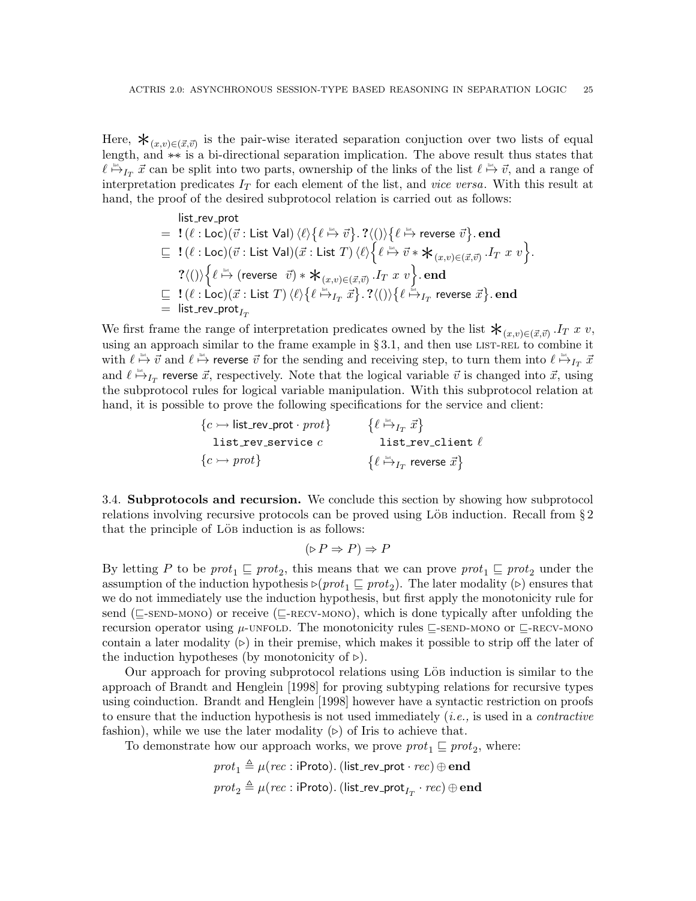Here, $\mathop{\ast}_{(x,v)\in(\vec{x},\vec{v})}$ is the pair-wise iterated separation conjuction over two lists of equal length, and $\ast\!\!\ast$ is a bi-directional separation implication. The above result thus states that $\ell \overset{\text{list}}{\mapsto}_{I_T} \vec{x}$ can be split into two parts, ownership of the links of the list $\ell \overset{\text{list}}{\mapsto} \vec{v}$, and a range of interpretation predicates $I_T$ for each element of the list, and *vice versa*. With this result at hand, the proof of the desired subprotocol relation is carried out as follows:

$$
\begin{aligned}
&\mathsf{list\_rev\_prot} \\
&= \ \mathbf{!}\,(\ell : \mathsf{Loc})(\vec{v} : \mathsf{List\ Val})\,\langle \ell \rangle \{\ell \overset{\text{list}}{\mapsto} \vec{v}\}.\,\mathbf{?}\langle () \rangle \{\ell \overset{\text{list}}{\mapsto} \mathsf{reverse}\ \vec{v}\}.\,\mathbf{end} \\
&\sqsubseteq \ \mathbf{!}\,(\ell : \mathsf{Loc})(\vec{v} : \mathsf{List\ Val})(\vec{x} : \mathsf{List}\ T)\,\langle \ell \rangle \Big\{\ell \overset{\text{list}}{\mapsto} \vec{v} * \mathop{\ast}_{(x,v)\in(\vec{x},\vec{v})} .I_T\ x\ v\Big\}. \\
&\qquad \mathbf{?}\langle () \rangle \Big\{\ell \overset{\text{list}}{\mapsto} (\mathsf{reverse}\ \ \vec{v}) * \mathop{\ast}_{(x,v)\in(\vec{x},\vec{v})} .I_T\ x\ v\Big\}.\,\mathbf{end} \\
&\sqsubseteq \ \mathbf{!}\,(\ell : \mathsf{Loc})(\vec{x} : \mathsf{List}\ T)\,\langle \ell \rangle \{\ell \overset{\text{list}}{\mapsto}_{I_T} \vec{x}\}.\,\mathbf{?}\langle () \rangle \{\ell \overset{\text{list}}{\mapsto}_{I_T} \mathsf{reverse}\ \vec{x}\}.\,\mathbf{end} \\
&= \ \mathsf{list\_rev\_prot}_{I_T}
\end{aligned}
$$

We first frame the range of interpretation predicates owned by the list $\mathop{\ast}_{(x,v)\in(\vec{x},\vec{v})} .I_T\ x\ v$, using an approach similar to the frame example in § 3.1, and then use LIST-REL to combine it with $\ell \overset{\text{list}}{\mapsto} \vec{v}$ and $\ell \overset{\text{list}}{\mapsto} \mathsf{reverse}\ \vec{v}$ for the sending and receiving step, to turn them into $\ell \overset{\text{list}}{\mapsto}_{I_T} \vec{x}$ and $\ell \overset{\text{list}}{\mapsto}_{I_T} \mathsf{reverse}\ \vec{x}$, respectively. Note that the logical variable $\vec{v}$ is changed into $\vec{x}$, using the subprotocol rules for logical variable manipulation. With this subprotocol relation at hand, it is possible to prove the following specifications for the service and client:

$$
\begin{array}{ll}
\{c \rightarrowtail \mathsf{list\_rev\_prot} \cdot prot\} & \{\ell \overset{\text{list}}{\mapsto}_{I_T} \vec{x}\} \\
\quad \texttt{list\_rev\_service}\ c & \quad \texttt{list\_rev\_client}\ \ell \\
\{c \rightarrowtail prot\} & \{\ell \overset{\text{list}}{\mapsto}_{I_T} \mathsf{reverse}\ \vec{x}\}
\end{array}
$$

3.4. **Subprotocols and recursion.** We conclude this section by showing how subprotocol relations involving recursive protocols can be proved using Löb induction. Recall from § 2 that the principle of Löb induction is as follows:

$$(\triangleright P \Rightarrow P) \Rightarrow P$$

By letting $P$ to be $prot_1 \sqsubseteq prot_2$, this means that we can prove $prot_1 \sqsubseteq prot_2$ under the assumption of the induction hypothesis $\triangleright(prot_1 \sqsubseteq prot_2)$. The later modality ($\triangleright$) ensures that we do not immediately use the induction hypothesis, but first apply the monotonicity rule for send ($\sqsubseteq$-SEND-MONO) or receive ($\sqsubseteq$-RECV-MONO), which is done typically after unfolding the recursion operator using $\mu$-UNFOLD. The monotonicity rules $\sqsubseteq$-SEND-MONO or $\sqsubseteq$-RECV-MONO contain a later modality ($\triangleright$) in their premise, which makes it possible to strip off the later of the induction hypotheses (by monotonicity of $\triangleright$).

Our approach for proving subprotocol relations using Löb induction is similar to the approach of Brandt and Henglein [1998] for proving subtyping relations for recursive types using coinduction. Brandt and Henglein [1998] however have a syntactic restriction on proofs to ensure that the induction hypothesis is not used immediately (*i.e.,* is used in a *contractive* fashion), while we use the later modality ($\triangleright$) of Iris to achieve that.

To demonstrate how our approach works, we prove $prot_1 \sqsubseteq prot_2$, where:

$$
\begin{aligned}
prot_1 &\triangleq \mu(rec : \mathsf{iProto}).\,(\mathsf{list\_rev\_prot} \cdot rec) \oplus \mathbf{end} \\
prot_2 &\triangleq \mu(rec : \mathsf{iProto}).\,(\mathsf{list\_rev\_prot}_{I_T} \cdot rec) \oplus \mathbf{end}
\end{aligned}
$$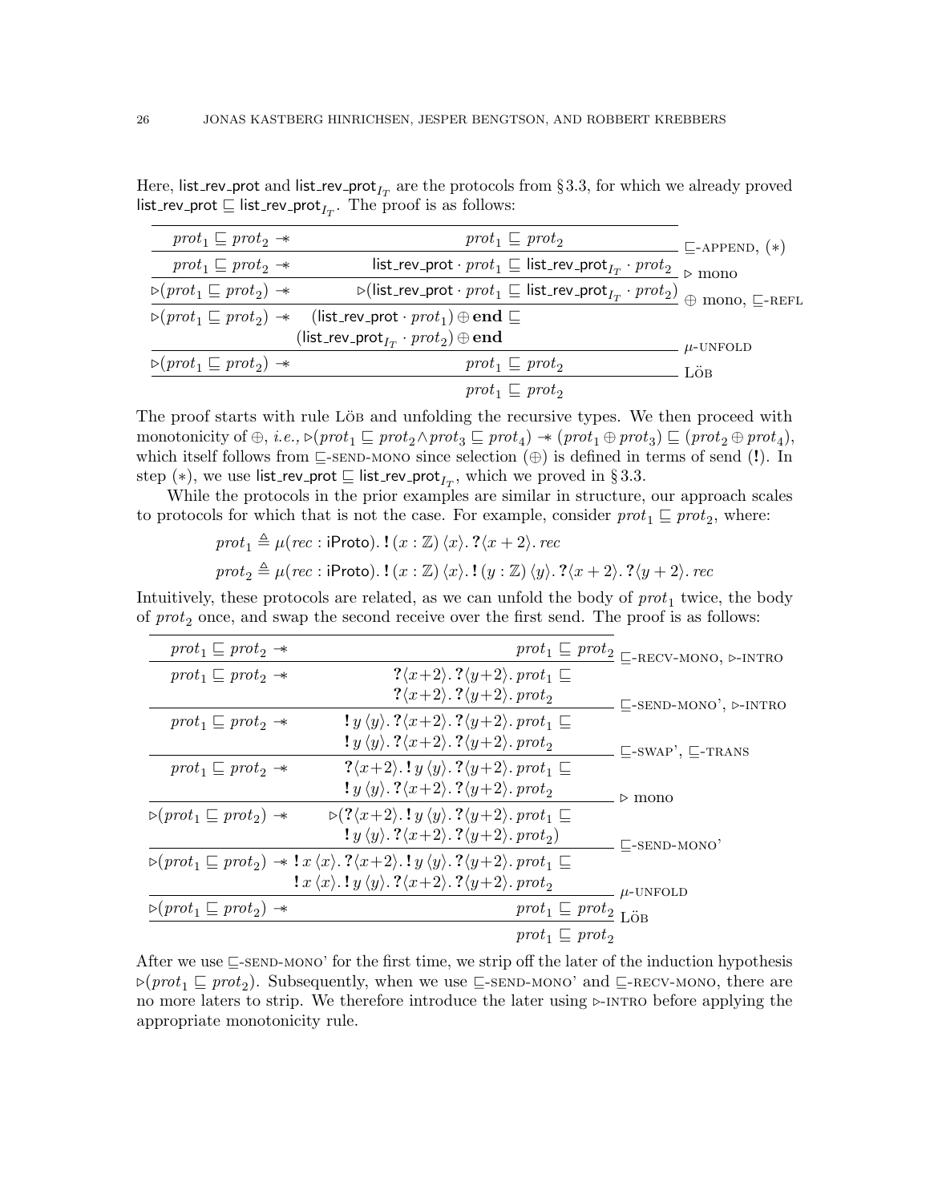Here, $\mathsf{list\_rev\_prot}$ and $\mathsf{list\_rev\_prot}_{I_T}$ are the protocols from §3.3, for which we already proved $\mathsf{list\_rev\_prot} \sqsubseteq \mathsf{list\_rev\_prot}_{I_T}$. The proof is as follows:

$$
\dfrac{\dfrac{\dfrac{\dfrac{\dfrac{prot_1 \sqsubseteq prot_2 \twoheadrightarrow \quad prot_1 \sqsubseteq prot_2}{prot_1 \sqsubseteq prot_2 \twoheadrightarrow \quad \mathsf{list\_rev\_prot} \cdot prot_1 \sqsubseteq \mathsf{list\_rev\_prot}_{I_T} \cdot prot_2}\ \sqsubseteq\text{-APPEND}, (*)}{\triangleright(prot_1 \sqsubseteq prot_2) \twoheadrightarrow \quad \triangleright(\mathsf{list\_rev\_prot} \cdot prot_1 \sqsubseteq \mathsf{list\_rev\_prot}_{I_T} \cdot prot_2)}\ \triangleright\ \text{mono}}{\triangleright(prot_1 \sqsubseteq prot_2) \twoheadrightarrow \quad (\mathsf{list\_rev\_prot} \cdot prot_1) \oplus \mathbf{end} \sqsubseteq (\mathsf{list\_rev\_prot}_{I_T} \cdot prot_2) \oplus \mathbf{end}}\ \oplus\ \text{mono}, \sqsubseteq\text{-REFL}}{\triangleright(prot_1 \sqsubseteq prot_2) \twoheadrightarrow \quad prot_1 \sqsubseteq prot_2}\ \mu\text{-UNFOLD}}{prot_1 \sqsubseteq prot_2}\ \text{LÖB}
$$

The proof starts with rule LÖB and unfolding the recursive types. We then proceed with monotonicity of $\oplus$, *i.e.*, $\triangleright(prot_1 \sqsubseteq prot_2 \land prot_3 \sqsubseteq prot_4) \twoheadrightarrow (prot_1 \oplus prot_3) \sqsubseteq (prot_2 \oplus prot_4)$, which itself follows from $\sqsubseteq$-SEND-MONO since selection ($\oplus$) is defined in terms of send ($\mathbf{!}$). In step $(*)$, we use $\mathsf{list\_rev\_prot} \sqsubseteq \mathsf{list\_rev\_prot}_{I_T}$, which we proved in § 3.3.

While the protocols in the prior examples are similar in structure, our approach scales to protocols for which that is not the case. For example, consider $prot_1 \sqsubseteq prot_2$, where:

$$prot_1 \triangleq \mu(rec : \mathsf{iProto}).\, \mathbf{!}\,(x : \mathbb{Z})\, \langle x \rangle.\, \mathbf{?}\langle x+2 \rangle.\, rec$$

$$prot_2 \triangleq \mu(rec : \mathsf{iProto}).\, \mathbf{!}\,(x : \mathbb{Z})\, \langle x \rangle.\, \mathbf{!}\,(y : \mathbb{Z})\, \langle y \rangle.\, \mathbf{?}\langle x+2 \rangle.\, \mathbf{?}\langle y+2 \rangle.\, rec$$

Intuitively, these protocols are related, as we can unfold the body of $prot_1$ twice, the body of $prot_2$ once, and swap the second receive over the first send. The proof is as follows:

$$
\dfrac{\dfrac{\dfrac{\dfrac{\dfrac{\dfrac{\dfrac{prot_1 \sqsubseteq prot_2 \twoheadrightarrow \quad prot_1 \sqsubseteq prot_2}{prot_1 \sqsubseteq prot_2 \twoheadrightarrow \quad \mathbf{?}\langle x{+}2 \rangle.\, \mathbf{?}\langle y{+}2 \rangle.\, prot_1 \sqsubseteq \mathbf{?}\langle x{+}2 \rangle.\, \mathbf{?}\langle y{+}2 \rangle.\, prot_2}\ \sqsubseteq\text{-RECV-MONO}, \triangleright\text{-INTRO}}{prot_1 \sqsubseteq prot_2 \twoheadrightarrow \quad \mathbf{!}\, y\, \langle y \rangle.\, \mathbf{?}\langle x{+}2 \rangle.\, \mathbf{?}\langle y{+}2 \rangle.\, prot_1 \sqsubseteq \mathbf{!}\, y\, \langle y \rangle.\, \mathbf{?}\langle x{+}2 \rangle.\, \mathbf{?}\langle y{+}2 \rangle.\, prot_2}\ \sqsubseteq\text{-SEND-MONO'}, \triangleright\text{-INTRO}}{prot_1 \sqsubseteq prot_2 \twoheadrightarrow \quad \mathbf{?}\langle x{+}2 \rangle.\, \mathbf{!}\, y\, \langle y \rangle.\, \mathbf{?}\langle y{+}2 \rangle.\, prot_1 \sqsubseteq \mathbf{!}\, y\, \langle y \rangle.\, \mathbf{?}\langle x{+}2 \rangle.\, \mathbf{?}\langle y{+}2 \rangle.\, prot_2}\ \sqsubseteq\text{-SWAP'}, \sqsubseteq\text{-TRANS}}{\triangleright(prot_1 \sqsubseteq prot_2) \twoheadrightarrow \quad \triangleright(\mathbf{?}\langle x{+}2 \rangle.\, \mathbf{!}\, y\, \langle y \rangle.\, \mathbf{?}\langle y{+}2 \rangle.\, prot_1 \sqsubseteq \mathbf{!}\, y\, \langle y \rangle.\, \mathbf{?}\langle x{+}2 \rangle.\, \mathbf{?}\langle y{+}2 \rangle.\, prot_2)}\ \triangleright\ \text{mono}}{\triangleright(prot_1 \sqsubseteq prot_2) \twoheadrightarrow \mathbf{!}\, x\, \langle x \rangle.\, \mathbf{?}\langle x{+}2 \rangle.\, \mathbf{!}\, y\, \langle y \rangle.\, \mathbf{?}\langle y{+}2 \rangle.\, prot_1 \sqsubseteq \mathbf{!}\, x\, \langle x \rangle.\, \mathbf{!}\, y\, \langle y \rangle.\, \mathbf{?}\langle x{+}2 \rangle.\, \mathbf{?}\langle y{+}2 \rangle.\, prot_2}\ \sqsubseteq\text{-SEND-MONO'}}{\triangleright(prot_1 \sqsubseteq prot_2) \twoheadrightarrow \quad prot_1 \sqsubseteq prot_2}\ \mu\text{-UNFOLD}}{prot_1 \sqsubseteq prot_2}\ \text{LÖB}
$$

After we use $\sqsubseteq$-SEND-MONO' for the first time, we strip off the later of the induction hypothesis $\triangleright(prot_1 \sqsubseteq prot_2)$. Subsequently, when we use $\sqsubseteq$-SEND-MONO' and $\sqsubseteq$-RECV-MONO, there are no more laters to strip. We therefore introduce the later using $\triangleright$-INTRO before applying the appropriate monotonicity rule.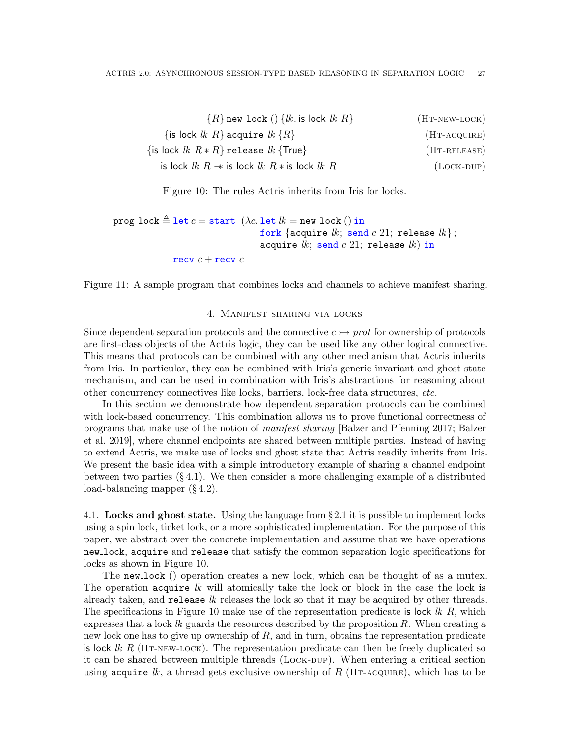$$\{R\}\ \texttt{new\_lock}\ ()\ \{lk.\ \mathsf{is\_lock}\ lk\ R\} \qquad \text{(Ht-new-lock)}$$

$$\{\mathsf{is\_lock}\ lk\ R\}\ \texttt{acquire}\ lk\ \{R\} \qquad \text{(Ht-acquire)}$$

$$\{\mathsf{is\_lock}\ lk\ R * R\}\ \texttt{release}\ lk\ \{\mathsf{True}\} \qquad \text{(Ht-release)}$$

$$\mathsf{is\_lock}\ lk\ R \twoheadrightarrow \mathsf{is\_lock}\ lk\ R * \mathsf{is\_lock}\ lk\ R \qquad \text{(Lock-dup)}$$

Figure 10: The rules Actris inherits from Iris for locks.

```
prog_lock ≜ let c = start (λc. let lk = new_lock () in
                                fork {acquire lk; send c 21; release lk};
                                acquire lk; send c 21; release lk) in
              recv c + recv c
```

Figure 11: A sample program that combines locks and channels to achieve manifest sharing.

## 4. Manifest sharing via locks

Since dependent separation protocols and the connective $c \rightarrowtail prot$ for ownership of protocols are first-class objects of the Actris logic, they can be used like any other logical connective. This means that protocols can be combined with any other mechanism that Actris inherits from Iris. In particular, they can be combined with Iris's generic invariant and ghost state mechanism, and can be used in combination with Iris's abstractions for reasoning about other concurrency connectives like locks, barriers, lock-free data structures, *etc.*

In this section we demonstrate how dependent separation protocols can be combined with lock-based concurrency. This combination allows us to prove functional correctness of programs that make use of the notion of *manifest sharing* [Balzer and Pfenning 2017; Balzer et al. 2019], where channel endpoints are shared between multiple parties. Instead of having to extend Actris, we make use of locks and ghost state that Actris readily inherits from Iris. We present the basic idea with a simple introductory example of sharing a channel endpoint between two parties (§ 4.1). We then consider a more challenging example of a distributed load-balancing mapper (§ 4.2).

4.1. **Locks and ghost state.** Using the language from § 2.1 it is possible to implement locks using a spin lock, ticket lock, or a more sophisticated implementation. For the purpose of this paper, we abstract over the concrete implementation and assume that we have operations `new_lock`, `acquire` and `release` that satisfy the common separation logic specifications for locks as shown in Figure 10.

The `new_lock` () operation creates a new lock, which can be thought of as a mutex. The operation `acquire` $lk$ will atomically take the lock or block in the case the lock is already taken, and `release` $lk$ releases the lock so that it may be acquired by other threads. The specifications in Figure 10 make use of the representation predicate $\mathsf{is\_lock}\ lk\ R$, which expresses that a lock $lk$ guards the resources described by the proposition $R$. When creating a new lock one has to give up ownership of $R$, and in turn, obtains the representation predicate $\mathsf{is\_lock}\ lk\ R$ (Ht-new-lock). The representation predicate can then be freely duplicated so it can be shared between multiple threads (Lock-dup). When entering a critical section using `acquire` $lk$, a thread gets exclusive ownership of $R$ (Ht-acquire), which has to be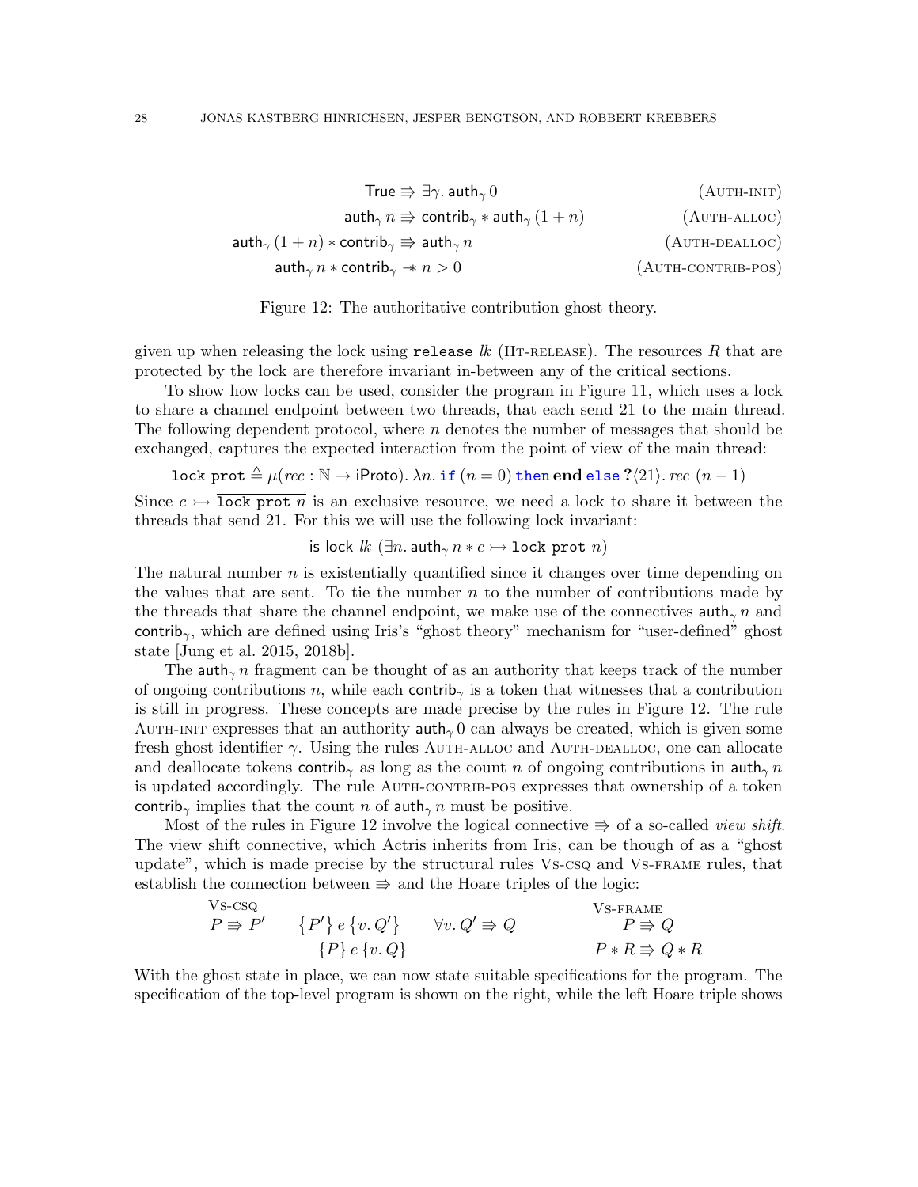$$\mathsf{True} \Rrightarrow \exists \gamma.\, \mathsf{auth}_\gamma\, 0 \qquad (\textsc{Auth-init})$$

$$\mathsf{auth}_\gamma\, n \Rrightarrow \mathsf{contrib}_\gamma * \mathsf{auth}_\gamma\, (1+n) \qquad (\textsc{Auth-alloc})$$

$$\mathsf{auth}_\gamma\, (1+n) * \mathsf{contrib}_\gamma \Rrightarrow \mathsf{auth}_\gamma\, n \qquad (\textsc{Auth-dealloc})$$

$$\mathsf{auth}_\gamma\, n * \mathsf{contrib}_\gamma \twoheadrightarrow n > 0 \qquad (\textsc{Auth-contrib-pos})$$

Figure 12: The authoritative contribution ghost theory.

given up when releasing the lock using `release` $lk$ (Ht-release). The resources $R$ that are protected by the lock are therefore invariant in-between any of the critical sections.

To show how locks can be used, consider the program in Figure 11, which uses a lock to share a channel endpoint between two threads, that each send 21 to the main thread. The following dependent protocol, where $n$ denotes the number of messages that should be exchanged, captures the expected interaction from the point of view of the main thread:

$$\texttt{lock\_prot} \triangleq \mu(rec : \mathbb{N} \to \mathsf{iProto}).\, \lambda n.\, \texttt{if}\ (n = 0)\ \texttt{then}\ \mathbf{end}\ \texttt{else}\ \mathbf{?}\langle 21 \rangle.\, rec\ (n-1)$$

Since $c \rightarrowtail \overline{\texttt{lock\_prot}\ n}$ is an exclusive resource, we need a lock to share it between the threads that send 21. For this we will use the following lock invariant:

$$\mathsf{is\_lock}\ lk\ (\exists n.\, \mathsf{auth}_\gamma\, n * c \rightarrowtail \overline{\texttt{lock\_prot}\ n})$$

The natural number $n$ is existentially quantified since it changes over time depending on the values that are sent. To tie the number $n$ to the number of contributions made by the threads that share the channel endpoint, we make use of the connectives $\mathsf{auth}_\gamma\, n$ and $\mathsf{contrib}_\gamma$, which are defined using Iris's "ghost theory" mechanism for "user-defined" ghost state [Jung et al. 2015, 2018b].

The $\mathsf{auth}_\gamma\, n$ fragment can be thought of as an authority that keeps track of the number of ongoing contributions $n$, while each $\mathsf{contrib}_\gamma$ is a token that witnesses that a contribution is still in progress. These concepts are made precise by the rules in Figure 12. The rule Auth-init expresses that an authority $\mathsf{auth}_\gamma\, 0$ can always be created, which is given some fresh ghost identifier $\gamma$. Using the rules Auth-alloc and Auth-dealloc, one can allocate and deallocate tokens $\mathsf{contrib}_\gamma$ as long as the count $n$ of ongoing contributions in $\mathsf{auth}_\gamma\, n$ is updated accordingly. The rule Auth-contrib-pos expresses that ownership of a token $\mathsf{contrib}_\gamma$ implies that the count $n$ of $\mathsf{auth}_\gamma\, n$ must be positive.

Most of the rules in Figure 12 involve the logical connective $\Rrightarrow$ of a so-called *view shift*. The view shift connective, which Actris inherits from Iris, can be though of as a "ghost update", which is made precise by the structural rules Vs-csq and Vs-frame rules, that establish the connection between $\Rrightarrow$ and the Hoare triples of the logic:

$$\textsc{Vs-csq}\ \frac{P \Rrightarrow P' \qquad \{P'\}\, e\, \{v.\, Q'\} \qquad \forall v.\, Q' \Rrightarrow Q}{\{P\}\, e\, \{v.\, Q\}} \qquad\qquad \textsc{Vs-frame}\ \frac{P \Rrightarrow Q}{P * R \Rrightarrow Q * R}$$

With the ghost state in place, we can now state suitable specifications for the program. The specification of the top-level program is shown on the right, while the left Hoare triple shows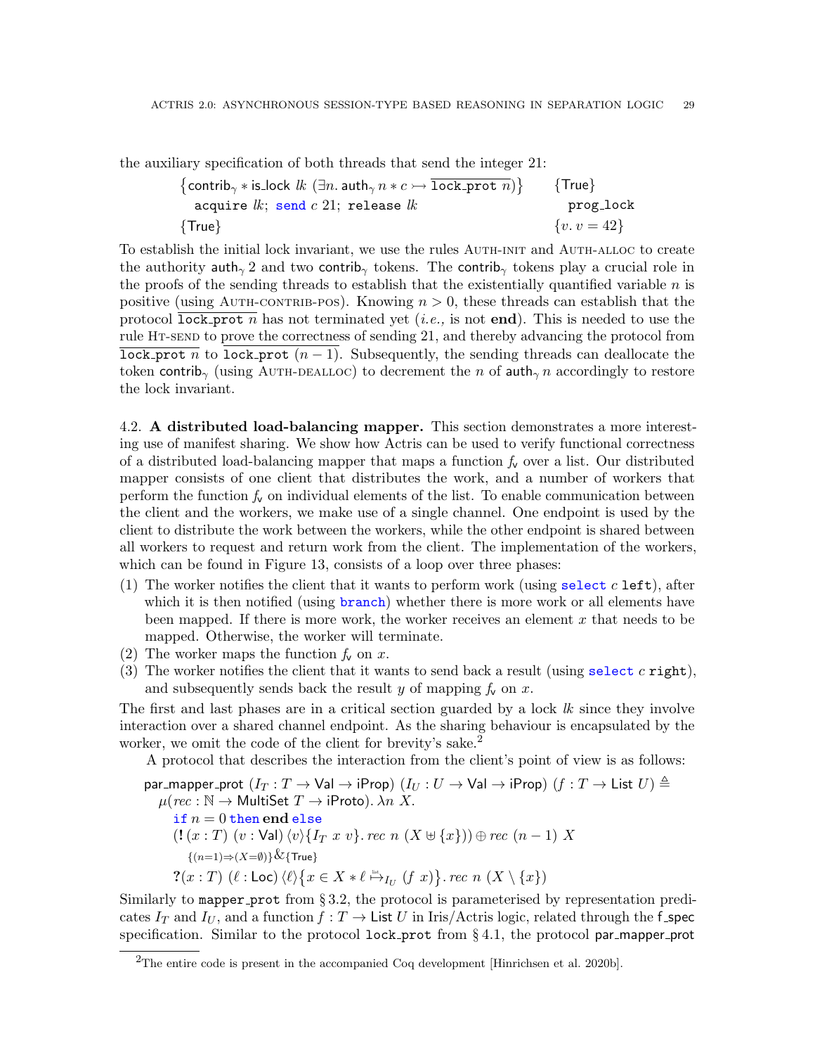the auxiliary specification of both threads that send the integer 21:

$$\begin{array}{ll}
\{\mathsf{contrib}_\gamma * \mathsf{is\_lock}\ \mathit{lk}\ (\exists n.\ \mathsf{auth}_\gamma\, n * c \rightarrowtail \overline{\mathtt{lock\_prot}\ n})\} & \{\mathsf{True}\} \\
\quad \mathtt{acquire}\ \mathit{lk};\ \mathtt{send}\ c\ 21;\ \mathtt{release}\ \mathit{lk} & \quad \mathtt{prog\_lock} \\
\{\mathsf{True}\} & \{v.\ v = 42\}
\end{array}$$

To establish the initial lock invariant, we use the rules Auth-init and Auth-alloc to create the authority $\mathsf{auth}_\gamma\, 2$ and two $\mathsf{contrib}_\gamma$ tokens. The $\mathsf{contrib}_\gamma$ tokens play a crucial role in the proofs of the sending threads to establish that the existentially quantified variable $n$ is positive (using Auth-contrib-pos). Knowing $n > 0$, these threads can establish that the protocol $\overline{\mathtt{lock\_prot}\ n}$ has not terminated yet (*i.e.,* is not **end**). This is needed to use the rule Ht-send to prove the correctness of sending 21, and thereby advancing the protocol from $\overline{\mathtt{lock\_prot}\ n}$ to $\overline{\mathtt{lock\_prot}\ (n-1)}$. Subsequently, the sending threads can deallocate the token $\mathsf{contrib}_\gamma$ (using Auth-dealloc) to decrement the $n$ of $\mathsf{auth}_\gamma\, n$ accordingly to restore the lock invariant.

4.2. **A distributed load-balancing mapper.** This section demonstrates a more interesting use of manifest sharing. We show how Actris can be used to verify functional correctness of a distributed load-balancing mapper that maps a function $f_v$ over a list. Our distributed mapper consists of one client that distributes the work, and a number of workers that perform the function $f_v$ on individual elements of the list. To enable communication between the client and the workers, we make use of a single channel. One endpoint is used by the client to distribute the work between the workers, while the other endpoint is shared between all workers to request and return work from the client. The implementation of the workers, which can be found in Figure 13, consists of a loop over three phases:

(1) The worker notifies the client that it wants to perform work (using `select` $c$ `left`), after which it is then notified (using `branch`) whether there is more work or all elements have been mapped. If there is more work, the worker receives an element $x$ that needs to be mapped. Otherwise, the worker will terminate.
(2) The worker maps the function $f_v$ on $x$.
(3) The worker notifies the client that it wants to send back a result (using `select` $c$ `right`), and subsequently sends back the result $y$ of mapping $f_v$ on $x$.

The first and last phases are in a critical section guarded by a lock $\mathit{lk}$ since they involve interaction over a shared channel endpoint. As the sharing behaviour is encapsulated by the worker, we omit the code of the client for brevity's sake.[2]

A protocol that describes the interaction from the client's point of view is as follows:

$$\begin{array}{l}
\mathsf{par\_mapper\_prot}\ (I_T : T \to \mathsf{Val} \to \mathsf{iProp})\ (I_U : U \to \mathsf{Val} \to \mathsf{iProp})\ (f : T \to \mathsf{List}\ U) \triangleq \\
\quad \mu(\mathit{rec} : \mathbb{N} \to \mathsf{MultiSet}\ T \to \mathsf{iProto}).\ \lambda n\ X. \\
\qquad \mathbf{if}\ n = 0\ \mathbf{then\ end\ else} \\
\qquad (\mathbf{!}\,(x : T)\ (v : \mathsf{Val})\,\langle v \rangle \{I_T\ x\ v\}.\ \mathit{rec}\ n\ (X \uplus \{x\})) \oplus \mathit{rec}\ (n-1)\ X \\
\qquad\quad {}_{\{(n=1) \Rightarrow (X = \emptyset)\}}\&_{\{\mathsf{True}\}} \\
\qquad \mathbf{?}(x : T)\ (\ell : \mathsf{Loc})\,\langle \ell \rangle \{x \in X * \ell \overset{\text{list}}{\mapsto}_{I_U} (f\ x)\}.\ \mathit{rec}\ n\ (X \setminus \{x\})
\end{array}$$

Similarly to `mapper_prot` from § 3.2, the protocol is parameterised by representation predicates $I_T$ and $I_U$, and a function $f : T \to \mathsf{List}\ U$ in Iris/Actris logic, related through the $\mathsf{f\_spec}$ specification. Similar to the protocol `lock_prot` from § 4.1, the protocol $\mathsf{par\_mapper\_prot}$

[2] The entire code is present in the accompanied Coq development [Hinrichsen et al. 2020b].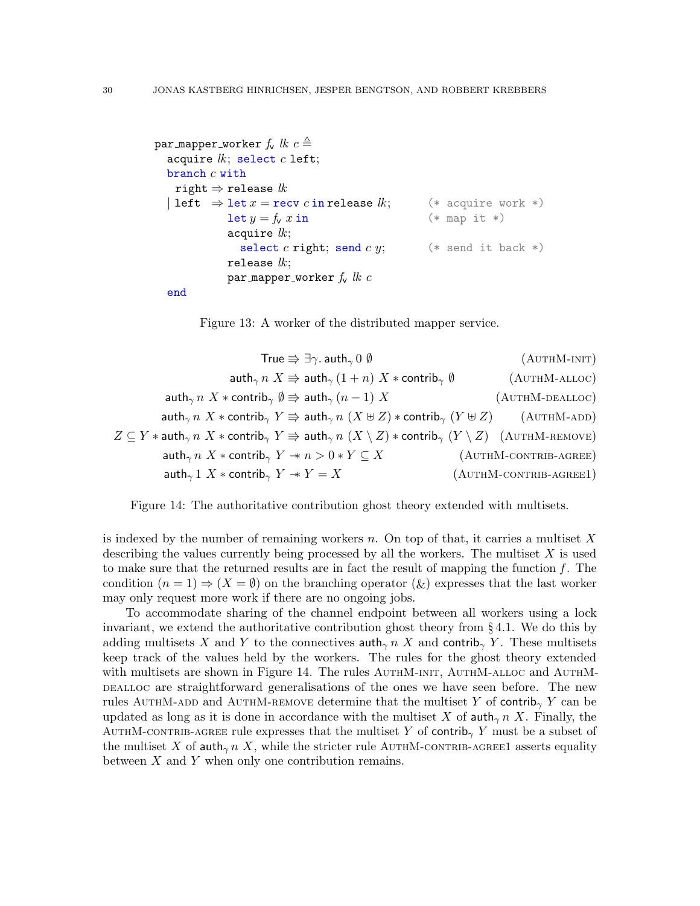```
par_mapper_worker f_v lk c ≜
  acquire lk; select c left;
  branch c with
    right ⇒ release lk
  | left  ⇒ let x = recv c in release lk;       (* acquire work *)
            let y = f_v x in                    (* map it *)
            acquire lk;
              select c right; send c y;         (* send it back *)
            release lk;
            par_mapper_worker f_v lk c
  end
```

Figure 13: A worker of the distributed mapper service.

$$\begin{array}{rr}
\mathsf{True} \Rrightarrow \exists \gamma.\, \mathsf{auth}_\gamma\, 0\ \emptyset & (\text{AuthM-init}) \\
\mathsf{auth}_\gamma\, n\ X \Rrightarrow \mathsf{auth}_\gamma\, (1+n)\ X * \mathsf{contrib}_\gamma\ \emptyset & (\text{AuthM-alloc}) \\
\mathsf{auth}_\gamma\, n\ X * \mathsf{contrib}_\gamma\ \emptyset \Rrightarrow \mathsf{auth}_\gamma\, (n-1)\ X & (\text{AuthM-dealloc}) \\
\mathsf{auth}_\gamma\, n\ X * \mathsf{contrib}_\gamma\ Y \Rrightarrow \mathsf{auth}_\gamma\, n\ (X \uplus Z) * \mathsf{contrib}_\gamma\ (Y \uplus Z) & (\text{AuthM-add}) \\
Z \subseteq Y * \mathsf{auth}_\gamma\, n\ X * \mathsf{contrib}_\gamma\ Y \Rrightarrow \mathsf{auth}_\gamma\, n\ (X \setminus Z) * \mathsf{contrib}_\gamma\ (Y \setminus Z) & (\text{AuthM-remove}) \\
\mathsf{auth}_\gamma\, n\ X * \mathsf{contrib}_\gamma\ Y \twoheadrightarrow n > 0 * Y \subseteq X & (\text{AuthM-contrib-agree}) \\
\mathsf{auth}_\gamma\, 1\ X * \mathsf{contrib}_\gamma\ Y \twoheadrightarrow Y = X & (\text{AuthM-contrib-agree1})
\end{array}$$

Figure 14: The authoritative contribution ghost theory extended with multisets.

is indexed by the number of remaining workers $n$. On top of that, it carries a multiset $X$ describing the values currently being processed by all the workers. The multiset $X$ is used to make sure that the returned results are in fact the result of mapping the function $f$. The condition $(n = 1) \Rightarrow (X = \emptyset)$ on the branching operator ($\&$) expresses that the last worker may only request more work if there are no ongoing jobs.

To accommodate sharing of the channel endpoint between all workers using a lock invariant, we extend the authoritative contribution ghost theory from § 4.1. We do this by adding multisets $X$ and $Y$ to the connectives $\mathsf{auth}_\gamma\, n\ X$ and $\mathsf{contrib}_\gamma\ Y$. These multisets keep track of the values held by the workers. The rules for the ghost theory extended with multisets are shown in Figure 14. The rules AuthM-init, AuthM-alloc and AuthM-dealloc are straightforward generalisations of the ones we have seen before. The new rules AuthM-add and AuthM-remove determine that the multiset $Y$ of $\mathsf{contrib}_\gamma\ Y$ can be updated as long as it is done in accordance with the multiset $X$ of $\mathsf{auth}_\gamma\, n\ X$. Finally, the AuthM-contrib-agree rule expresses that the multiset $Y$ of $\mathsf{contrib}_\gamma\ Y$ must be a subset of the multiset $X$ of $\mathsf{auth}_\gamma\, n\ X$, while the stricter rule AuthM-contrib-agree1 asserts equality between $X$ and $Y$ when only one contribution remains.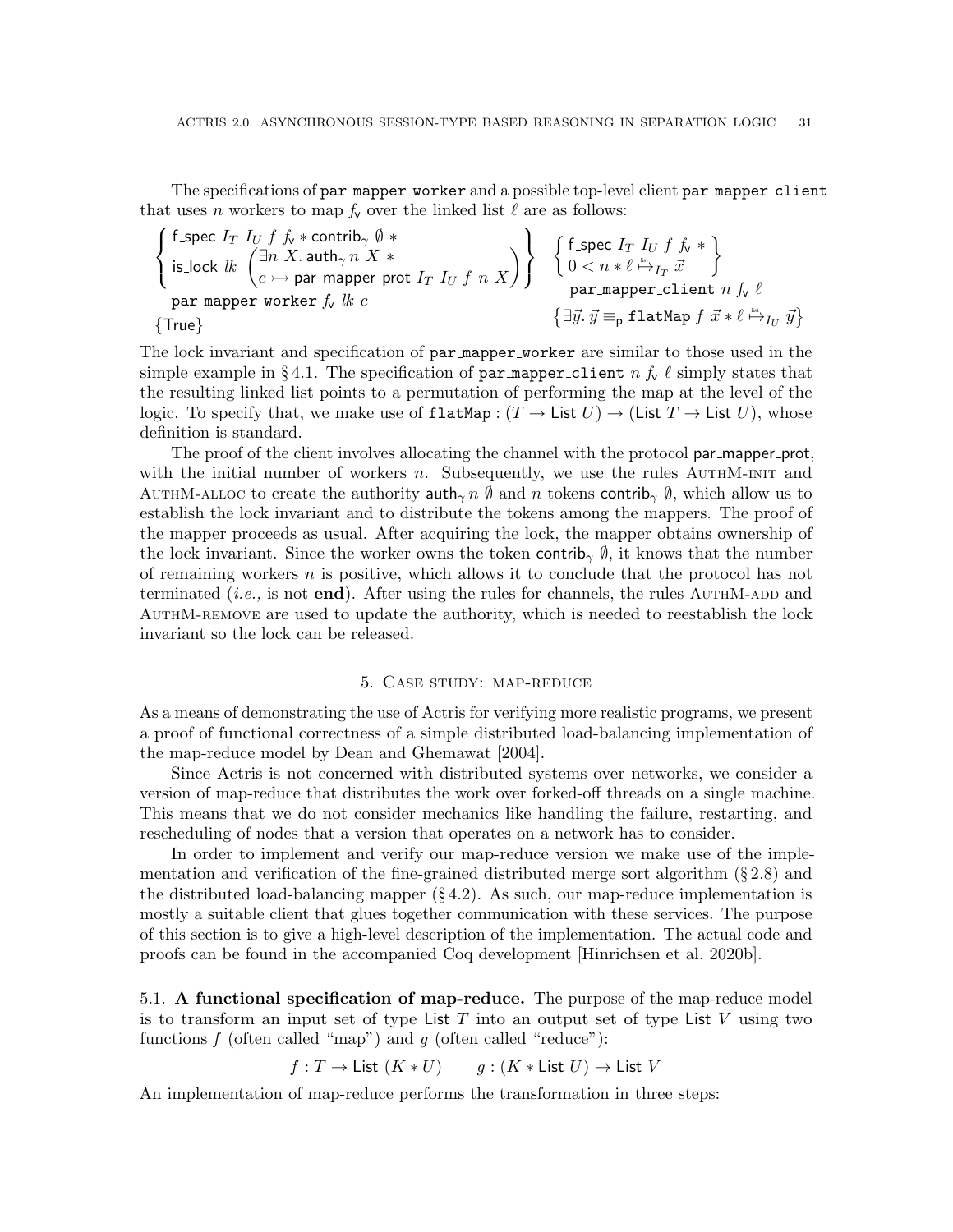The specifications of par_mapper_worker and a possible top-level client par_mapper_client that uses $n$ workers to map $f_{\mathsf{v}}$ over the linked list $\ell$ are as follows:

$$
\left\{\begin{array}{l}\mathsf{f\_spec}\ I_T\ I_U\ f\ f_{\mathsf{v}} * \mathsf{contrib}_\gamma\ \emptyset\ * \\ \mathsf{is\_lock}\ lk\ \left(\begin{array}{l}\exists n\ X.\ \mathsf{auth}_\gamma\ n\ X\ * \\ c \rightarrowtail \overline{\mathsf{par\_mapper\_prot}\ I_T\ I_U\ f\ n\ X}\end{array}\right)\end{array}\right\} \\
\texttt{par\_mapper\_worker}\ f_{\mathsf{v}}\ lk\ c \\
\{\mathsf{True}\}
\qquad
\left\{\begin{array}{l}\mathsf{f\_spec}\ I_T\ I_U\ f\ f_{\mathsf{v}}\ * \\ 0 < n * \ell \overset{\text{list}}{\mapsto}_{I_T} \vec{x}\end{array}\right\} \\
\texttt{par\_mapper\_client}\ n\ f_{\mathsf{v}}\ \ell \\
\left\{\exists \vec{y}.\ \vec{y} \equiv_{\mathsf{p}} \texttt{flatMap}\ f\ \vec{x} * \ell \overset{\text{list}}{\mapsto}_{I_U} \vec{y}\right\}
$$

The lock invariant and specification of par_mapper_worker are similar to those used in the simple example in § 4.1. The specification of par_mapper_client $n\ f_{\mathsf{v}}\ \ell$ simply states that the resulting linked list points to a permutation of performing the map at the level of the logic. To specify that, we make use of $\texttt{flatMap} : (T \to \mathsf{List}\ U) \to (\mathsf{List}\ T \to \mathsf{List}\ U)$, whose definition is standard.

The proof of the client involves allocating the channel with the protocol par_mapper_prot, with the initial number of workers $n$. Subsequently, we use the rules AuthM-init and AuthM-alloc to create the authority $\mathsf{auth}_\gamma\ n\ \emptyset$ and $n$ tokens $\mathsf{contrib}_\gamma\ \emptyset$, which allow us to establish the lock invariant and to distribute the tokens among the mappers. The proof of the mapper proceeds as usual. After acquiring the lock, the mapper obtains ownership of the lock invariant. Since the worker owns the token $\mathsf{contrib}_\gamma\ \emptyset$, it knows that the number of remaining workers $n$ is positive, which allows it to conclude that the protocol has not terminated (*i.e.,* is not **end**). After using the rules for channels, the rules AuthM-add and AuthM-remove are used to update the authority, which is needed to reestablish the lock invariant so the lock can be released.

## 5. Case study: map-reduce

As a means of demonstrating the use of Actris for verifying more realistic programs, we present a proof of functional correctness of a simple distributed load-balancing implementation of the map-reduce model by Dean and Ghemawat [2004].

Since Actris is not concerned with distributed systems over networks, we consider a version of map-reduce that distributes the work over forked-off threads on a single machine. This means that we do not consider mechanics like handling the failure, restarting, and rescheduling of nodes that a version that operates on a network has to consider.

In order to implement and verify our map-reduce version we make use of the implementation and verification of the fine-grained distributed merge sort algorithm (§ 2.8) and the distributed load-balancing mapper (§ 4.2). As such, our map-reduce implementation is mostly a suitable client that glues together communication with these services. The purpose of this section is to give a high-level description of the implementation. The actual code and proofs can be found in the accompanied Coq development [Hinrichsen et al. 2020b].

### 5.1. A functional specification of map-reduce.

The purpose of the map-reduce model is to transform an input set of type $\mathsf{List}\ T$ into an output set of type $\mathsf{List}\ V$ using two functions $f$ (often called "map") and $g$ (often called "reduce"):

$$
f : T \to \mathsf{List}\ (K * U) \qquad g : (K * \mathsf{List}\ U) \to \mathsf{List}\ V
$$

An implementation of map-reduce performs the transformation in three steps: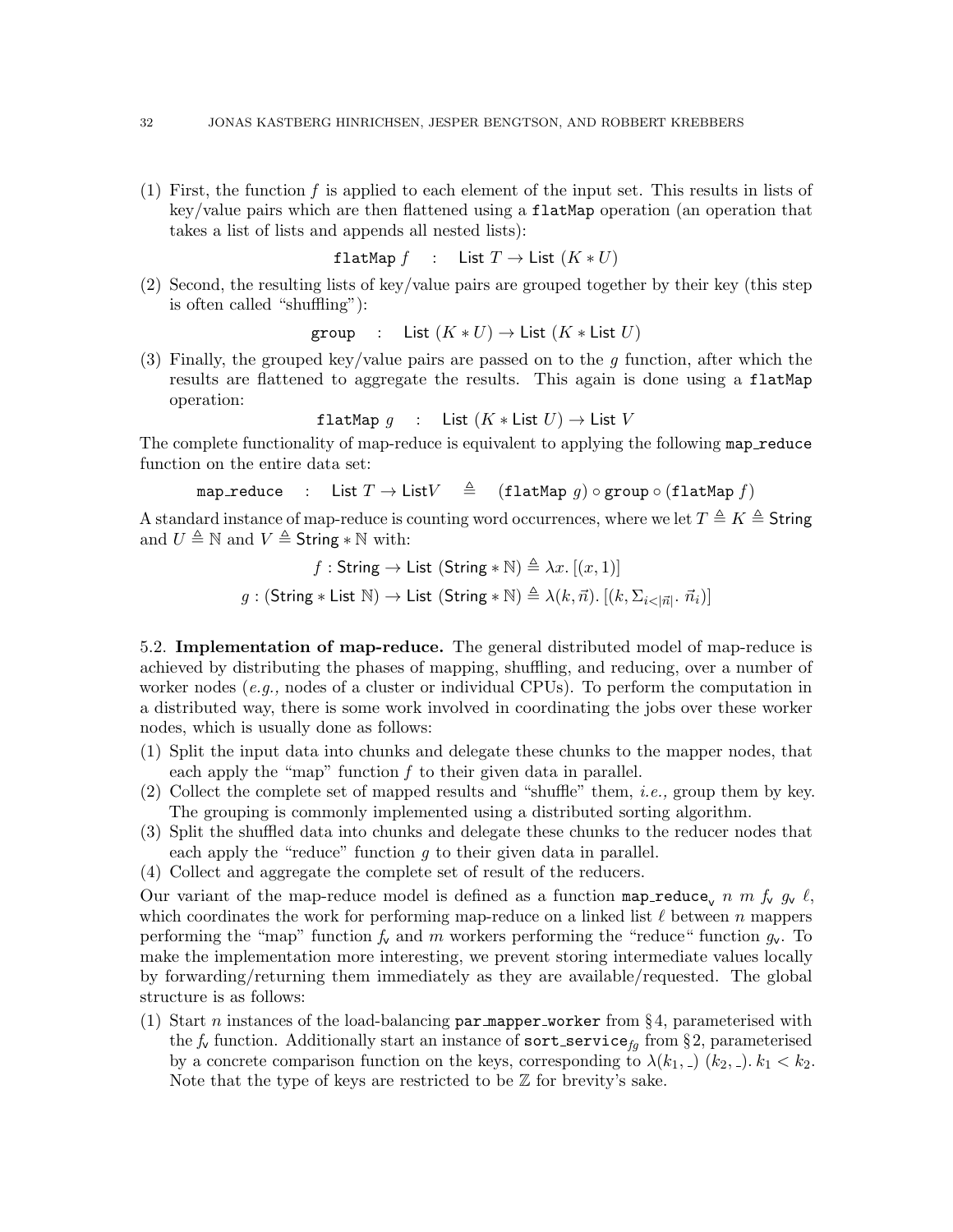(1) First, the function $f$ is applied to each element of the input set. This results in lists of key/value pairs which are then flattened using a `flatMap` operation (an operation that takes a list of lists and appends all nested lists):

$$\texttt{flatMap}\ f \quad : \quad \mathsf{List}\ T \to \mathsf{List}\ (K * U)$$

(2) Second, the resulting lists of key/value pairs are grouped together by their key (this step is often called "shuffling"):

$$\texttt{group} \quad : \quad \mathsf{List}\ (K * U) \to \mathsf{List}\ (K * \mathsf{List}\ U)$$

(3) Finally, the grouped key/value pairs are passed on to the $g$ function, after which the results are flattened to aggregate the results. This again is done using a `flatMap` operation:

$$\texttt{flatMap}\ g \quad : \quad \mathsf{List}\ (K * \mathsf{List}\ U) \to \mathsf{List}\ V$$

The complete functionality of map-reduce is equivalent to applying the following `map_reduce` function on the entire data set:

$$\texttt{map\_reduce} \quad : \quad \mathsf{List}\ T \to \mathsf{List} V \quad \triangleq \quad (\texttt{flatMap}\ g) \circ \texttt{group} \circ (\texttt{flatMap}\ f)$$

A standard instance of map-reduce is counting word occurrences, where we let $T \triangleq K \triangleq \mathsf{String}$ and $U \triangleq \mathbb{N}$ and $V \triangleq \mathsf{String} * \mathbb{N}$ with:

$$f : \mathsf{String} \to \mathsf{List}\ (\mathsf{String} * \mathbb{N}) \triangleq \lambda x.\ [(x, 1)]$$

$$g : (\mathsf{String} * \mathsf{List}\ \mathbb{N}) \to \mathsf{List}\ (\mathsf{String} * \mathbb{N}) \triangleq \lambda(k, \vec{n}).\ [(k, \Sigma_{i<|\vec{n}|}.\ \vec{n}_i)]$$

5.2. **Implementation of map-reduce.** The general distributed model of map-reduce is achieved by distributing the phases of mapping, shuffling, and reducing, over a number of worker nodes (*e.g.,* nodes of a cluster or individual CPUs). To perform the computation in a distributed way, there is some work involved in coordinating the jobs over these worker nodes, which is usually done as follows:

(1) Split the input data into chunks and delegate these chunks to the mapper nodes, that each apply the "map" function $f$ to their given data in parallel.
(2) Collect the complete set of mapped results and "shuffle" them, *i.e.,* group them by key. The grouping is commonly implemented using a distributed sorting algorithm.
(3) Split the shuffled data into chunks and delegate these chunks to the reducer nodes that each apply the "reduce" function $g$ to their given data in parallel.
(4) Collect and aggregate the complete set of result of the reducers.

Our variant of the map-reduce model is defined as a function $\texttt{map\_reduce}_{\mathsf{v}}\ n\ m\ f_{\mathsf{v}}\ g_{\mathsf{v}}\ \ell$, which coordinates the work for performing map-reduce on a linked list $\ell$ between $n$ mappers performing the "map" function $f_{\mathsf{v}}$ and $m$ workers performing the "reduce" function $g_{\mathsf{v}}$. To make the implementation more interesting, we prevent storing intermediate values locally by forwarding/returning them immediately as they are available/requested. The global structure is as follows:

(1) Start $n$ instances of the load-balancing `par_mapper_worker` from § 4, parameterised with the $f_{\mathsf{v}}$ function. Additionally start an instance of $\texttt{sort\_service}_{fg}$ from § 2, parameterised by a concrete comparison function on the keys, corresponding to $\lambda(k_1, \_)\ (k_2, \_).\ k_1 < k_2$. Note that the type of keys are restricted to be $\mathbb{Z}$ for brevity's sake.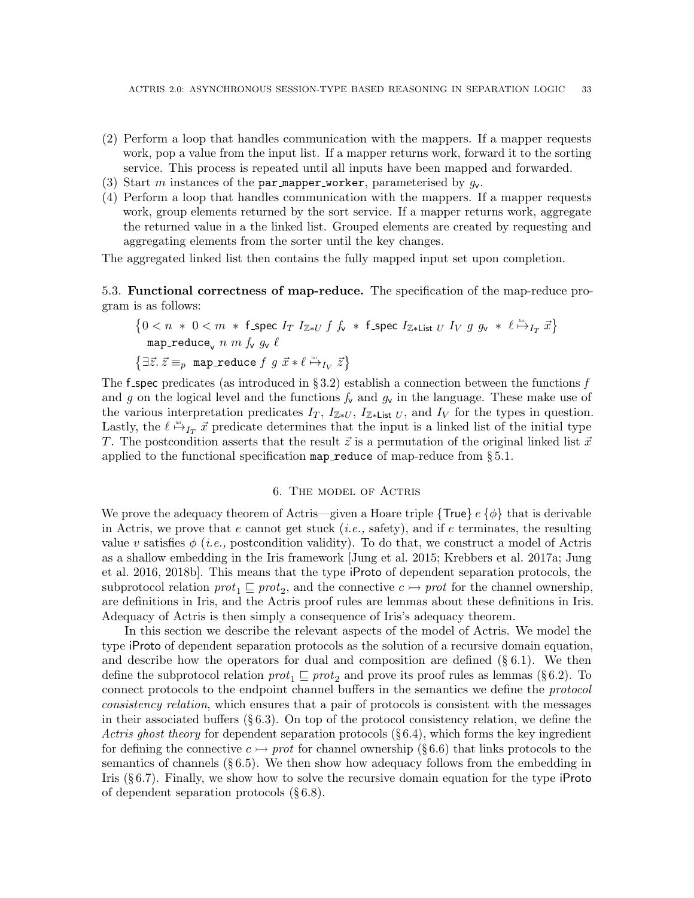(2) Perform a loop that handles communication with the mappers. If a mapper requests work, pop a value from the input list. If a mapper returns work, forward it to the sorting service. This process is repeated until all inputs have been mapped and forwarded.
(3) Start $m$ instances of the `par_mapper_worker`, parameterised by $g_{\mathsf{v}}$.
(4) Perform a loop that handles communication with the mappers. If a mapper requests work, group elements returned by the sort service. If a mapper returns work, aggregate the returned value in a the linked list. Grouped elements are created by requesting and aggregating elements from the sorter until the key changes.

The aggregated linked list then contains the fully mapped input set upon completion.

5.3. **Functional correctness of map-reduce.** The specification of the map-reduce program is as follows:

$$\begin{array}{l}\left\{0 < n \;*\; 0 < m \;*\; \mathsf{f\_spec}\; I_T\; I_{\mathbb{Z}*U}\; f\; f_{\mathsf{v}} \;*\; \mathsf{f\_spec}\; I_{\mathbb{Z}*\mathsf{List}\;U}\; I_V\; g\; g_{\mathsf{v}} \;*\; \ell \overset{\text{list}}{\mapsto}_{I_T} \vec{x}\right\} \\ \quad \mathtt{map\_reduce}_{\mathsf{v}}\; n\; m\; f_{\mathsf{v}}\; g_{\mathsf{v}}\; \ell \\ \left\{\exists \vec{z}.\, \vec{z} \equiv_p \mathtt{map\_reduce}\; f\; g\; \vec{x} * \ell \overset{\text{list}}{\mapsto}_{I_V} \vec{z}\right\}\end{array}$$

The $\mathsf{f\_spec}$ predicates (as introduced in § 3.2) establish a connection between the functions $f$ and $g$ on the logical level and the functions $f_{\mathsf{v}}$ and $g_{\mathsf{v}}$ in the language. These make use of the various interpretation predicates $I_T$, $I_{\mathbb{Z}*U}$, $I_{\mathbb{Z}*\mathsf{List}\;U}$, and $I_V$ for the types in question. Lastly, the $\ell \overset{\text{list}}{\mapsto}_{I_T} \vec{x}$ predicate determines that the input is a linked list of the initial type $T$. The postcondition asserts that the result $\vec{z}$ is a permutation of the original linked list $\vec{x}$ applied to the functional specification `map_reduce` of map-reduce from § 5.1.

## 6. The model of Actris

We prove the adequacy theorem of Actris—given a Hoare triple $\{\mathsf{True}\}\; e\; \{\phi\}$ that is derivable in Actris, we prove that $e$ cannot get stuck (*i.e.,* safety), and if $e$ terminates, the resulting value $v$ satisfies $\phi$ (*i.e.,* postcondition validity). To do that, we construct a model of Actris as a shallow embedding in the Iris framework [Jung et al. 2015; Krebbers et al. 2017a; Jung et al. 2016, 2018b]. This means that the type $\mathsf{iProto}$ of dependent separation protocols, the subprotocol relation $\mathit{prot}_1 \sqsubseteq \mathit{prot}_2$, and the connective $c \rightarrowtail \mathit{prot}$ for the channel ownership, are definitions in Iris, and the Actris proof rules are lemmas about these definitions in Iris. Adequacy of Actris is then simply a consequence of Iris's adequacy theorem.

In this section we describe the relevant aspects of the model of Actris. We model the type $\mathsf{iProto}$ of dependent separation protocols as the solution of a recursive domain equation, and describe how the operators for dual and composition are defined (§ 6.1). We then define the subprotocol relation $\mathit{prot}_1 \sqsubseteq \mathit{prot}_2$ and prove its proof rules as lemmas (§ 6.2). To connect protocols to the endpoint channel buffers in the semantics we define the *protocol consistency relation*, which ensures that a pair of protocols is consistent with the messages in their associated buffers (§ 6.3). On top of the protocol consistency relation, we define the *Actris ghost theory* for dependent separation protocols (§ 6.4), which forms the key ingredient for defining the connective $c \rightarrowtail \mathit{prot}$ for channel ownership (§ 6.6) that links protocols to the semantics of channels (§ 6.5). We then show how adequacy follows from the embedding in Iris (§ 6.7). Finally, we show how to solve the recursive domain equation for the type $\mathsf{iProto}$ of dependent separation protocols (§ 6.8).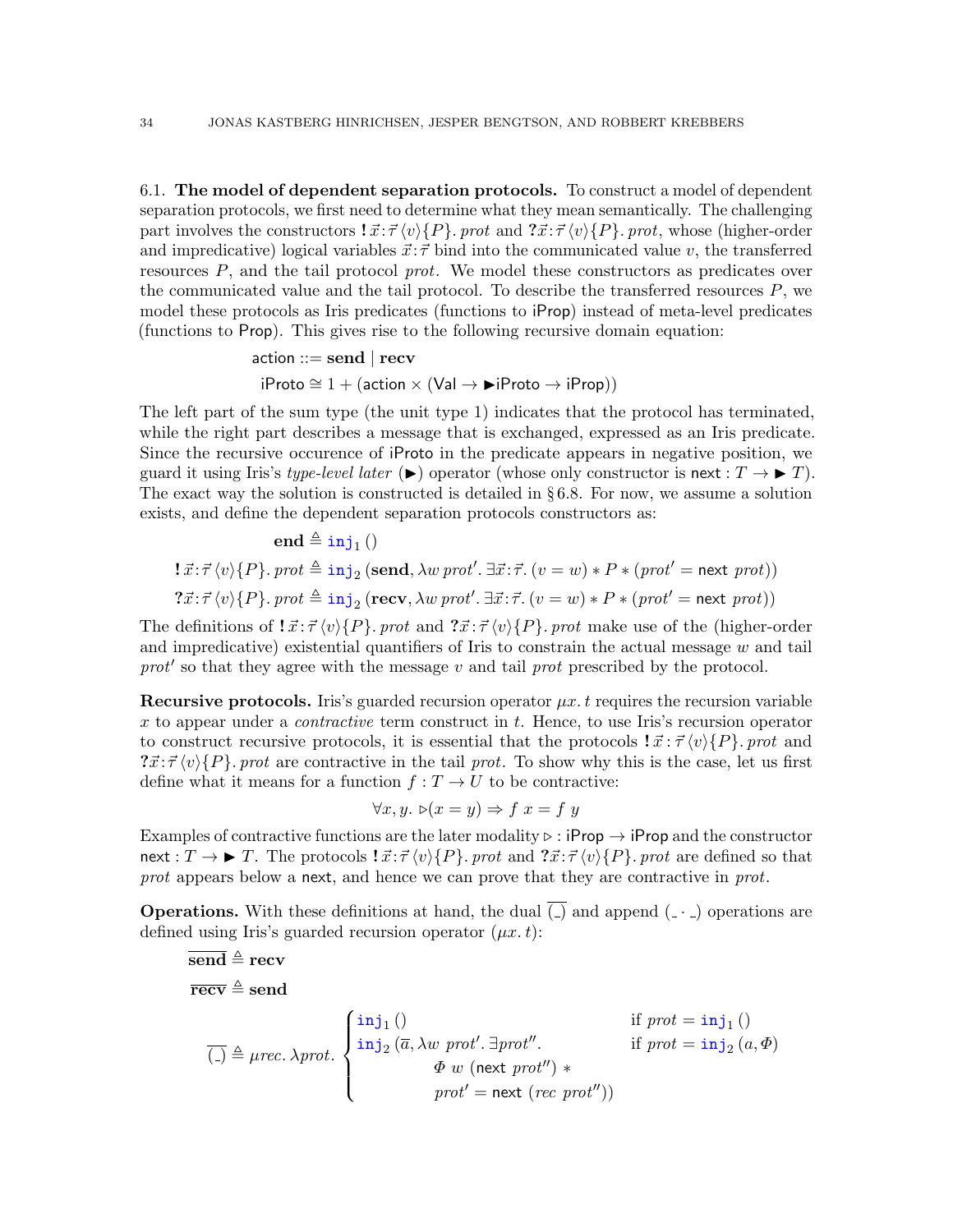6.1. **The model of dependent separation protocols.** To construct a model of dependent separation protocols, we first need to determine what they mean semantically. The challenging part involves the constructors $\mathbf{!}\,\vec{x}\!:\!\vec{\tau}\,\langle v\rangle\{P\}.\,\mathit{prot}$ and $\mathbf{?}\vec{x}\!:\!\vec{\tau}\,\langle v\rangle\{P\}.\,\mathit{prot}$, whose (higher-order and impredicative) logical variables $\vec{x}\!:\!\vec{\tau}$ bind into the communicated value $v$, the transferred resources $P$, and the tail protocol $\mathit{prot}$. We model these constructors as predicates over the communicated value and the tail protocol. To describe the transferred resources $P$, we model these protocols as Iris predicates (functions to $\mathsf{iProp}$) instead of meta-level predicates (functions to $\mathsf{Prop}$). This gives rise to the following recursive domain equation:

$$\mathsf{action} ::= \mathbf{send} \mid \mathbf{recv}$$

$$\mathsf{iProto} \cong 1 + (\mathsf{action} \times (\mathsf{Val} \to \blacktriangleright\mathsf{iProto} \to \mathsf{iProp}))$$

The left part of the sum type (the unit type 1) indicates that the protocol has terminated, while the right part describes a message that is exchanged, expressed as an Iris predicate. Since the recursive occurence of $\mathsf{iProto}$ in the predicate appears in negative position, we guard it using Iris's *type-level later* ($\blacktriangleright$) operator (whose only constructor is $\mathsf{next} : T \to \blacktriangleright T$). The exact way the solution is constructed is detailed in § 6.8. For now, we assume a solution exists, and define the dependent separation protocols constructors as:

$$\mathbf{end} \triangleq \mathtt{inj}_1\,()$$

$$\mathbf{!}\,\vec{x}\!:\!\vec{\tau}\,\langle v\rangle\{P\}.\,\mathit{prot} \triangleq \mathtt{inj}_2\,(\mathbf{send}, \lambda w\,\mathit{prot}'.\,\exists\vec{x}\!:\!\vec{\tau}.\,(v = w) * P * (\mathit{prot}' = \mathsf{next}\ \mathit{prot}))$$

$$\mathbf{?}\vec{x}\!:\!\vec{\tau}\,\langle v\rangle\{P\}.\,\mathit{prot} \triangleq \mathtt{inj}_2\,(\mathbf{recv}, \lambda w\,\mathit{prot}'.\,\exists\vec{x}\!:\!\vec{\tau}.\,(v = w) * P * (\mathit{prot}' = \mathsf{next}\ \mathit{prot}))$$

The definitions of $\mathbf{!}\,\vec{x}\!:\!\vec{\tau}\,\langle v\rangle\{P\}.\,\mathit{prot}$ and $\mathbf{?}\vec{x}\!:\!\vec{\tau}\,\langle v\rangle\{P\}.\,\mathit{prot}$ make use of the (higher-order and impredicative) existential quantifiers of Iris to constrain the actual message $w$ and tail $\mathit{prot}'$ so that they agree with the message $v$ and tail $\mathit{prot}$ prescribed by the protocol.

**Recursive protocols.** Iris's guarded recursion operator $\mu x.\,t$ requires the recursion variable $x$ to appear under a *contractive* term construct in $t$. Hence, to use Iris's recursion operator to construct recursive protocols, it is essential that the protocols $\mathbf{!}\,\vec{x}\!:\!\vec{\tau}\,\langle v\rangle\{P\}.\,\mathit{prot}$ and $\mathbf{?}\vec{x}\!:\!\vec{\tau}\,\langle v\rangle\{P\}.\,\mathit{prot}$ are contractive in the tail $\mathit{prot}$. To show why this is the case, let us first define what it means for a function $f : T \to U$ to be contractive:

$$\forall x, y.\ \triangleright(x = y) \Rightarrow f\ x = f\ y$$

Examples of contractive functions are the later modality $\triangleright : \mathsf{iProp} \to \mathsf{iProp}$ and the constructor $\mathsf{next} : T \to \blacktriangleright T$. The protocols $\mathbf{!}\,\vec{x}\!:\!\vec{\tau}\,\langle v\rangle\{P\}.\,\mathit{prot}$ and $\mathbf{?}\vec{x}\!:\!\vec{\tau}\,\langle v\rangle\{P\}.\,\mathit{prot}$ are defined so that $\mathit{prot}$ appears below a $\mathsf{next}$, and hence we can prove that they are contractive in $\mathit{prot}$.

**Operations.** With these definitions at hand, the dual $\overline{(\_)}$ and append $(\_\cdot\_)$ operations are defined using Iris's guarded recursion operator ($\mu x.\,t$):

$$\overline{\mathbf{send}} \triangleq \mathbf{recv}$$

$$\overline{\mathbf{recv}} \triangleq \mathbf{send}$$

$$\overline{(\_)} \triangleq \mu \mathit{rec}.\,\lambda \mathit{prot}.\ \begin{cases} \mathtt{inj}_1\,() & \text{if } \mathit{prot} = \mathtt{inj}_1\,() \\ \mathtt{inj}_2\,(\overline{a}, \lambda w\ \mathit{prot}'.\,\exists \mathit{prot}''. & \text{if } \mathit{prot} = \mathtt{inj}_2\,(a, \Phi) \\ \qquad \Phi\ w\ (\mathsf{next}\ \mathit{prot}'')\ * & \\ \qquad \mathit{prot}' = \mathsf{next}\ (\mathit{rec}\ \mathit{prot}'')) & \end{cases}$$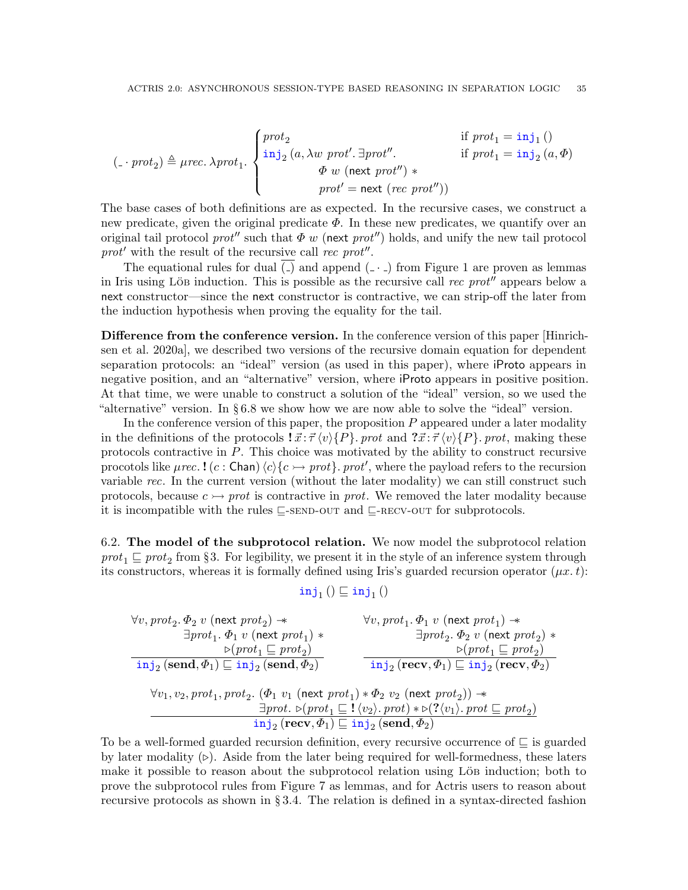$$(\_ \cdot prot_2) \triangleq \mu rec.\, \lambda prot_1. \begin{cases} prot_2 & \text{if } prot_1 = \texttt{inj}_1\,() \\ \texttt{inj}_2\,(a, \lambda w\ prot'.\, \exists prot''. & \text{if } prot_1 = \texttt{inj}_2\,(a, \Phi) \\ \qquad\qquad \Phi\ w\ (\mathsf{next}\ prot'') \ast & \\ \qquad\qquad prot' = \mathsf{next}\ (rec\ prot'')) & \end{cases}$$

The base cases of both definitions are as expected. In the recursive cases, we construct a new predicate, given the original predicate $\Phi$. In these new predicates, we quantify over an original tail protocol $prot''$ such that $\Phi\ w\ (\mathsf{next}\ prot'')$ holds, and unify the new tail protocol $prot'$ with the result of the recursive call $rec\ prot''$.

The equational rules for dual $\overline{(\_)}$ and append $(\_ \cdot \_)$ from Figure 1 are proven as lemmas in Iris using Löb induction. This is possible as the recursive call $rec\ prot''$ appears below a $\mathsf{next}$ constructor—since the $\mathsf{next}$ constructor is contractive, we can strip-off the later from the induction hypothesis when proving the equality for the tail.

**Difference from the conference version.** In the conference version of this paper [Hinrichsen et al. 2020a], we described two versions of the recursive domain equation for dependent separation protocols: an "ideal" version (as used in this paper), where $\mathsf{iProto}$ appears in negative position, and an "alternative" version, where $\mathsf{iProto}$ appears in positive position. At that time, we were unable to construct a solution of the "ideal" version, so we used the "alternative" version. In § 6.8 we show how we are now able to solve the "ideal" version.

In the conference version of this paper, the proposition $P$ appeared under a later modality in the definitions of the protocols $\mathbf{!}\,\vec{x}\!:\!\vec{\tau}\,\langle v\rangle\{P\}.\,prot$ and $\mathbf{?}\,\vec{x}\!:\!\vec{\tau}\,\langle v\rangle\{P\}.\,prot$, making these protocols contractive in $P$. This choice was motivated by the ability to construct recursive procotols like $\mu rec.\,\mathbf{!}\,(c : \mathsf{Chan})\,\langle c\rangle\{c \rightarrowtail prot\}.\,prot'$, where the payload refers to the recursion variable $rec$. In the current version (without the later modality) we can still construct such protocols, because $c \rightarrowtail prot$ is contractive in $prot$. We removed the later modality because it is incompatible with the rules $\sqsubseteq$-SEND-OUT and $\sqsubseteq$-RECV-OUT for subprotocols.

6.2. **The model of the subprotocol relation.** We now model the subprotocol relation $prot_1 \sqsubseteq prot_2$ from §3. For legibility, we present it in the style of an inference system through its constructors, whereas it is formally defined using Iris's guarded recursion operator $(\mu x.\, t)$:

$$\texttt{inj}_1\,() \sqsubseteq \texttt{inj}_1\,()$$

$$\frac{\begin{array}{l}\forall v, prot_2.\, \Phi_2\ v\ (\mathsf{next}\ prot_2) \twoheadrightarrow \\ \qquad \exists prot_1.\, \Phi_1\ v\ (\mathsf{next}\ prot_1) \ast \\ \qquad\qquad \triangleright(prot_1 \sqsubseteq prot_2)\end{array}}{\texttt{inj}_2\,(\mathbf{send}, \Phi_1) \sqsubseteq \texttt{inj}_2\,(\mathbf{send}, \Phi_2)} \qquad \frac{\begin{array}{l}\forall v, prot_1.\, \Phi_1\ v\ (\mathsf{next}\ prot_1) \twoheadrightarrow \\ \qquad \exists prot_2.\, \Phi_2\ v\ (\mathsf{next}\ prot_2) \ast \\ \qquad\qquad \triangleright(prot_1 \sqsubseteq prot_2)\end{array}}{\texttt{inj}_2\,(\mathbf{recv}, \Phi_1) \sqsubseteq \texttt{inj}_2\,(\mathbf{recv}, \Phi_2)}$$

$$\frac{\begin{array}{l}\forall v_1, v_2, prot_1, prot_2.\, (\Phi_1\ v_1\ (\mathsf{next}\ prot_1) \ast \Phi_2\ v_2\ (\mathsf{next}\ prot_2)) \twoheadrightarrow \\ \qquad \exists prot.\, \triangleright(prot_1 \sqsubseteq \mathbf{!}\,\langle v_2\rangle.\, prot) \ast \triangleright(\mathbf{?}\,\langle v_1\rangle.\, prot \sqsubseteq prot_2)\end{array}}{\texttt{inj}_2\,(\mathbf{recv}, \Phi_1) \sqsubseteq \texttt{inj}_2\,(\mathbf{send}, \Phi_2)}$$

To be a well-formed guarded recursion definition, every recursive occurrence of $\sqsubseteq$ is guarded by later modality $(\triangleright)$. Aside from the later being required for well-formedness, these laters make it possible to reason about the subprotocol relation using Löb induction; both to prove the subprotocol rules from Figure 7 as lemmas, and for Actris users to reason about recursive protocols as shown in § 3.4. The relation is defined in a syntax-directed fashion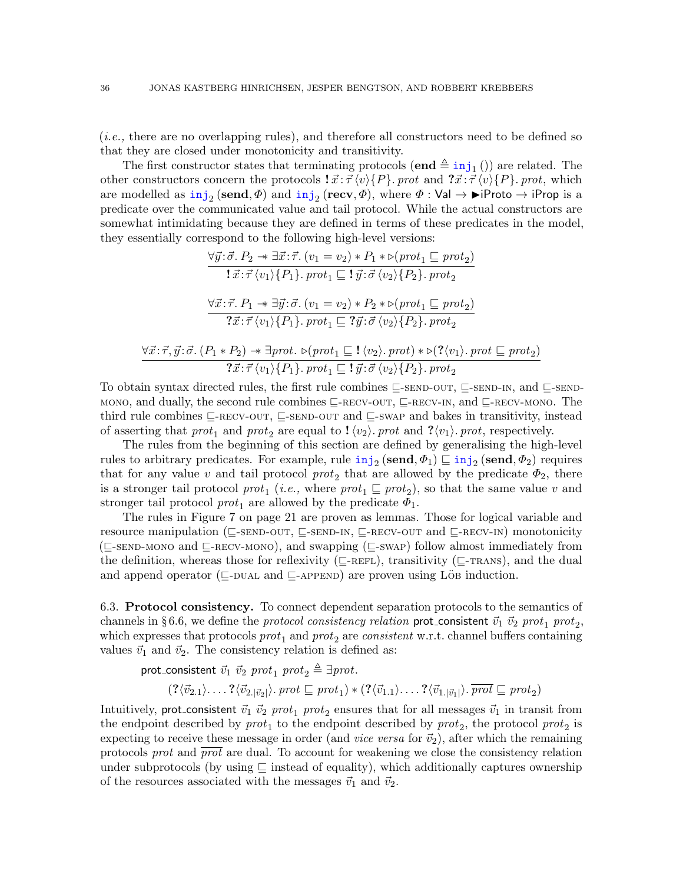(*i.e.,* there are no overlapping rules), and therefore all constructors need to be defined so that they are closed under monotonicity and transitivity.

The first constructor states that terminating protocols ($\mathbf{end} \triangleq \mathtt{inj}_1\,()$) are related. The other constructors concern the protocols $\mathbf{!}\,\vec{x}:\vec{\tau}\,\langle v\rangle\{P\}.\,prot$ and $\mathbf{?}\vec{x}:\vec{\tau}\,\langle v\rangle\{P\}.\,prot$, which are modelled as $\mathtt{inj}_2\,(\mathbf{send}, \Phi)$ and $\mathtt{inj}_2\,(\mathbf{recv}, \Phi)$, where $\Phi : \mathsf{Val} \to \blacktriangleright\mathsf{iProto} \to \mathsf{iProp}$ is a predicate over the communicated value and tail protocol. While the actual constructors are somewhat intimidating because they are defined in terms of these predicates in the model, they essentially correspond to the following high-level versions:

$$\frac{\forall \vec{y}:\vec{\sigma}.\; P_2 \twoheadrightarrow \exists \vec{x}:\vec{\tau}.\; (v_1 = v_2) * P_1 * \triangleright(prot_1 \sqsubseteq prot_2)}{\mathbf{!}\,\vec{x}:\vec{\tau}\,\langle v_1\rangle\{P_1\}.\,prot_1 \sqsubseteq \mathbf{!}\,\vec{y}:\vec{\sigma}\,\langle v_2\rangle\{P_2\}.\,prot_2}$$

$$\frac{\forall \vec{x}:\vec{\tau}.\; P_1 \twoheadrightarrow \exists \vec{y}:\vec{\sigma}.\; (v_1 = v_2) * P_2 * \triangleright(prot_1 \sqsubseteq prot_2)}{\mathbf{?}\vec{x}:\vec{\tau}\,\langle v_1\rangle\{P_1\}.\,prot_1 \sqsubseteq \mathbf{?}\vec{y}:\vec{\sigma}\,\langle v_2\rangle\{P_2\}.\,prot_2}$$

$$\frac{\forall \vec{x}:\vec{\tau}, \vec{y}:\vec{\sigma}.\; (P_1 * P_2) \twoheadrightarrow \exists prot.\; \triangleright(prot_1 \sqsubseteq \mathbf{!}\,\langle v_2\rangle.\,prot) * \triangleright(\mathbf{?}\langle v_1\rangle.\,prot \sqsubseteq prot_2)}{\mathbf{?}\vec{x}:\vec{\tau}\,\langle v_1\rangle\{P_1\}.\,prot_1 \sqsubseteq \mathbf{!}\,\vec{y}:\vec{\sigma}\,\langle v_2\rangle\{P_2\}.\,prot_2}$$

To obtain syntax directed rules, the first rule combines ⊑-SEND-OUT, ⊑-SEND-IN, and ⊑-SEND-MONO, and dually, the second rule combines ⊑-RECV-OUT, ⊑-RECV-IN, and ⊑-RECV-MONO. The third rule combines ⊑-RECV-OUT, ⊑-SEND-OUT and ⊑-SWAP and bakes in transitivity, instead of asserting that $prot_1$ and $prot_2$ are equal to $\mathbf{!}\,\langle v_2\rangle.\,prot$ and $\mathbf{?}\langle v_1\rangle.\,prot$, respectively.

The rules from the beginning of this section are defined by generalising the high-level rules to arbitrary predicates. For example, rule $\mathtt{inj}_2\,(\mathbf{send}, \Phi_1) \sqsubseteq \mathtt{inj}_2\,(\mathbf{send}, \Phi_2)$ requires that for any value $v$ and tail protocol $prot_2$ that are allowed by the predicate $\Phi_2$, there is a stronger tail protocol $prot_1$ (*i.e.,* where $prot_1 \sqsubseteq prot_2$), so that the same value $v$ and stronger tail protocol $prot_1$ are allowed by the predicate $\Phi_1$.

The rules in Figure 7 on page 21 are proven as lemmas. Those for logical variable and resource manipulation (⊑-SEND-OUT, ⊑-SEND-IN, ⊑-RECV-OUT and ⊑-RECV-IN) monotonicity (⊑-SEND-MONO and ⊑-RECV-MONO), and swapping (⊑-SWAP) follow almost immediately from the definition, whereas those for reflexivity (⊑-REFL), transitivity (⊑-TRANS), and the dual and append operator (⊑-DUAL and ⊑-APPEND) are proven using Löb induction.

6.3. **Protocol consistency.** To connect dependent separation protocols to the semantics of channels in §6.6, we define the *protocol consistency relation* $\mathsf{prot\_consistent}\ \vec{v}_1\ \vec{v}_2\ prot_1\ prot_2$, which expresses that protocols $prot_1$ and $prot_2$ are *consistent* w.r.t. channel buffers containing values $\vec{v}_1$ and $\vec{v}_2$. The consistency relation is defined as:

$$\begin{aligned}&\mathsf{prot\_consistent}\ \vec{v}_1\ \vec{v}_2\ prot_1\ prot_2 \triangleq \exists prot.\\ &\qquad (\mathbf{?}\langle \vec{v}_{2.1}\rangle.\ldots\mathbf{?}\langle \vec{v}_{2.|\vec{v}_2|}\rangle.\,prot \sqsubseteq prot_1) * (\mathbf{?}\langle \vec{v}_{1.1}\rangle.\ldots\mathbf{?}\langle \vec{v}_{1.|\vec{v}_1|}\rangle.\,\overline{prot} \sqsubseteq prot_2)\end{aligned}$$

Intuitively, $\mathsf{prot\_consistent}\ \vec{v}_1\ \vec{v}_2\ prot_1\ prot_2$ ensures that for all messages $\vec{v}_1$ in transit from the endpoint described by $prot_1$ to the endpoint described by $prot_2$, the protocol $prot_2$ is expecting to receive these message in order (and *vice versa* for $\vec{v}_2$), after which the remaining protocols $prot$ and $\overline{prot}$ are dual. To account for weakening we close the consistency relation under subprotocols (by using ⊑ instead of equality), which additionally captures ownership of the resources associated with the messages $\vec{v}_1$ and $\vec{v}_2$.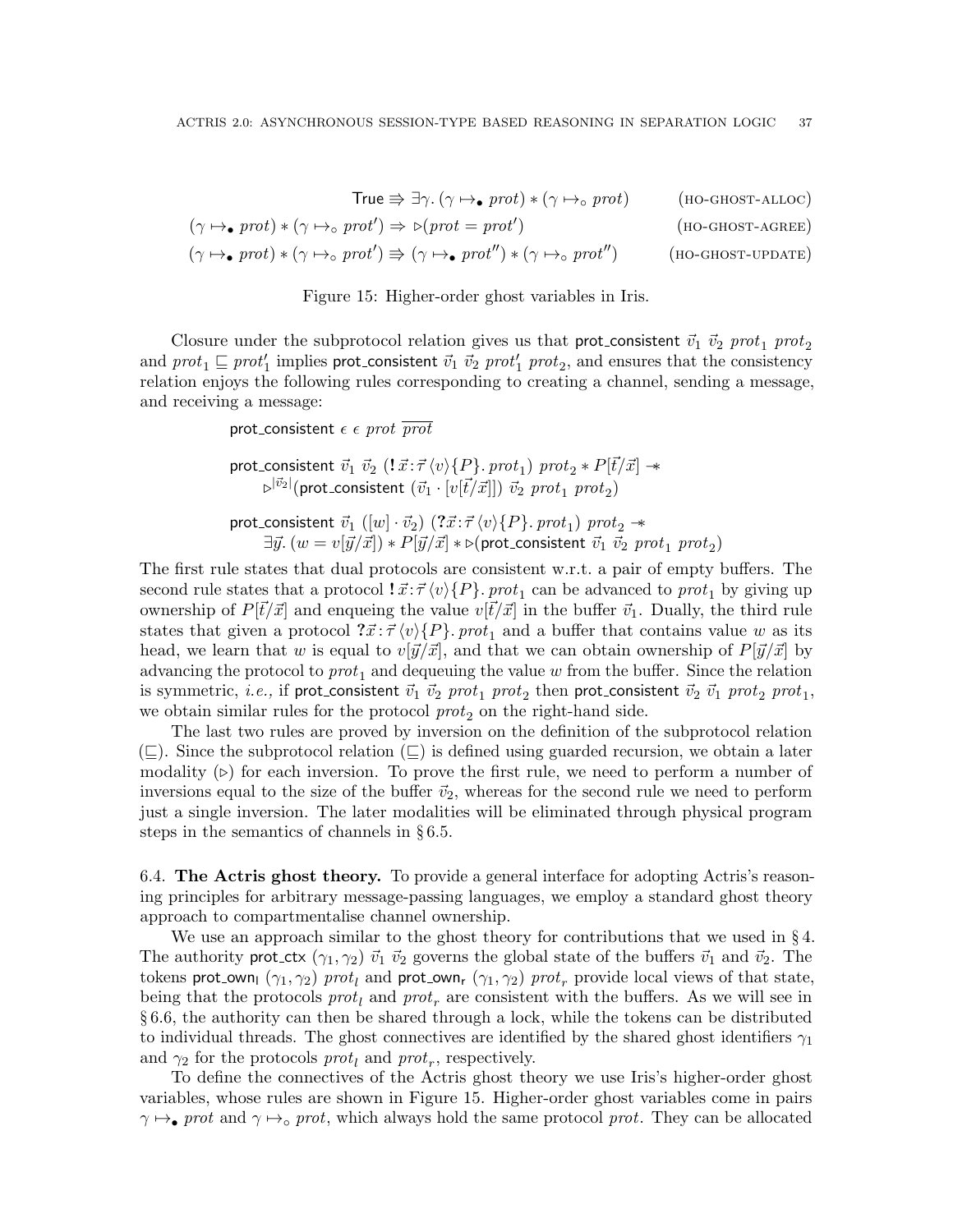$$\mathsf{True} \Rrightarrow \exists \gamma.\, (\gamma \mapsto_\bullet prot) * (\gamma \mapsto_\circ prot) \qquad \text{(HO-GHOST-ALLOC)}$$

$$(\gamma \mapsto_\bullet prot) * (\gamma \mapsto_\circ prot') \Rightarrow \triangleright(prot = prot') \qquad \text{(HO-GHOST-AGREE)}$$

$$(\gamma \mapsto_\bullet prot) * (\gamma \mapsto_\circ prot') \Rrightarrow (\gamma \mapsto_\bullet prot'') * (\gamma \mapsto_\circ prot'') \qquad \text{(HO-GHOST-UPDATE)}$$

Figure 15: Higher-order ghost variables in Iris.

Closure under the subprotocol relation gives us that $\mathsf{prot\_consistent}\ \vec{v}_1\ \vec{v}_2\ prot_1\ prot_2$ and $prot_1 \sqsubseteq prot_1'$ implies $\mathsf{prot\_consistent}\ \vec{v}_1\ \vec{v}_2\ prot_1'\ prot_2$, and ensures that the consistency relation enjoys the following rules corresponding to creating a channel, sending a message, and receiving a message:

$$\mathsf{prot\_consistent}\ \epsilon\ \epsilon\ prot\ \overline{prot}$$

$$\mathsf{prot\_consistent}\ \vec{v}_1\ \vec{v}_2\ (\mathbf{!}\,\vec{x}\!:\!\vec{\tau}\,\langle v\rangle\{P\}.\, prot_1)\ prot_2 * P[\vec{t}/\vec{x}] \twoheadrightarrow \triangleright^{|\vec{v}_2|}(\mathsf{prot\_consistent}\ (\vec{v}_1 \cdot [v[\vec{t}/\vec{x}]])\ \vec{v}_2\ prot_1\ prot_2)$$

$$\mathsf{prot\_consistent}\ \vec{v}_1\ ([w]\cdot \vec{v}_2)\ (\mathbf{?}\vec{x}\!:\!\vec{\tau}\,\langle v\rangle\{P\}.\, prot_1)\ prot_2 \twoheadrightarrow \exists \vec{y}.\, (w = v[\vec{y}/\vec{x}]) * P[\vec{y}/\vec{x}] * \triangleright(\mathsf{prot\_consistent}\ \vec{v}_1\ \vec{v}_2\ prot_1\ prot_2)$$

The first rule states that dual protocols are consistent w.r.t. a pair of empty buffers. The second rule states that a protocol $\mathbf{!}\,\vec{x}\!:\!\vec{\tau}\,\langle v\rangle\{P\}.\, prot_1$ can be advanced to $prot_1$ by giving up ownership of $P[\vec{t}/\vec{x}]$ and enqueing the value $v[\vec{t}/\vec{x}]$ in the buffer $\vec{v}_1$. Dually, the third rule states that given a protocol $\mathbf{?}\vec{x}\!:\!\vec{\tau}\,\langle v\rangle\{P\}.\, prot_1$ and a buffer that contains value $w$ as its head, we learn that $w$ is equal to $v[\vec{y}/\vec{x}]$, and that we can obtain ownership of $P[\vec{y}/\vec{x}]$ by advancing the protocol to $prot_1$ and dequeuing the value $w$ from the buffer. Since the relation is symmetric, *i.e.,* if $\mathsf{prot\_consistent}\ \vec{v}_1\ \vec{v}_2\ prot_1\ prot_2$ then $\mathsf{prot\_consistent}\ \vec{v}_2\ \vec{v}_1\ prot_2\ prot_1$, we obtain similar rules for the protocol $prot_2$ on the right-hand side.

The last two rules are proved by inversion on the definition of the subprotocol relation ($\sqsubseteq$). Since the subprotocol relation ($\sqsubseteq$) is defined using guarded recursion, we obtain a later modality ($\triangleright$) for each inversion. To prove the first rule, we need to perform a number of inversions equal to the size of the buffer $\vec{v}_2$, whereas for the second rule we need to perform just a single inversion. The later modalities will be eliminated through physical program steps in the semantics of channels in § 6.5.

6.4. **The Actris ghost theory.** To provide a general interface for adopting Actris's reasoning principles for arbitrary message-passing languages, we employ a standard ghost theory approach to compartmentalise channel ownership.

We use an approach similar to the ghost theory for contributions that we used in § 4. The authority $\mathsf{prot\_ctx}\ (\gamma_1, \gamma_2)\ \vec{v}_1\ \vec{v}_2$ governs the global state of the buffers $\vec{v}_1$ and $\vec{v}_2$. The tokens $\mathsf{prot\_own_l}\ (\gamma_1, \gamma_2)\ prot_l$ and $\mathsf{prot\_own_r}\ (\gamma_1, \gamma_2)\ prot_r$ provide local views of that state, being that the protocols $prot_l$ and $prot_r$ are consistent with the buffers. As we will see in § 6.6, the authority can then be shared through a lock, while the tokens can be distributed to individual threads. The ghost connectives are identified by the shared ghost identifiers $\gamma_1$ and $\gamma_2$ for the protocols $prot_l$ and $prot_r$, respectively.

To define the connectives of the Actris ghost theory we use Iris's higher-order ghost variables, whose rules are shown in Figure 15. Higher-order ghost variables come in pairs $\gamma \mapsto_\bullet prot$ and $\gamma \mapsto_\circ prot$, which always hold the same protocol $prot$. They can be allocated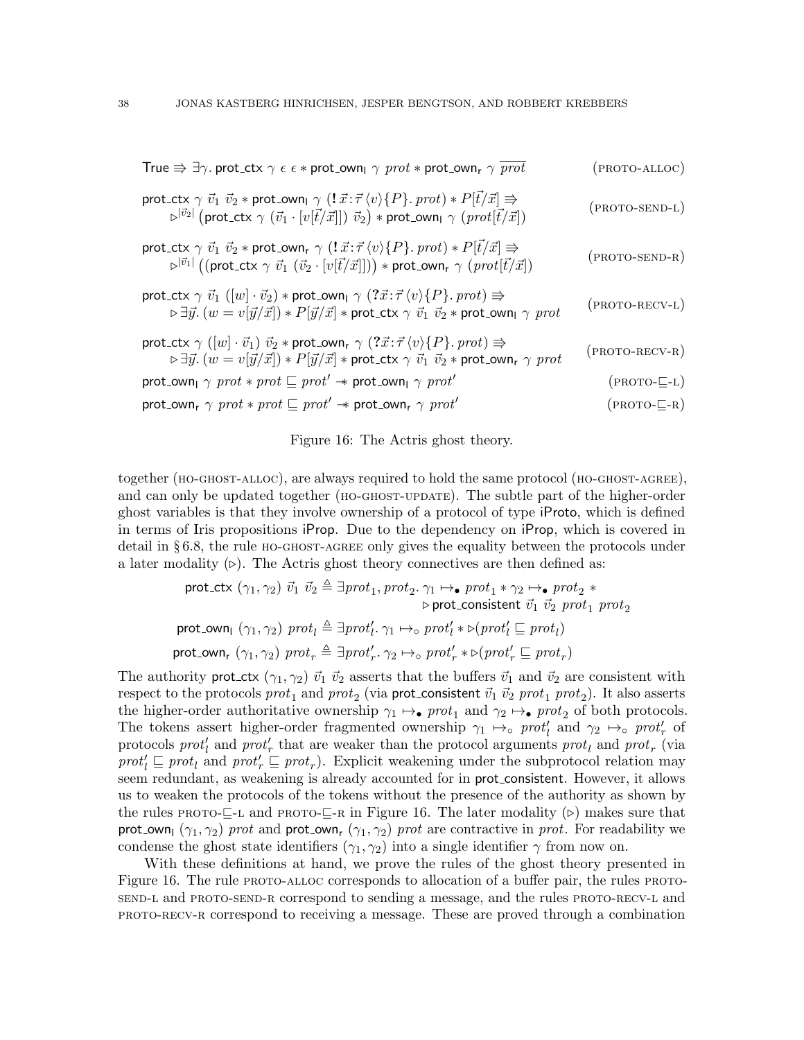$$\mathsf{True} \Rrightarrow \exists \gamma.\, \mathsf{prot\_ctx}\ \gamma\ \epsilon\ \epsilon * \mathsf{prot\_own_l}\ \gamma\ \mathit{prot} * \mathsf{prot\_own_r}\ \gamma\ \overline{\mathit{prot}} \qquad (\text{PROTO-ALLOC})$$

$$\begin{array}{l}\mathsf{prot\_ctx}\ \gamma\ \vec{v}_1\ \vec{v}_2 * \mathsf{prot\_own_l}\ \gamma\ (\mathbf{!}\, \vec{x}\!:\!\vec{\tau}\, \langle v \rangle \{P\}.\, \mathit{prot}) * P[\vec{t}/\vec{x}] \Rrightarrow \\ \quad \triangleright^{|\vec{v}_2|} \big(\mathsf{prot\_ctx}\ \gamma\ (\vec{v}_1 \cdot [v[\vec{t}/\vec{x}]])\ \vec{v}_2\big) * \mathsf{prot\_own_l}\ \gamma\ (\mathit{prot}[\vec{t}/\vec{x}])\end{array} \qquad (\text{PROTO-SEND-L})$$

$$\begin{array}{l}\mathsf{prot\_ctx}\ \gamma\ \vec{v}_1\ \vec{v}_2 * \mathsf{prot\_own_r}\ \gamma\ (\mathbf{!}\, \vec{x}\!:\!\vec{\tau}\, \langle v \rangle \{P\}.\, \mathit{prot}) * P[\vec{t}/\vec{x}] \Rrightarrow \\ \quad \triangleright^{|\vec{v}_1|} \big((\mathsf{prot\_ctx}\ \gamma\ \vec{v}_1\ (\vec{v}_2 \cdot [v[\vec{t}/\vec{x}]])\big) * \mathsf{prot\_own_r}\ \gamma\ (\mathit{prot}[\vec{t}/\vec{x}])\end{array} \qquad (\text{PROTO-SEND-R})$$

$$\begin{array}{l}\mathsf{prot\_ctx}\ \gamma\ \vec{v}_1\ ([w] \cdot \vec{v}_2) * \mathsf{prot\_own_l}\ \gamma\ (\mathbf{?}\, \vec{x}\!:\!\vec{\tau}\, \langle v \rangle \{P\}.\, \mathit{prot}) \Rrightarrow \\ \quad \triangleright \exists \vec{y}.\, (w = v[\vec{y}/\vec{x}]) * P[\vec{y}/\vec{x}] * \mathsf{prot\_ctx}\ \gamma\ \vec{v}_1\ \vec{v}_2 * \mathsf{prot\_own_l}\ \gamma\ \mathit{prot}\end{array} \qquad (\text{PROTO-RECV-L})$$

$$\begin{array}{l}\mathsf{prot\_ctx}\ \gamma\ ([w] \cdot \vec{v}_1)\ \vec{v}_2 * \mathsf{prot\_own_r}\ \gamma\ (\mathbf{?}\, \vec{x}\!:\!\vec{\tau}\, \langle v \rangle \{P\}.\, \mathit{prot}) \Rrightarrow \\ \quad \triangleright \exists \vec{y}.\, (w = v[\vec{y}/\vec{x}]) * P[\vec{y}/\vec{x}] * \mathsf{prot\_ctx}\ \gamma\ \vec{v}_1\ \vec{v}_2 * \mathsf{prot\_own_r}\ \gamma\ \mathit{prot}\end{array} \qquad (\text{PROTO-RECV-R})$$

$$\mathsf{prot\_own_l}\ \gamma\ \mathit{prot} * \mathit{prot} \sqsubseteq \mathit{prot}' \twoheadrightarrow \mathsf{prot\_own_l}\ \gamma\ \mathit{prot}' \qquad (\text{PROTO-}\sqsubseteq\text{-L})$$

$$\mathsf{prot\_own_r}\ \gamma\ \mathit{prot} * \mathit{prot} \sqsubseteq \mathit{prot}' \twoheadrightarrow \mathsf{prot\_own_r}\ \gamma\ \mathit{prot}' \qquad (\text{PROTO-}\sqsubseteq\text{-R})$$

Figure 16: The Actris ghost theory.

together (HO-GHOST-ALLOC), are always required to hold the same protocol (HO-GHOST-AGREE), and can only be updated together (HO-GHOST-UPDATE). The subtle part of the higher-order ghost variables is that they involve ownership of a protocol of type iProto, which is defined in terms of Iris propositions iProp. Due to the dependency on iProp, which is covered in detail in § 6.8, the rule HO-GHOST-AGREE only gives the equality between the protocols under a later modality ($\triangleright$). The Actris ghost theory connectives are then defined as:

$$\begin{aligned}
\mathsf{prot\_ctx}\ (\gamma_1, \gamma_2)\ \vec{v}_1\ \vec{v}_2 &\triangleq \exists \mathit{prot}_1, \mathit{prot}_2.\, \gamma_1 \mapsto_\bullet \mathit{prot}_1 * \gamma_2 \mapsto_\bullet \mathit{prot}_2 * \\
&\qquad\qquad \triangleright \mathsf{prot\_consistent}\ \vec{v}_1\ \vec{v}_2\ \mathit{prot}_1\ \mathit{prot}_2 \\
\mathsf{prot\_own_l}\ (\gamma_1, \gamma_2)\ \mathit{prot}_l &\triangleq \exists \mathit{prot}'_l.\, \gamma_1 \mapsto_\circ \mathit{prot}'_l * \triangleright(\mathit{prot}'_l \sqsubseteq \mathit{prot}_l) \\
\mathsf{prot\_own_r}\ (\gamma_1, \gamma_2)\ \mathit{prot}_r &\triangleq \exists \mathit{prot}'_r.\, \gamma_2 \mapsto_\circ \mathit{prot}'_r * \triangleright(\mathit{prot}'_r \sqsubseteq \mathit{prot}_r)
\end{aligned}$$

The authority $\mathsf{prot\_ctx}\ (\gamma_1, \gamma_2)\ \vec{v}_1\ \vec{v}_2$ asserts that the buffers $\vec{v}_1$ and $\vec{v}_2$ are consistent with respect to the protocols $\mathit{prot}_1$ and $\mathit{prot}_2$ (via $\mathsf{prot\_consistent}\ \vec{v}_1\ \vec{v}_2\ \mathit{prot}_1\ \mathit{prot}_2$). It also asserts the higher-order authoritative ownership $\gamma_1 \mapsto_\bullet \mathit{prot}_1$ and $\gamma_2 \mapsto_\bullet \mathit{prot}_2$ of both protocols. The tokens assert higher-order fragmented ownership $\gamma_1 \mapsto_\circ \mathit{prot}'_l$ and $\gamma_2 \mapsto_\circ \mathit{prot}'_r$ of protocols $\mathit{prot}'_l$ and $\mathit{prot}'_r$ that are weaker than the protocol arguments $\mathit{prot}_l$ and $\mathit{prot}_r$ (via $\mathit{prot}'_l \sqsubseteq \mathit{prot}_l$ and $\mathit{prot}'_r \sqsubseteq \mathit{prot}_r$). Explicit weakening under the subprotocol relation may seem redundant, as weakening is already accounted for in prot_consistent. However, it allows us to weaken the protocols of the tokens without the presence of the authority as shown by the rules PROTO-$\sqsubseteq$-L and PROTO-$\sqsubseteq$-R in Figure 16. The later modality ($\triangleright$) makes sure that $\mathsf{prot\_own_l}\ (\gamma_1, \gamma_2)\ \mathit{prot}$ and $\mathsf{prot\_own_r}\ (\gamma_1, \gamma_2)\ \mathit{prot}$ are contractive in $\mathit{prot}$. For readability we condense the ghost state identifiers $(\gamma_1, \gamma_2)$ into a single identifier $\gamma$ from now on.

With these definitions at hand, we prove the rules of the ghost theory presented in Figure 16. The rule PROTO-ALLOC corresponds to allocation of a buffer pair, the rules PROTO-SEND-L and PROTO-SEND-R correspond to sending a message, and the rules PROTO-RECV-L and PROTO-RECV-R correspond to receiving a message. These are proved through a combination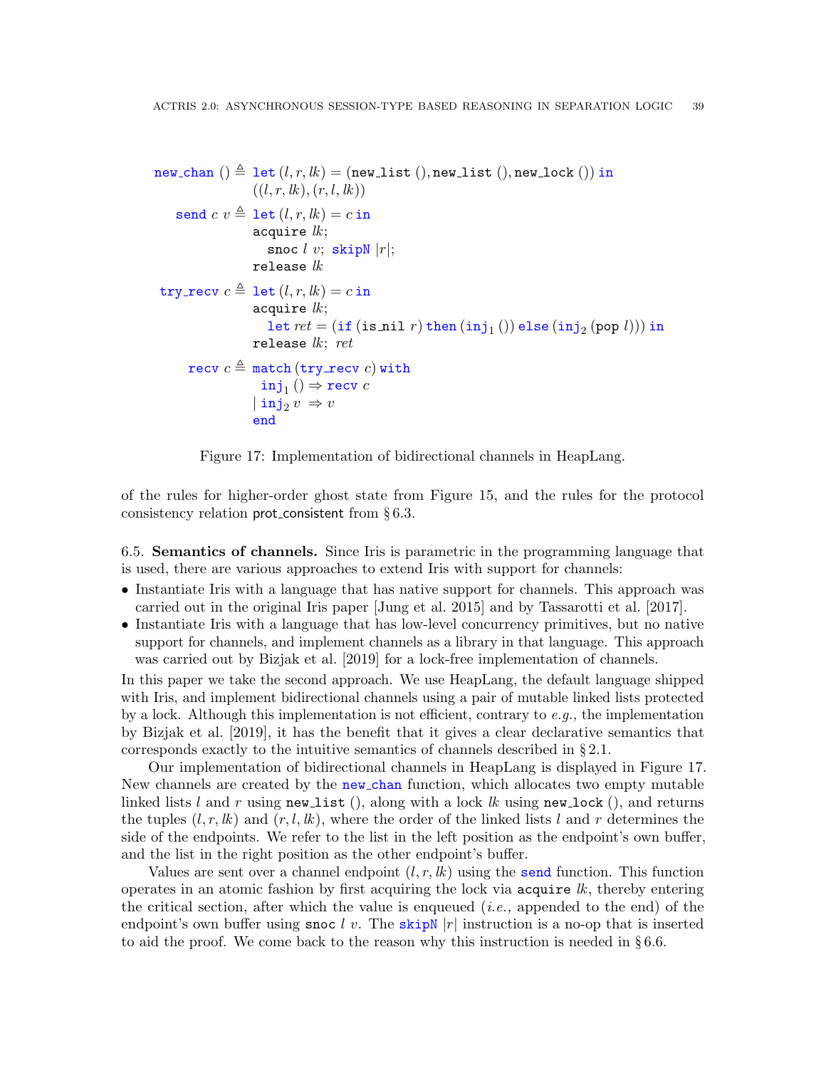```
new_chan () ≜ let (l, r, lk) = (new_list (), new_list (), new_lock ()) in
              ((l, r, lk), (r, l, lk))

send c v ≜ let (l, r, lk) = c in
           acquire lk;
             snoc l v; skipN |r|;
           release lk

try_recv c ≜ let (l, r, lk) = c in
             acquire lk;
               let ret = (if (is_nil r) then (inj₁ ()) else (inj₂ (pop l))) in
             release lk; ret

recv c ≜ match (try_recv c) with
           inj₁ () ⇒ recv c
         | inj₂ v  ⇒ v
         end
```

Figure 17: Implementation of bidirectional channels in HeapLang.

of the rules for higher-order ghost state from Figure 15, and the rules for the protocol consistency relation prot_consistent from § 6.3.

6.5. **Semantics of channels.** Since Iris is parametric in the programming language that is used, there are various approaches to extend Iris with support for channels:

- Instantiate Iris with a language that has native support for channels. This approach was carried out in the original Iris paper [Jung et al. 2015] and by Tassarotti et al. [2017].
- Instantiate Iris with a language that has low-level concurrency primitives, but no native support for channels, and implement channels as a library in that language. This approach was carried out by Bizjak et al. [2019] for a lock-free implementation of channels.

In this paper we take the second approach. We use HeapLang, the default language shipped with Iris, and implement bidirectional channels using a pair of mutable linked lists protected by a lock. Although this implementation is not efficient, contrary to *e.g.,* the implementation by Bizjak et al. [2019], it has the benefit that it gives a clear declarative semantics that corresponds exactly to the intuitive semantics of channels described in § 2.1.

Our implementation of bidirectional channels in HeapLang is displayed in Figure 17. New channels are created by the `new_chan` function, which allocates two empty mutable linked lists $l$ and $r$ using `new_list ()`, along with a lock $lk$ using `new_lock ()`, and returns the tuples $(l, r, lk)$ and $(r, l, lk)$, where the order of the linked lists $l$ and $r$ determines the side of the endpoints. We refer to the list in the left position as the endpoint's own buffer, and the list in the right position as the other endpoint's buffer.

Values are sent over a channel endpoint $(l, r, lk)$ using the `send` function. This function operates in an atomic fashion by first acquiring the lock via `acquire` $lk$, thereby entering the critical section, after which the value is enqueued (*i.e.,* appended to the end) of the endpoint's own buffer using `snoc` $l$ $v$. The `skipN` $|r|$ instruction is a no-op that is inserted to aid the proof. We come back to the reason why this instruction is needed in § 6.6.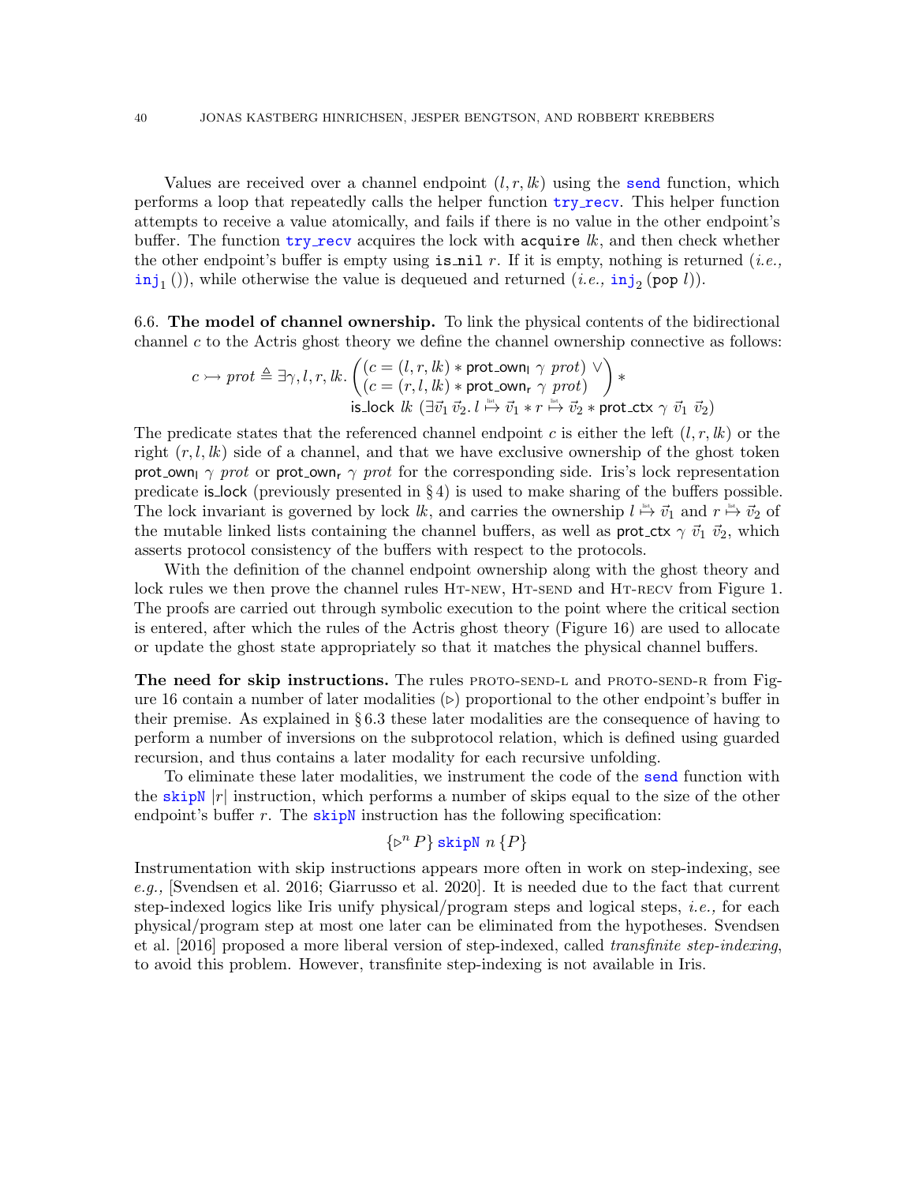Values are received over a channel endpoint $(l, r, lk)$ using the `send` function, which performs a loop that repeatedly calls the helper function `try_recv`. This helper function attempts to receive a value atomically, and fails if there is no value in the other endpoint's buffer. The function `try_recv` acquires the lock with `acquire` $lk$, and then check whether the other endpoint's buffer is empty using `is_nil` $r$. If it is empty, nothing is returned (*i.e.,* $\texttt{inj}_1\,()$), while otherwise the value is dequeued and returned (*i.e.,* $\texttt{inj}_2\,(\texttt{pop}\ l)$).

6.6. **The model of channel ownership.** To link the physical contents of the bidirectional channel $c$ to the Actris ghost theory we define the channel ownership connective as follows:

$$c \rightarrowtail \mathit{prot} \triangleq \exists \gamma, l, r, lk. \begin{pmatrix} (c = (l, r, lk) * \mathsf{prot\_own_l}\ \gamma\ \mathit{prot}) \vee \\ (c = (r, l, lk) * \mathsf{prot\_own_r}\ \gamma\ \mathit{prot}) \end{pmatrix} * \\ \mathsf{is\_lock}\ lk\ (\exists \vec{v}_1\ \vec{v}_2.\, l \overset{\text{list}}{\mapsto} \vec{v}_1 * r \overset{\text{list}}{\mapsto} \vec{v}_2 * \mathsf{prot\_ctx}\ \gamma\ \vec{v}_1\ \vec{v}_2)$$

The predicate states that the referenced channel endpoint $c$ is either the left $(l, r, lk)$ or the right $(r, l, lk)$ side of a channel, and that we have exclusive ownership of the ghost token $\mathsf{prot\_own_l}\ \gamma\ \mathit{prot}$ or $\mathsf{prot\_own_r}\ \gamma\ \mathit{prot}$ for the corresponding side. Iris's lock representation predicate is_lock (previously presented in § 4) is used to make sharing of the buffers possible. The lock invariant is governed by lock $lk$, and carries the ownership $l \overset{\text{list}}{\mapsto} \vec{v}_1$ and $r \overset{\text{list}}{\mapsto} \vec{v}_2$ of the mutable linked lists containing the channel buffers, as well as $\mathsf{prot\_ctx}\ \gamma\ \vec{v}_1\ \vec{v}_2$, which asserts protocol consistency of the buffers with respect to the protocols.

With the definition of the channel endpoint ownership along with the ghost theory and lock rules we then prove the channel rules Ht-new, Ht-send and Ht-recv from Figure 1. The proofs are carried out through symbolic execution to the point where the critical section is entered, after which the rules of the Actris ghost theory (Figure 16) are used to allocate or update the ghost state appropriately so that it matches the physical channel buffers.

**The need for skip instructions.** The rules proto-send-l and proto-send-r from Figure 16 contain a number of later modalities ($\triangleright$) proportional to the other endpoint's buffer in their premise. As explained in § 6.3 these later modalities are the consequence of having to perform a number of inversions on the subprotocol relation, which is defined using guarded recursion, and thus contains a later modality for each recursive unfolding.

To eliminate these later modalities, we instrument the code of the `send` function with the `skipN` $|r|$ instruction, which performs a number of skips equal to the size of the other endpoint's buffer $r$. The `skipN` instruction has the following specification:

$$\{\triangleright^n P\}\ \texttt{skipN}\ n\ \{P\}$$

Instrumentation with skip instructions appears more often in work on step-indexing, see *e.g.,* [Svendsen et al. 2016; Giarrusso et al. 2020]. It is needed due to the fact that current step-indexed logics like Iris unify physical/program steps and logical steps, *i.e.,* for each physical/program step at most one later can be eliminated from the hypotheses. Svendsen et al. [2016] proposed a more liberal version of step-indexed, called *transfinite step-indexing*, to avoid this problem. However, transfinite step-indexing is not available in Iris.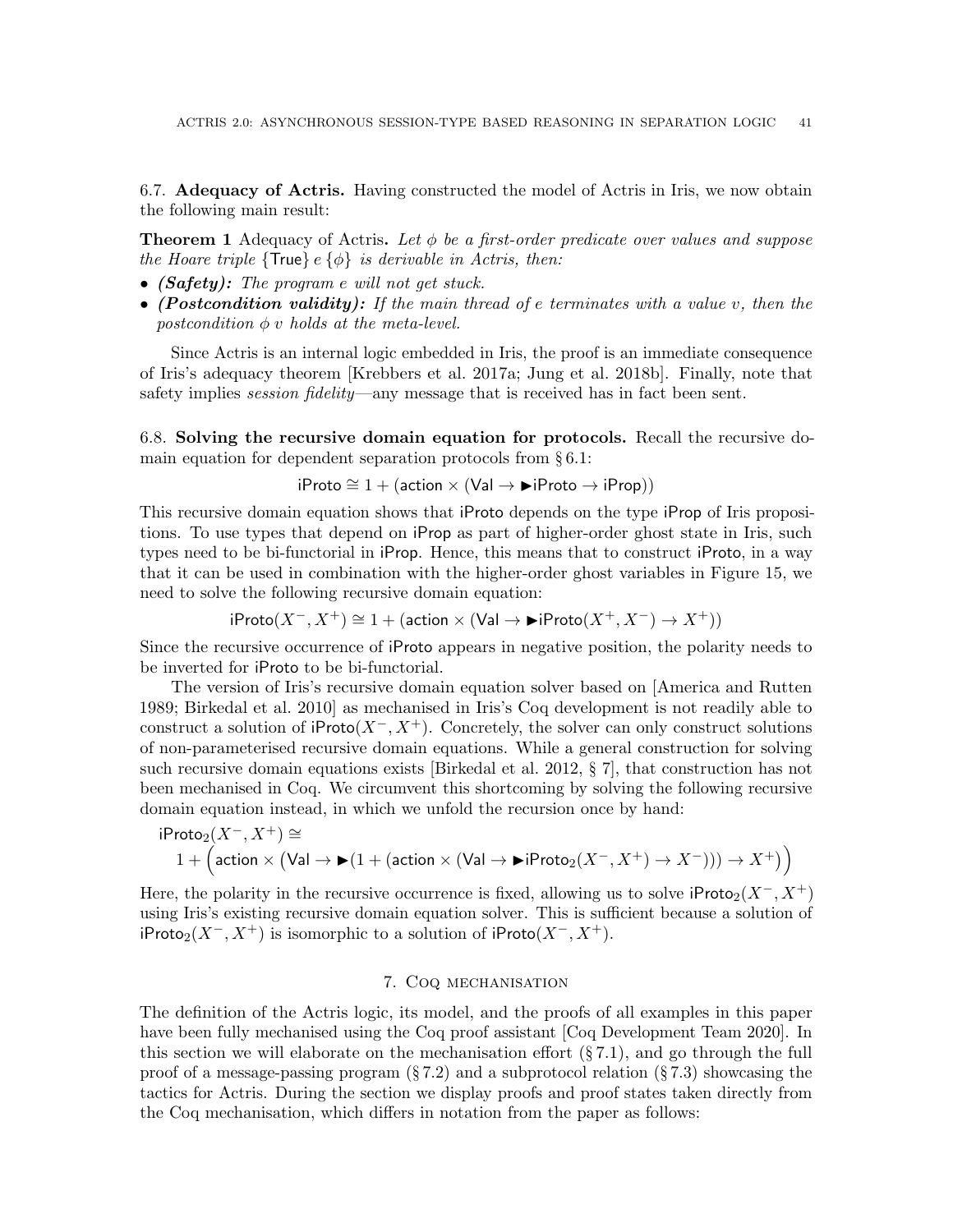### 6.7. Adequacy of Actris.

Having constructed the model of Actris in Iris, we now obtain the following main result:

**Theorem 1** Adequacy of Actris**.** *Let $\phi$ be a first-order predicate over values and suppose the Hoare triple $\{\mathsf{True}\}\, e\, \{\phi\}$ is derivable in Actris, then:*

- ***(Safety):*** *The program $e$ will not get stuck.*
- ***(Postcondition validity):*** *If the main thread of $e$ terminates with a value $v$, then the postcondition $\phi\ v$ holds at the meta-level.*

Since Actris is an internal logic embedded in Iris, the proof is an immediate consequence of Iris's adequacy theorem [Krebbers et al. 2017a; Jung et al. 2018b]. Finally, note that safety implies *session fidelity*—any message that is received has in fact been sent.

### 6.8. Solving the recursive domain equation for protocols.

Recall the recursive domain equation for dependent separation protocols from § 6.1:

$$\mathsf{iProto} \cong 1 + (\mathsf{action} \times (\mathsf{Val} \to \blacktriangleright \mathsf{iProto} \to \mathsf{iProp}))$$

This recursive domain equation shows that $\mathsf{iProto}$ depends on the type $\mathsf{iProp}$ of Iris propositions. To use types that depend on $\mathsf{iProp}$ as part of higher-order ghost state in Iris, such types need to be bi-functorial in $\mathsf{iProp}$. Hence, this means that to construct $\mathsf{iProto}$, in a way that it can be used in combination with the higher-order ghost variables in Figure 15, we need to solve the following recursive domain equation:

$$\mathsf{iProto}(X^-, X^+) \cong 1 + (\mathsf{action} \times (\mathsf{Val} \to \blacktriangleright \mathsf{iProto}(X^+, X^-) \to X^+))$$

Since the recursive occurrence of $\mathsf{iProto}$ appears in negative position, the polarity needs to be inverted for $\mathsf{iProto}$ to be bi-functorial.

The version of Iris's recursive domain equation solver based on [America and Rutten 1989; Birkedal et al. 2010] as mechanised in Iris's Coq development is not readily able to construct a solution of $\mathsf{iProto}(X^-, X^+)$. Concretely, the solver can only construct solutions of non-parameterised recursive domain equations. While a general construction for solving such recursive domain equations exists [Birkedal et al. 2012, § 7], that construction has not been mechanised in Coq. We circumvent this shortcoming by solving the following recursive domain equation instead, in which we unfold the recursion once by hand:

$$\begin{aligned}
&\mathsf{iProto}_2(X^-, X^+) \cong \\
&\quad 1 + \Big(\mathsf{action} \times \big(\mathsf{Val} \to \blacktriangleright (1 + (\mathsf{action} \times (\mathsf{Val} \to \blacktriangleright \mathsf{iProto}_2(X^-, X^+) \to X^-))) \to X^+\big)\Big)
\end{aligned}$$

Here, the polarity in the recursive occurrence is fixed, allowing us to solve $\mathsf{iProto}_2(X^-, X^+)$ using Iris's existing recursive domain equation solver. This is sufficient because a solution of $\mathsf{iProto}_2(X^-, X^+)$ is isomorphic to a solution of $\mathsf{iProto}(X^-, X^+)$.

## 7. Coq mechanisation

The definition of the Actris logic, its model, and the proofs of all examples in this paper have been fully mechanised using the Coq proof assistant [Coq Development Team 2020]. In this section we will elaborate on the mechanisation effort (§ 7.1), and go through the full proof of a message-passing program (§ 7.2) and a subprotocol relation (§ 7.3) showcasing the tactics for Actris. During the section we display proofs and proof states taken directly from the Coq mechanisation, which differs in notation from the paper as follows: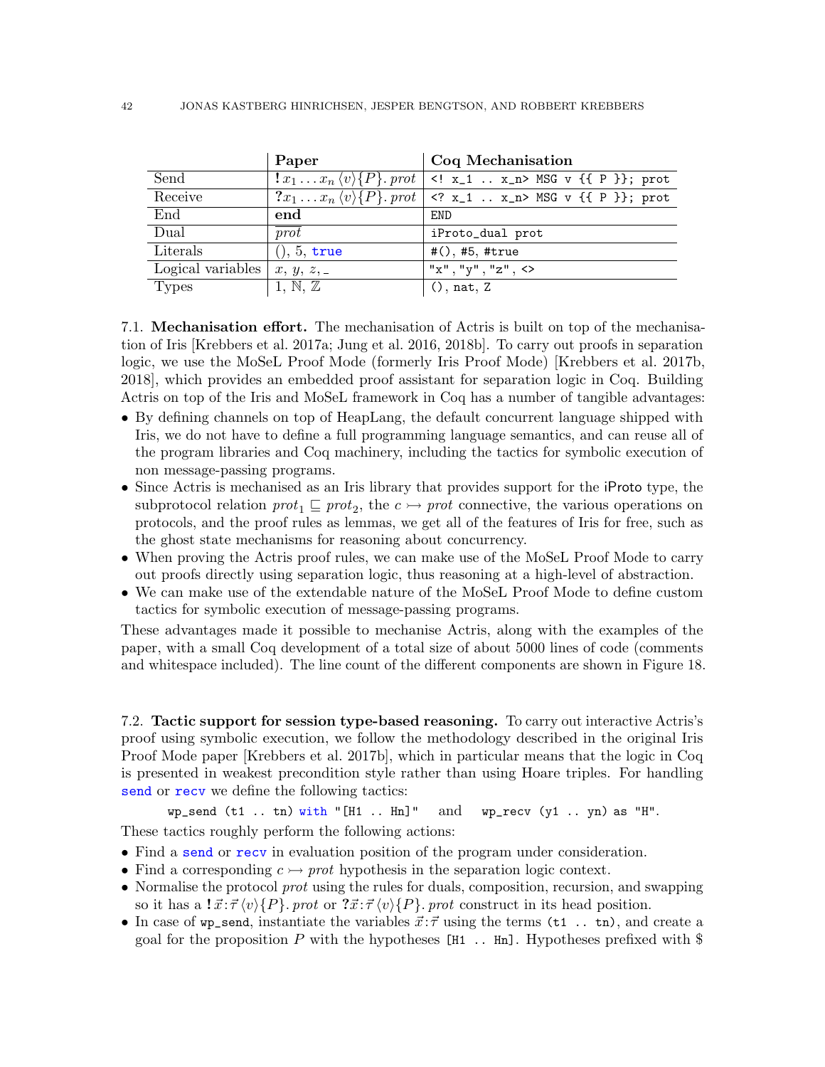| | **Paper** | **Coq Mechanisation** |
|---|---|---|
| Send | $\mathbf{!}\, x_1 \ldots x_n \langle v \rangle \{P\}.\, prot$ | `<! x_1 .. x_n> MSG v {{ P }}; prot` |
| Receive | $\mathbf{?} x_1 \ldots x_n \langle v \rangle \{P\}.\, prot$ | `<? x_1 .. x_n> MSG v {{ P }}; prot` |
| End | **end** | `END` |
| Dual | $\overline{prot}$ | `iProto_dual prot` |
| Literals | (), 5, `true` | `#(), #5, #true` |
| Logical variables | $x$, $y$, $z$, $\_$ | `"x", "y", "z", <>` |
| Types | $1$, $\mathbb{N}$, $\mathbb{Z}$ | `(), nat, Z` |

7.1. **Mechanisation effort.** The mechanisation of Actris is built on top of the mechanisation of Iris [Krebbers et al. 2017a; Jung et al. 2016, 2018b]. To carry out proofs in separation logic, we use the MoSeL Proof Mode (formerly Iris Proof Mode) [Krebbers et al. 2017b, 2018], which provides an embedded proof assistant for separation logic in Coq. Building Actris on top of the Iris and MoSeL framework in Coq has a number of tangible advantages:

- By defining channels on top of HeapLang, the default concurrent language shipped with Iris, we do not have to define a full programming language semantics, and can reuse all of the program libraries and Coq machinery, including the tactics for symbolic execution of non message-passing programs.
- Since Actris is mechanised as an Iris library that provides support for the iProto type, the subprotocol relation $prot_1 \sqsubseteq prot_2$, the $c \rightarrowtail prot$ connective, the various operations on protocols, and the proof rules as lemmas, we get all of the features of Iris for free, such as the ghost state mechanisms for reasoning about concurrency.
- When proving the Actris proof rules, we can make use of the MoSeL Proof Mode to carry out proofs directly using separation logic, thus reasoning at a high-level of abstraction.
- We can make use of the extendable nature of the MoSeL Proof Mode to define custom tactics for symbolic execution of message-passing programs.

These advantages made it possible to mechanise Actris, along with the examples of the paper, with a small Coq development of a total size of about 5000 lines of code (comments and whitespace included). The line count of the different components are shown in Figure 18.

7.2. **Tactic support for session type-based reasoning.** To carry out interactive Actris's proof using symbolic execution, we follow the methodology described in the original Iris Proof Mode paper [Krebbers et al. 2017b], which in particular means that the logic in Coq is presented in weakest precondition style rather than using Hoare triples. For handling `send` or `recv` we define the following tactics:

`wp_send (t1 .. tn) with "[H1 .. Hn]"` and `wp_recv (y1 .. yn) as "H"`.

These tactics roughly perform the following actions:

- Find a `send` or `recv` in evaluation position of the program under consideration.
- Find a corresponding $c \rightarrowtail prot$ hypothesis in the separation logic context.
- Normalise the protocol $prot$ using the rules for duals, composition, recursion, and swapping so it has a $\mathbf{!}\,\vec{x}{:}\vec{\tau}\,\langle v \rangle \{P\}.\, prot$ or $\mathbf{?}\vec{x}{:}\vec{\tau}\,\langle v \rangle \{P\}.\, prot$ construct in its head position.
- In case of `wp_send`, instantiate the variables $\vec{x}{:}\vec{\tau}$ using the terms `(t1 .. tn)`, and create a goal for the proposition $P$ with the hypotheses `[H1 .. Hn]`. Hypotheses prefixed with $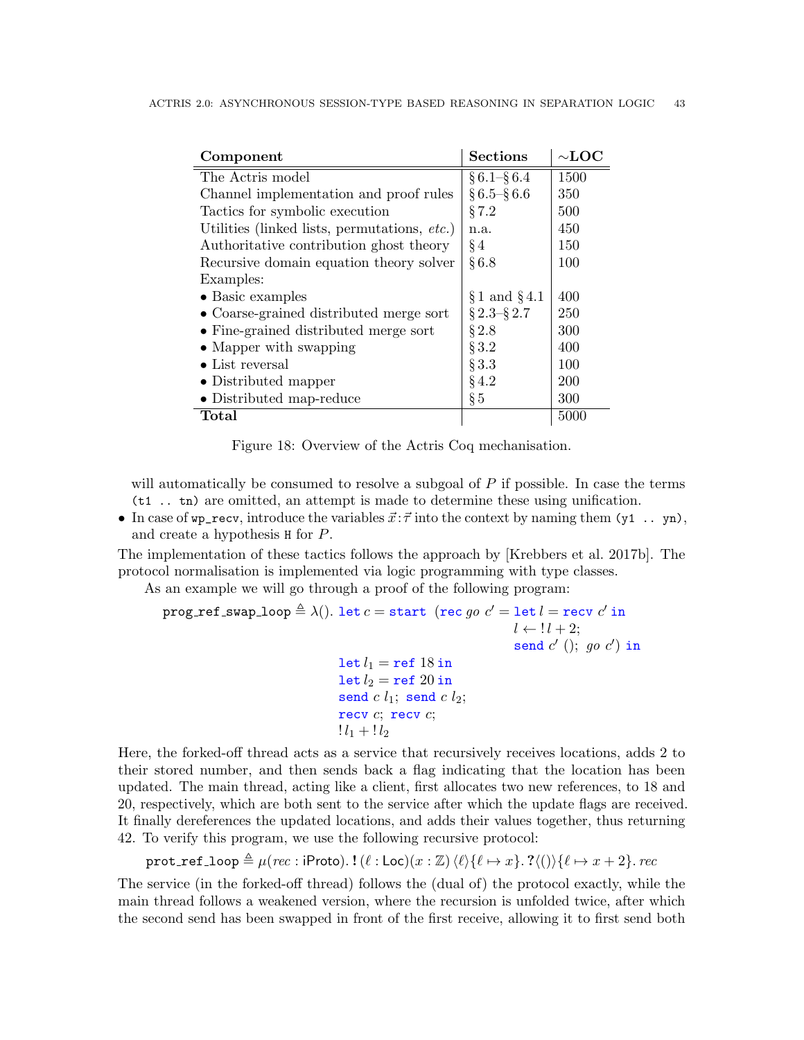| Component | Sections | ~LOC |
|---|---|---|
| The Actris model | § 6.1–§ 6.4 | 1500 |
| Channel implementation and proof rules | § 6.5–§ 6.6 | 350 |
| Tactics for symbolic execution | § 7.2 | 500 |
| Utilities (linked lists, permutations, *etc.*) | n.a. | 450 |
| Authoritative contribution ghost theory | § 4 | 150 |
| Recursive domain equation theory solver | § 6.8 | 100 |
| Examples: | | |
| • Basic examples | § 1 and § 4.1 | 400 |
| • Coarse-grained distributed merge sort | § 2.3–§ 2.7 | 250 |
| • Fine-grained distributed merge sort | § 2.8 | 300 |
| • Mapper with swapping | § 3.2 | 400 |
| • List reversal | § 3.3 | 100 |
| • Distributed mapper | § 4.2 | 200 |
| • Distributed map-reduce | § 5 | 300 |
| **Total** | | 5000 |

Figure 18: Overview of the Actris Coq mechanisation.

will automatically be consumed to resolve a subgoal of $P$ if possible. In case the terms `(t1 .. tn)` are omitted, an attempt is made to determine these using unification.

- In case of `wp_recv`, introduce the variables $\vec{x}:\vec{\tau}$ into the context by naming them `(y1 .. yn)`, and create a hypothesis `H` for $P$.

The implementation of these tactics follows the approach by [Krebbers et al. 2017b]. The protocol normalisation is implemented via logic programming with type classes.

As an example we will go through a proof of the following program:

$$
\begin{aligned}
\texttt{prog\_ref\_swap\_loop} \triangleq \lambda().\ & \mathtt{let}\ c = \mathtt{start}\ (\mathtt{rec}\ go\ c' = \mathtt{let}\ l = \mathtt{recv}\ c'\ \mathtt{in} \\
& \qquad\qquad\qquad\qquad\qquad\quad l \leftarrow !\,l + 2; \\
& \qquad\qquad\qquad\qquad\qquad\quad \mathtt{send}\ c'\ ();\ go\ c')\ \mathtt{in} \\
& \mathtt{let}\ l_1 = \mathtt{ref}\ 18\ \mathtt{in} \\
& \mathtt{let}\ l_2 = \mathtt{ref}\ 20\ \mathtt{in} \\
& \mathtt{send}\ c\ l_1;\ \mathtt{send}\ c\ l_2; \\
& \mathtt{recv}\ c;\ \mathtt{recv}\ c; \\
& !\,l_1 + !\,l_2
\end{aligned}
$$

Here, the forked-off thread acts as a service that recursively receives locations, adds 2 to their stored number, and then sends back a flag indicating that the location has been updated. The main thread, acting like a client, first allocates two new references, to 18 and 20, respectively, which are both sent to the service after which the update flags are received. It finally dereferences the updated locations, and adds their values together, thus returning 42. To verify this program, we use the following recursive protocol:

$$
\mathsf{prot\_ref\_loop} \triangleq \mu(rec : \mathsf{iProto}).\, \mathbf{!}\,(\ell : \mathsf{Loc})(x : \mathbb{Z})\,\langle \ell \rangle \{\ell \mapsto x\}.\, \mathbf{?}\langle () \rangle \{\ell \mapsto x + 2\}.\, rec
$$

The service (in the forked-off thread) follows the (dual of) the protocol exactly, while the main thread follows a weakened version, where the recursion is unfolded twice, after which the second send has been swapped in front of the first receive, allowing it to first send both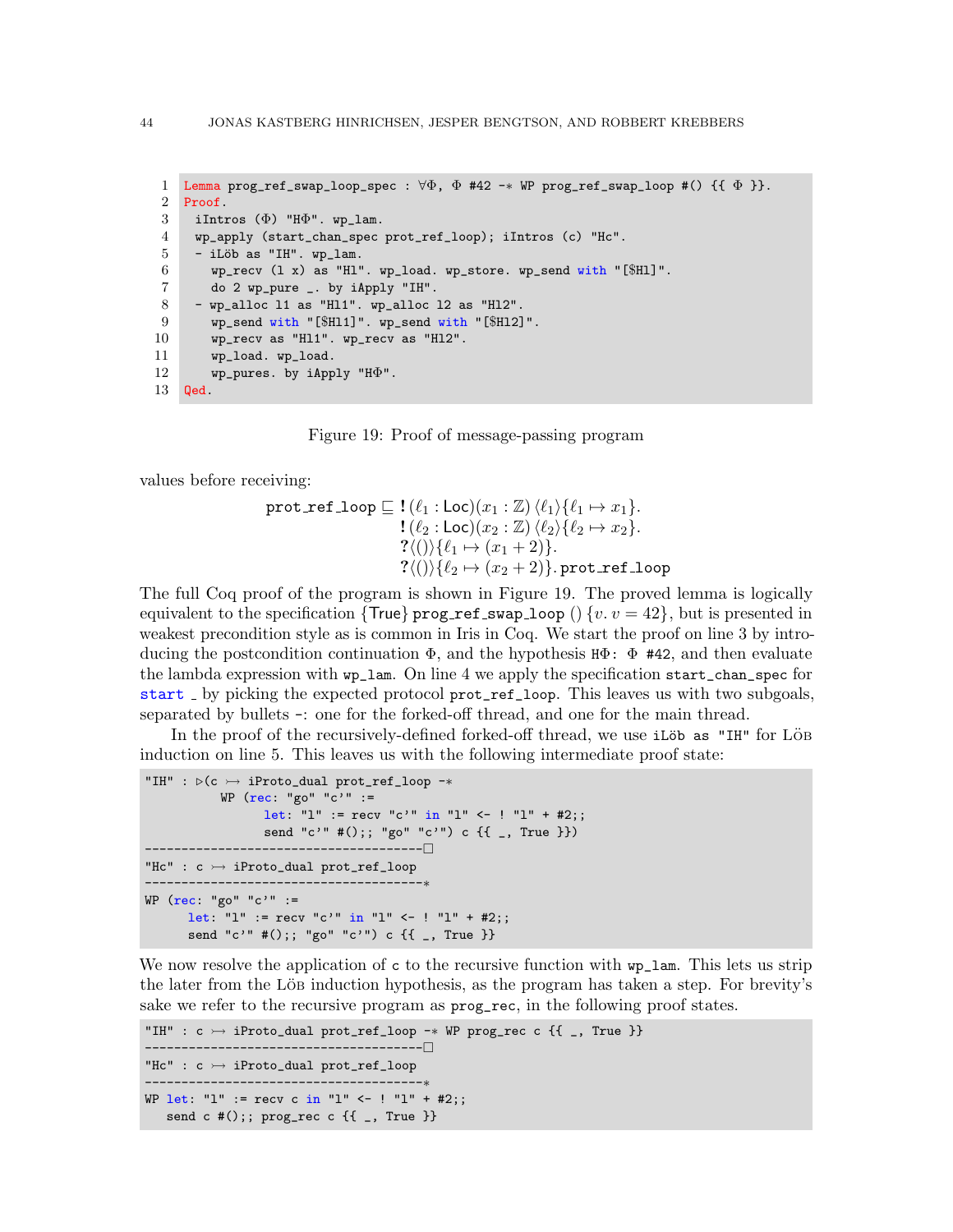```
1  Lemma prog_ref_swap_loop_spec : ∀Φ, Φ #42 -∗ WP prog_ref_swap_loop #() {{ Φ }}.
2  Proof.
3    iIntros (Φ) "HΦ". wp_lam.
4    wp_apply (start_chan_spec prot_ref_loop); iIntros (c) "Hc".
5    - iLöb as "IH". wp_lam.
6      wp_recv (l x) as "Hl". wp_load. wp_store. wp_send with "[$Hl]".
7      do 2 wp_pure _. by iApply "IH".
8    - wp_alloc l1 as "Hl1". wp_alloc l2 as "Hl2".
9      wp_send with "[$Hl1]". wp_send with "[$Hl2]".
10     wp_recv as "Hl1". wp_recv as "Hl2".
11     wp_load. wp_load.
12     wp_pures. by iApply "HΦ".
13 Qed.
```

Figure 19: Proof of message-passing program

values before receiving:

$$\begin{aligned}\texttt{prot\_ref\_loop} \sqsubseteq\ & \mathbf{!}\,(\ell_1 : \mathsf{Loc})(x_1 : \mathbb{Z})\,\langle \ell_1 \rangle \{\ell_1 \mapsto x_1\}.\\ & \mathbf{!}\,(\ell_2 : \mathsf{Loc})(x_2 : \mathbb{Z})\,\langle \ell_2 \rangle \{\ell_2 \mapsto x_2\}.\\ & \mathbf{?}\langle () \rangle \{\ell_1 \mapsto (x_1 + 2)\}.\\ & \mathbf{?}\langle () \rangle \{\ell_2 \mapsto (x_2 + 2)\}.\, \texttt{prot\_ref\_loop}\end{aligned}$$

The full Coq proof of the program is shown in Figure 19. The proved lemma is logically equivalent to the specification $\{\mathsf{True}\}$ `prog_ref_swap_loop` $()$ $\{v.\, v = 42\}$, but is presented in weakest precondition style as is common in Iris in Coq. We start the proof on line 3 by introducing the postcondition continuation Φ, and the hypothesis `HΦ: Φ #42`, and then evaluate the lambda expression with `wp_lam`. On line 4 we apply the specification `start_chan_spec` for `start _` by picking the expected protocol `prot_ref_loop`. This leaves us with two subgoals, separated by bullets `-`: one for the forked-off thread, and one for the main thread.

In the proof of the recursively-defined forked-off thread, we use `iLöb as "IH"` for Löb induction on line 5. This leaves us with the following intermediate proof state:

```
"IH" : ▷(c ↣ iProto_dual prot_ref_loop -∗
          WP (rec: "go" "c'" :=
                let: "l" := recv "c'" in "l" <- ! "l" + #2;;
                send "c'" #();; "go" "c'") c {{ _, True }})
--------------------------------------□
"Hc" : c ↣ iProto_dual prot_ref_loop
--------------------------------------∗
WP (rec: "go" "c'" :=
     let: "l" := recv "c'" in "l" <- ! "l" + #2;;
     send "c'" #();; "go" "c'") c {{ _, True }}
```

We now resolve the application of `c` to the recursive function with `wp_lam`. This lets us strip the later from the Löb induction hypothesis, as the program has taken a step. For brevity's sake we refer to the recursive program as `prog_rec`, in the following proof states.

```
"IH" : c ↣ iProto_dual prot_ref_loop -∗ WP prog_rec c {{ _, True }}
--------------------------------------□
"Hc" : c ↣ iProto_dual prot_ref_loop
--------------------------------------∗
WP let: "l" := recv c in "l" <- ! "l" + #2;;
   send c #();; prog_rec c {{ _, True }}
```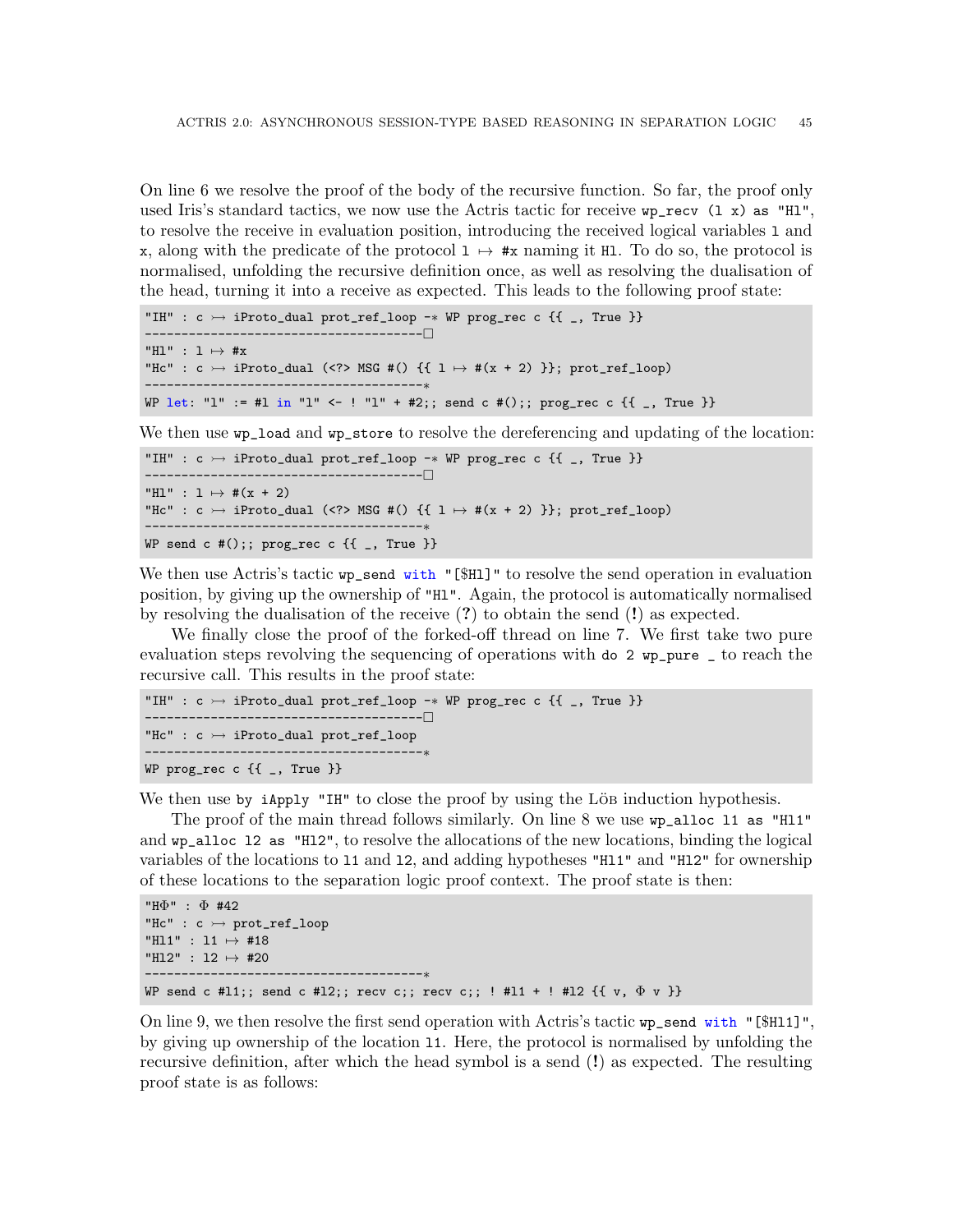On line 6 we resolve the proof of the body of the recursive function. So far, the proof only used Iris's standard tactics, we now use the Actris tactic for receive `wp_recv (l x) as "Hl"`, to resolve the receive in evaluation position, introducing the received logical variables `l` and `x`, along with the predicate of the protocol `l ↦ #x` naming it `Hl`. To do so, the protocol is normalised, unfolding the recursive definition once, as well as resolving the dualisation of the head, turning it into a receive as expected. This leads to the following proof state:

```
"IH" : c ↣ iProto_dual prot_ref_loop -∗ WP prog_rec c {{ _, True }}
--------------------------------------□
"Hl" : l ↦ #x
"Hc" : c ↣ iProto_dual (<?> MSG #() {{ l ↦ #(x + 2) }}; prot_ref_loop)
--------------------------------------∗
WP let: "l" := #l in "l" <- ! "l" + #2;; send c #();; prog_rec c {{ _, True }}
```

We then use `wp_load` and `wp_store` to resolve the dereferencing and updating of the location:

```
"IH" : c ↣ iProto_dual prot_ref_loop -∗ WP prog_rec c {{ _, True }}
--------------------------------------□
"Hl" : l ↦ #(x + 2)
"Hc" : c ↣ iProto_dual (<?> MSG #() {{ l ↦ #(x + 2) }}; prot_ref_loop)
--------------------------------------∗
WP send c #();; prog_rec c {{ _, True }}
```

We then use Actris's tactic `wp_send with "[$Hl]"` to resolve the send operation in evaluation position, by giving up the ownership of `"Hl"`. Again, the protocol is automatically normalised by resolving the dualisation of the receive (**?**) to obtain the send (**!**) as expected.

We finally close the proof of the forked-off thread on line 7. We first take two pure evaluation steps revolving the sequencing of operations with `do 2 wp_pure _` to reach the recursive call. This results in the proof state:

```
"IH" : c ↣ iProto_dual prot_ref_loop -∗ WP prog_rec c {{ _, True }}
--------------------------------------□
"Hc" : c ↣ iProto_dual prot_ref_loop
--------------------------------------∗
WP prog_rec c {{ _, True }}
```

We then use `by iApply "IH"` to close the proof by using the Löb induction hypothesis.

The proof of the main thread follows similarly. On line 8 we use `wp_alloc l1 as "Hl1"` and `wp_alloc l2 as "Hl2"`, to resolve the allocations of the new locations, binding the logical variables of the locations to `l1` and `l2`, and adding hypotheses `"Hl1"` and `"Hl2"` for ownership of these locations to the separation logic proof context. The proof state is then:

```
"HΦ" : Φ #42
"Hc" : c ↣ prot_ref_loop
"Hl1" : l1 ↦ #18
"Hl2" : l2 ↦ #20
--------------------------------------∗
WP send c #l1;; send c #l2;; recv c;; recv c;; ! #l1 + ! #l2 {{ v, Φ v }}
```

On line 9, we then resolve the first send operation with Actris's tactic `wp_send with "[$Hl1]"`, by giving up ownership of the location `l1`. Here, the protocol is normalised by unfolding the recursive definition, after which the head symbol is a send (**!**) as expected. The resulting proof state is as follows: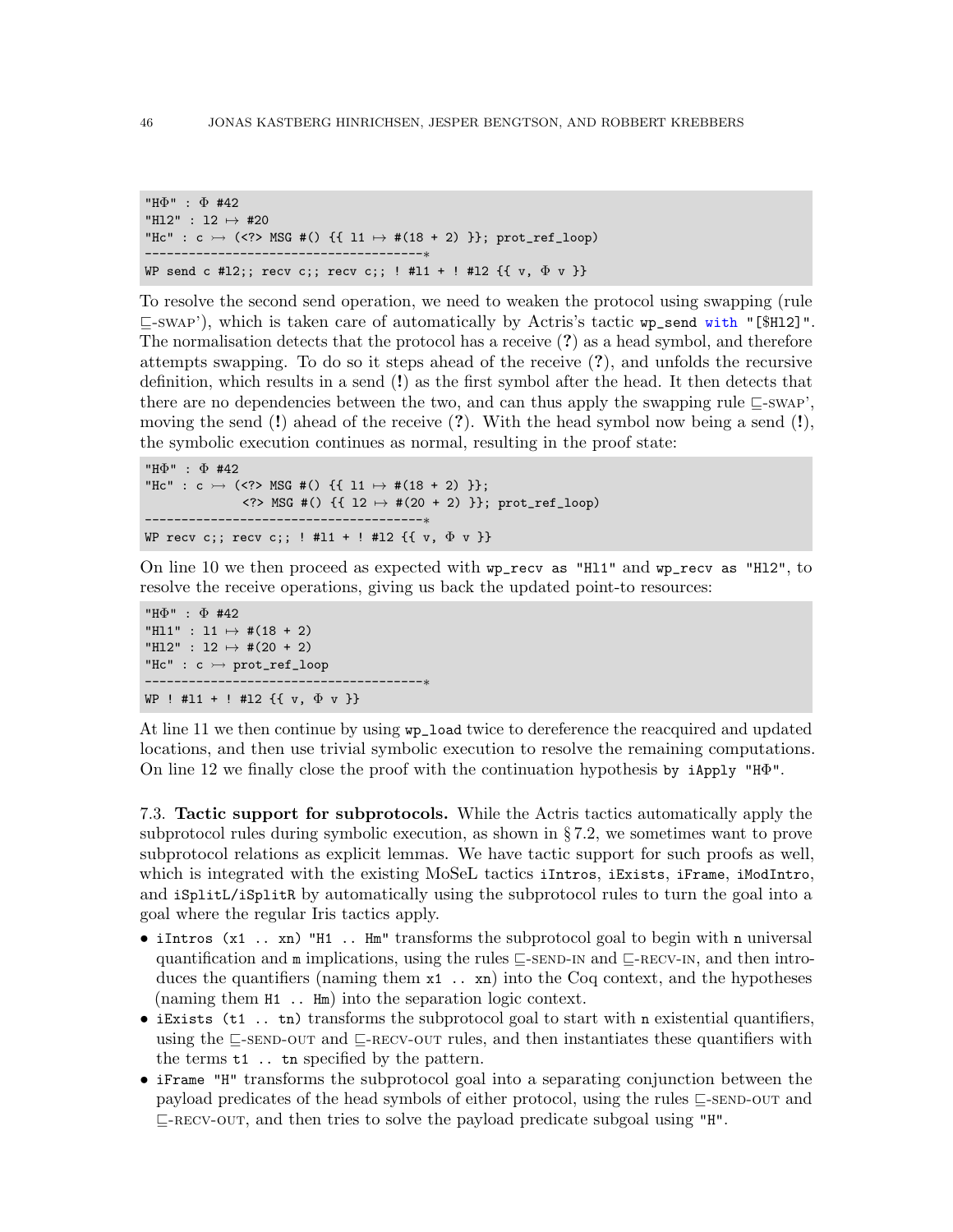```
"HΦ" : Φ #42
"Hl2" : l2 ↦ #20
"Hc" : c ↣ (<?> MSG #() {{ l1 ↦ #(18 + 2) }}; prot_ref_loop)
--------------------------------------∗
WP send c #l2;; recv c;; recv c;; ! #l1 + ! #l2 {{ v, Φ v }}
```

To resolve the second send operation, we need to weaken the protocol using swapping (rule ⊑-SWAP'), which is taken care of automatically by Actris's tactic `wp_send with "[$Hl2]"`. The normalisation detects that the protocol has a receive (**?**) as a head symbol, and therefore attempts swapping. To do so it steps ahead of the receive (**?**), and unfolds the recursive definition, which results in a send (**!**) as the first symbol after the head. It then detects that there are no dependencies between the two, and can thus apply the swapping rule ⊑-SWAP', moving the send (**!**) ahead of the receive (**?**). With the head symbol now being a send (**!**), the symbolic execution continues as normal, resulting in the proof state:

```
"HΦ" : Φ #42
"Hc" : c ↣ (<?> MSG #() {{ l1 ↦ #(18 + 2) }};
            <?> MSG #() {{ l2 ↦ #(20 + 2) }}; prot_ref_loop)
--------------------------------------∗
WP recv c;; recv c;; ! #l1 + ! #l2 {{ v, Φ v }}
```

On line 10 we then proceed as expected with `wp_recv as "Hl1"` and `wp_recv as "Hl2"`, to resolve the receive operations, giving us back the updated point-to resources:

```
"HΦ" : Φ #42
"Hl1" : l1 ↦ #(18 + 2)
"Hl2" : l2 ↦ #(20 + 2)
"Hc" : c ↣ prot_ref_loop
--------------------------------------∗
WP ! #l1 + ! #l2 {{ v, Φ v }}
```

At line 11 we then continue by using `wp_load` twice to dereference the reacquired and updated locations, and then use trivial symbolic execution to resolve the remaining computations. On line 12 we finally close the proof with the continuation hypothesis `by iApply "HΦ"`.

7.3. **Tactic support for subprotocols.** While the Actris tactics automatically apply the subprotocol rules during symbolic execution, as shown in § 7.2, we sometimes want to prove subprotocol relations as explicit lemmas. We have tactic support for such proofs as well, which is integrated with the existing MoSeL tactics `iIntros`, `iExists`, `iFrame`, `iModIntro`, and `iSplitL`/`iSplitR` by automatically using the subprotocol rules to turn the goal into a goal where the regular Iris tactics apply.

- `iIntros (x1 .. xn) "H1 .. Hm"` transforms the subprotocol goal to begin with `n` universal quantification and `m` implications, using the rules ⊑-SEND-IN and ⊑-RECV-IN, and then introduces the quantifiers (naming them `x1 .. xn`) into the Coq context, and the hypotheses (naming them `H1 .. Hm`) into the separation logic context.
- `iExists (t1 .. tn)` transforms the subprotocol goal to start with `n` existential quantifiers, using the ⊑-SEND-OUT and ⊑-RECV-OUT rules, and then instantiates these quantifiers with the terms `t1 .. tn` specified by the pattern.
- `iFrame "H"` transforms the subprotocol goal into a separating conjunction between the payload predicates of the head symbols of either protocol, using the rules ⊑-SEND-OUT and ⊑-RECV-OUT, and then tries to solve the payload predicate subgoal using `"H"`.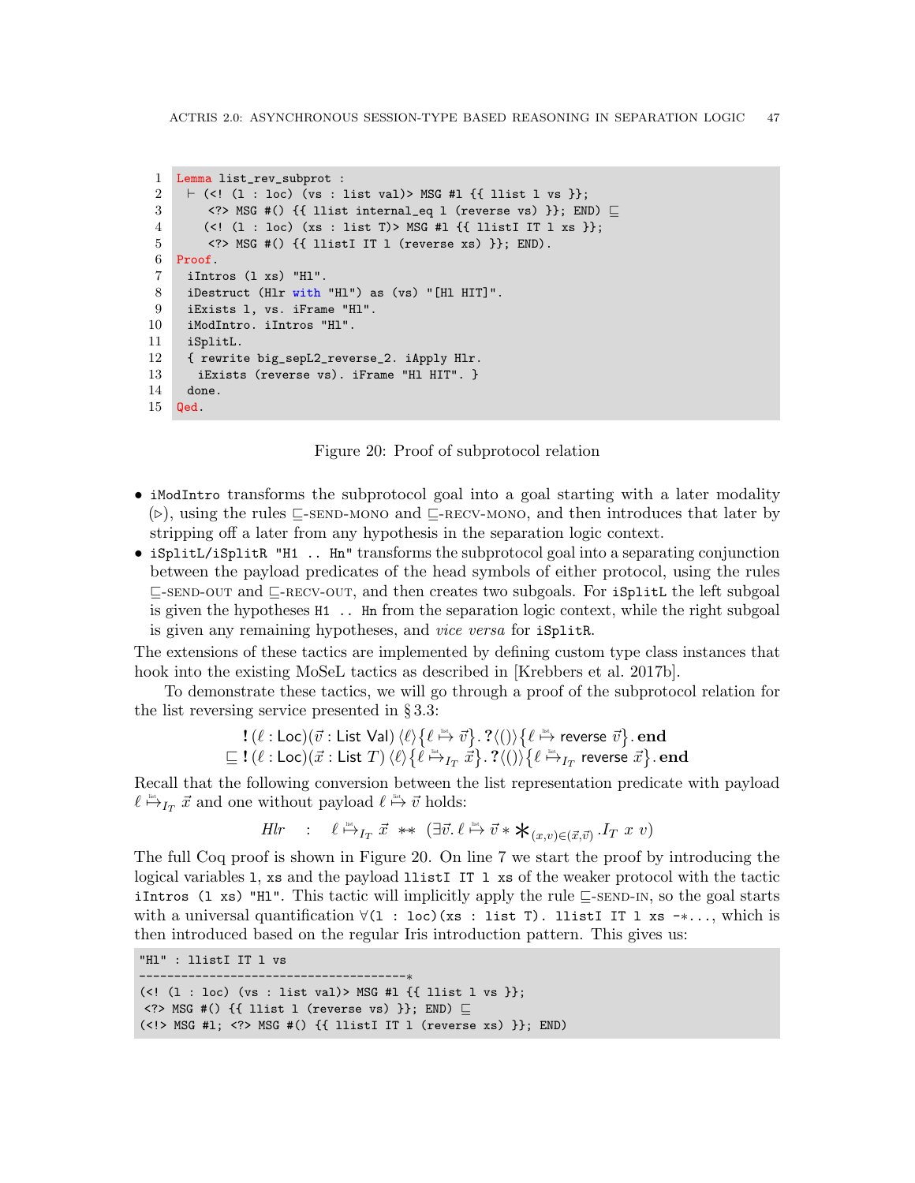```
Lemma list_rev_subprot :
  ⊢ (<! (l : loc) (vs : list val)> MSG #l {{ llist l vs }};
     <?> MSG #() {{ llist internal_eq l (reverse vs) }}; END) ⊑
    (<! (l : loc) (xs : list T)> MSG #l {{ llistI IT l xs }};
     <?> MSG #() {{ llistI IT l (reverse xs) }}; END).
Proof.
  iIntros (l xs) "Hl".
  iDestruct (Hlr with "Hl") as (vs) "[Hl HIT]".
  iExists l, vs. iFrame "Hl".
  iModIntro. iIntros "Hl".
  iSplitL.
  { rewrite big_sepL2_reverse_2. iApply Hlr.
    iExists (reverse vs). iFrame "Hl HIT". }
  done.
Qed.
```

Figure 20: Proof of subprotocol relation

- `iModIntro` transforms the subprotocol goal into a goal starting with a later modality ($\triangleright$), using the rules $\sqsubseteq$-SEND-MONO and $\sqsubseteq$-RECV-MONO, and then introduces that later by stripping off a later from any hypothesis in the separation logic context.
- `iSplitL/iSplitR "H1 .. Hn"` transforms the subprotocol goal into a separating conjunction between the payload predicates of the head symbols of either protocol, using the rules $\sqsubseteq$-SEND-OUT and $\sqsubseteq$-RECV-OUT, and then creates two subgoals. For `iSplitL` the left subgoal is given the hypotheses `H1 .. Hn` from the separation logic context, while the right subgoal is given any remaining hypotheses, and *vice versa* for `iSplitR`.

The extensions of these tactics are implemented by defining custom type class instances that hook into the existing MoSeL tactics as described in [Krebbers et al. 2017b].

To demonstrate these tactics, we will go through a proof of the subprotocol relation for the list reversing service presented in § 3.3:

$$
\begin{aligned}
&\,\mathbf{!}\,(\ell : \mathsf{Loc})(\vec{v} : \mathsf{List\ Val})\,\langle \ell \rangle \{\ell \overset{\text{list}}{\mapsto} \vec{v}\}.\,\mathbf{?}\langle () \rangle \{\ell \overset{\text{list}}{\mapsto} \mathsf{reverse}\ \vec{v}\}.\,\mathbf{end} \\
\sqsubseteq &\,\mathbf{!}\,(\ell : \mathsf{Loc})(\vec{x} : \mathsf{List}\ T)\,\langle \ell \rangle \{\ell \overset{\text{list}}{\mapsto}_{I_T} \vec{x}\}.\,\mathbf{?}\langle () \rangle \{\ell \overset{\text{list}}{\mapsto}_{I_T} \mathsf{reverse}\ \vec{x}\}.\,\mathbf{end}
\end{aligned}
$$

Recall that the following conversion between the list representation predicate with payload $\ell \overset{\text{list}}{\mapsto}_{I_T} \vec{x}$ and one without payload $\ell \overset{\text{list}}{\mapsto} \vec{v}$ holds:

$$
\mathit{Hlr} \quad : \quad \ell \overset{\text{list}}{\mapsto}_{I_T} \vec{x} \ \ast\!\!\ast\ (\exists \vec{v}.\, \ell \overset{\text{list}}{\mapsto} \vec{v} \ast \textstyle\mathop{\huge\ast}_{(x,v)\in(\vec{x},\vec{v})}.\, I_T\ x\ v)
$$

The full Coq proof is shown in Figure 20. On line 7 we start the proof by introducing the logical variables `l`, `xs` and the payload `llistI IT l xs` of the weaker protocol with the tactic `iIntros (l xs) "Hl"`. This tactic will implicitly apply the rule $\sqsubseteq$-SEND-IN, so the goal starts with a universal quantification `∀(l : loc)(xs : list T). llistI IT l xs -∗...`, which is then introduced based on the regular Iris introduction pattern. This gives us:

```
"Hl" : llistI IT l vs
--------------------------------------∗
(<! (l : loc) (vs : list val)> MSG #l {{ llist l vs }};
 <?> MSG #() {{ llist l (reverse vs) }}; END) ⊑
(<!> MSG #l; <?> MSG #() {{ llistI IT l (reverse xs) }}; END)
```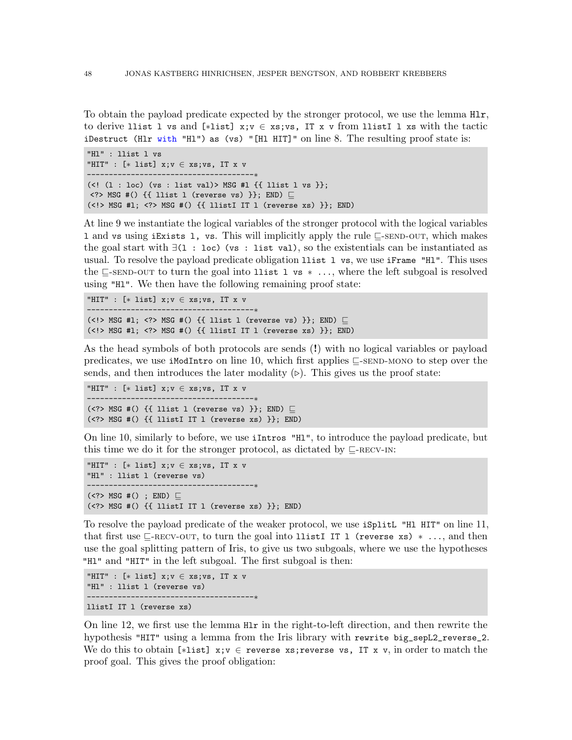To obtain the payload predicate expected by the stronger protocol, we use the lemma `Hlr`, to derive `llist l vs` and `[∗list] x;v ∈ xs;vs, IT x v` from `llistI l xs` with the tactic `iDestruct (Hlr with "Hl") as (vs) "[Hl HIT]"` on line 8. The resulting proof state is:

```
"Hl" : llist l vs
"HIT" : [∗ list] x;v ∈ xs;vs, IT x v
--------------------------------------∗
(<! (l : loc) (vs : list val)> MSG #l {{ llist l vs }};
 <?> MSG #() {{ llist l (reverse vs) }}; END) ⊑
(<!> MSG #l; <?> MSG #() {{ llistI IT l (reverse xs) }}; END)
```

At line 9 we instantiate the logical variables of the stronger protocol with the logical variables `l` and `vs` using `iExists l, vs`. This will implicitly apply the rule ⊑-SEND-OUT, which makes the goal start with `∃(l : loc) (vs : list val)`, so the existentials can be instantiated as usual. To resolve the payload predicate obligation `llist l vs`, we use `iFrame "Hl"`. This uses the ⊑-SEND-OUT to turn the goal into `llist l vs ∗ ...`, where the left subgoal is resolved using `"Hl"`. We then have the following remaining proof state:

```
"HIT" : [∗ list] x;v ∈ xs;vs, IT x v
--------------------------------------∗
(<!> MSG #l; <?> MSG #() {{ llist l (reverse vs) }}; END) ⊑
(<!> MSG #l; <?> MSG #() {{ llistI IT l (reverse xs) }}; END)
```

As the head symbols of both protocols are sends (**!**) with no logical variables or payload predicates, we use `iModIntro` on line 10, which first applies ⊑-SEND-MONO to step over the sends, and then introduces the later modality (▷). This gives us the proof state:

```
"HIT" : [∗ list] x;v ∈ xs;vs, IT x v
--------------------------------------∗
(<?> MSG #() {{ llist l (reverse vs) }}; END) ⊑
(<?> MSG #() {{ llistI IT l (reverse xs) }}; END)
```

On line 10, similarly to before, we use `iIntros "Hl"`, to introduce the payload predicate, but this time we do it for the stronger protocol, as dictated by ⊑-RECV-IN:

```
"HIT" : [∗ list] x;v ∈ xs;vs, IT x v
"Hl" : llist l (reverse vs)
--------------------------------------∗
(<?> MSG #() ; END) ⊑
(<?> MSG #() {{ llistI IT l (reverse xs) }}; END)
```

To resolve the payload predicate of the weaker protocol, we use `iSplitL "Hl HIT"` on line 11, that first use ⊑-RECV-OUT, to turn the goal into `llistI IT l (reverse xs) ∗ ...`, and then use the goal splitting pattern of Iris, to give us two subgoals, where we use the hypotheses `"Hl"` and `"HIT"` in the left subgoal. The first subgoal is then:

```
"HIT" : [∗ list] x;v ∈ xs;vs, IT x v
"Hl" : llist l (reverse vs)
--------------------------------------∗
llistI IT l (reverse xs)
```

On line 12, we first use the lemma `Hlr` in the right-to-left direction, and then rewrite the hypothesis `"HIT"` using a lemma from the Iris library with `rewrite big_sepL2_reverse_2`. We do this to obtain `[∗list] x;v ∈ reverse xs;reverse vs, IT x v`, in order to match the proof goal. This gives the proof obligation: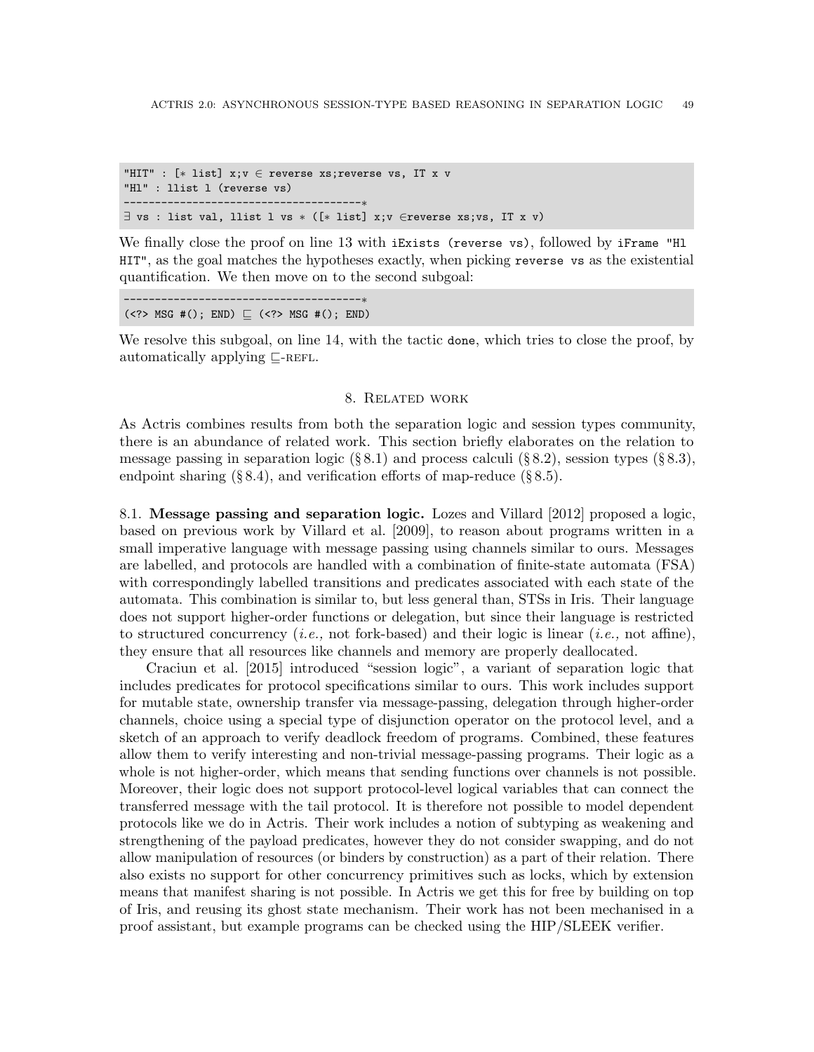```
"HIT" : [∗ list] x;v ∈ reverse xs;reverse vs, IT x v
"Hl" : llist l (reverse vs)
--------------------------------------∗
∃ vs : list val, llist l vs ∗ ([∗ list] x;v ∈reverse xs;vs, IT x v)
```

We finally close the proof on line 13 with `iExists (reverse vs)`, followed by `iFrame "Hl HIT"`, as the goal matches the hypotheses exactly, when picking `reverse vs` as the existential quantification. We then move on to the second subgoal:

```
--------------------------------------∗
(<?> MSG #(); END) ⊑ (<?> MSG #(); END)
```

We resolve this subgoal, on line 14, with the tactic `done`, which tries to close the proof, by automatically applying ⊑-REFL.

## 8. Related work

As Actris combines results from both the separation logic and session types community, there is an abundance of related work. This section briefly elaborates on the relation to message passing in separation logic (§ 8.1) and process calculi (§ 8.2), session types (§ 8.3), endpoint sharing (§ 8.4), and verification efforts of map-reduce (§ 8.5).

8.1. **Message passing and separation logic.** Lozes and Villard [2012] proposed a logic, based on previous work by Villard et al. [2009], to reason about programs written in a small imperative language with message passing using channels similar to ours. Messages are labelled, and protocols are handled with a combination of finite-state automata (FSA) with correspondingly labelled transitions and predicates associated with each state of the automata. This combination is similar to, but less general than, STSs in Iris. Their language does not support higher-order functions or delegation, but since their language is restricted to structured concurrency (*i.e.,* not fork-based) and their logic is linear (*i.e.,* not affine), they ensure that all resources like channels and memory are properly deallocated.

Craciun et al. [2015] introduced "session logic", a variant of separation logic that includes predicates for protocol specifications similar to ours. This work includes support for mutable state, ownership transfer via message-passing, delegation through higher-order channels, choice using a special type of disjunction operator on the protocol level, and a sketch of an approach to verify deadlock freedom of programs. Combined, these features allow them to verify interesting and non-trivial message-passing programs. Their logic as a whole is not higher-order, which means that sending functions over channels is not possible. Moreover, their logic does not support protocol-level logical variables that can connect the transferred message with the tail protocol. It is therefore not possible to model dependent protocols like we do in Actris. Their work includes a notion of subtyping as weakening and strengthening of the payload predicates, however they do not consider swapping, and do not allow manipulation of resources (or binders by construction) as a part of their relation. There also exists no support for other concurrency primitives such as locks, which by extension means that manifest sharing is not possible. In Actris we get this for free by building on top of Iris, and reusing its ghost state mechanism. Their work has not been mechanised in a proof assistant, but example programs can be checked using the HIP/SLEEK verifier.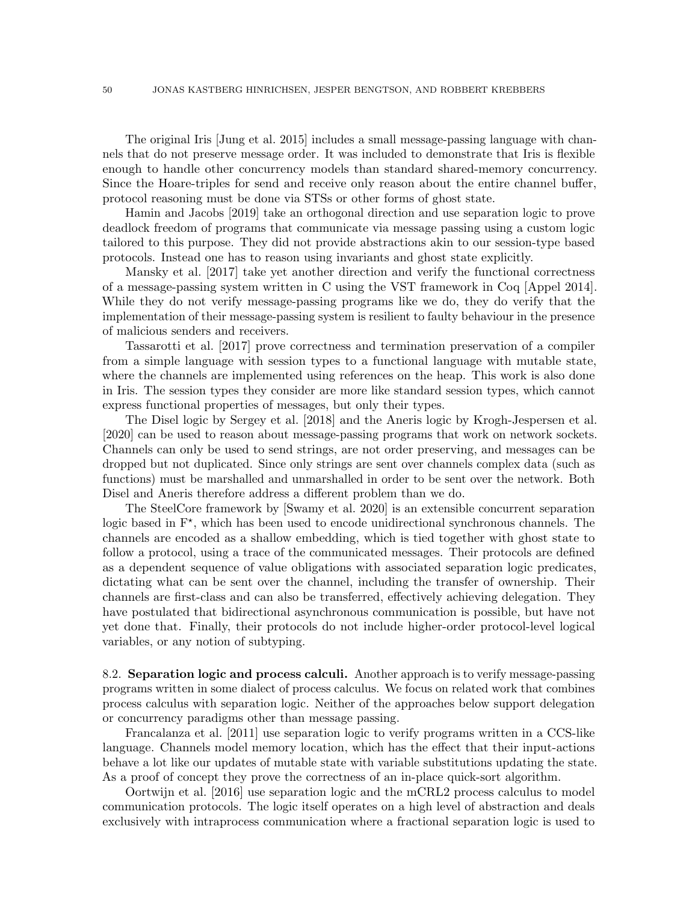The original Iris [Jung et al. 2015] includes a small message-passing language with channels that do not preserve message order. It was included to demonstrate that Iris is flexible enough to handle other concurrency models than standard shared-memory concurrency. Since the Hoare-triples for send and receive only reason about the entire channel buffer, protocol reasoning must be done via STSs or other forms of ghost state.

Hamin and Jacobs [2019] take an orthogonal direction and use separation logic to prove deadlock freedom of programs that communicate via message passing using a custom logic tailored to this purpose. They did not provide abstractions akin to our session-type based protocols. Instead one has to reason using invariants and ghost state explicitly.

Mansky et al. [2017] take yet another direction and verify the functional correctness of a message-passing system written in C using the VST framework in Coq [Appel 2014]. While they do not verify message-passing programs like we do, they do verify that the implementation of their message-passing system is resilient to faulty behaviour in the presence of malicious senders and receivers.

Tassarotti et al. [2017] prove correctness and termination preservation of a compiler from a simple language with session types to a functional language with mutable state, where the channels are implemented using references on the heap. This work is also done in Iris. The session types they consider are more like standard session types, which cannot express functional properties of messages, but only their types.

The Disel logic by Sergey et al. [2018] and the Aneris logic by Krogh-Jespersen et al. [2020] can be used to reason about message-passing programs that work on network sockets. Channels can only be used to send strings, are not order preserving, and messages can be dropped but not duplicated. Since only strings are sent over channels complex data (such as functions) must be marshalled and unmarshalled in order to be sent over the network. Both Disel and Aneris therefore address a different problem than we do.

The SteelCore framework by [Swamy et al. 2020] is an extensible concurrent separation logic based in F$^\star$, which has been used to encode unidirectional synchronous channels. The channels are encoded as a shallow embedding, which is tied together with ghost state to follow a protocol, using a trace of the communicated messages. Their protocols are defined as a dependent sequence of value obligations with associated separation logic predicates, dictating what can be sent over the channel, including the transfer of ownership. Their channels are first-class and can also be transferred, effectively achieving delegation. They have postulated that bidirectional asynchronous communication is possible, but have not yet done that. Finally, their protocols do not include higher-order protocol-level logical variables, or any notion of subtyping.

8.2. **Separation logic and process calculi.** Another approach is to verify message-passing programs written in some dialect of process calculus. We focus on related work that combines process calculus with separation logic. Neither of the approaches below support delegation or concurrency paradigms other than message passing.

Francalanza et al. [2011] use separation logic to verify programs written in a CCS-like language. Channels model memory location, which has the effect that their input-actions behave a lot like our updates of mutable state with variable substitutions updating the state. As a proof of concept they prove the correctness of an in-place quick-sort algorithm.

Oortwijn et al. [2016] use separation logic and the mCRL2 process calculus to model communication protocols. The logic itself operates on a high level of abstraction and deals exclusively with intraprocess communication where a fractional separation logic is used to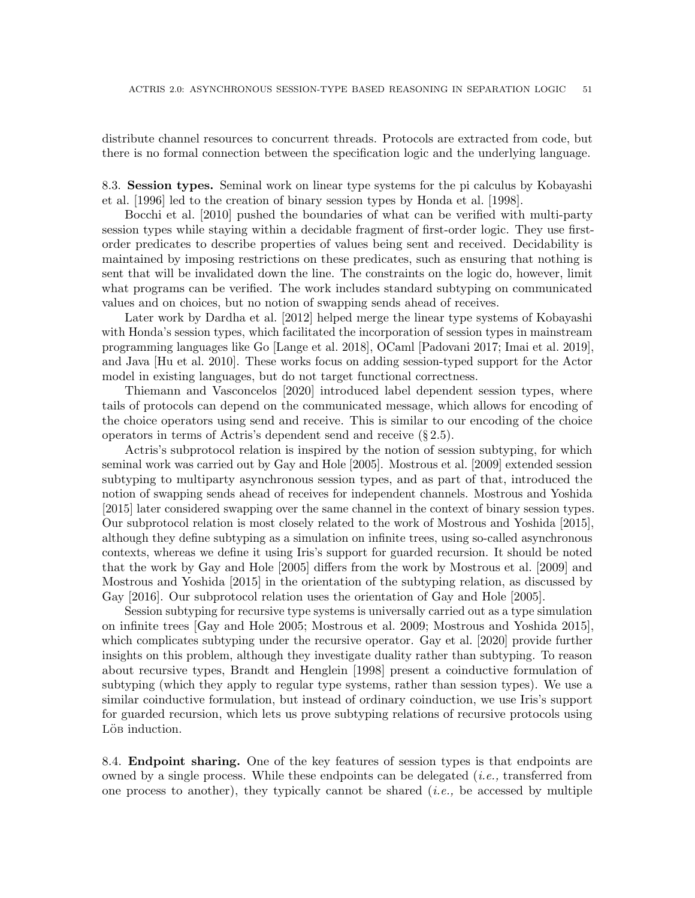distribute channel resources to concurrent threads. Protocols are extracted from code, but there is no formal connection between the specification logic and the underlying language.

8.3. **Session types.** Seminal work on linear type systems for the pi calculus by Kobayashi et al. [1996] led to the creation of binary session types by Honda et al. [1998].

Bocchi et al. [2010] pushed the boundaries of what can be verified with multi-party session types while staying within a decidable fragment of first-order logic. They use first-order predicates to describe properties of values being sent and received. Decidability is maintained by imposing restrictions on these predicates, such as ensuring that nothing is sent that will be invalidated down the line. The constraints on the logic do, however, limit what programs can be verified. The work includes standard subtyping on communicated values and on choices, but no notion of swapping sends ahead of receives.

Later work by Dardha et al. [2012] helped merge the linear type systems of Kobayashi with Honda's session types, which facilitated the incorporation of session types in mainstream programming languages like Go [Lange et al. 2018], OCaml [Padovani 2017; Imai et al. 2019], and Java [Hu et al. 2010]. These works focus on adding session-typed support for the Actor model in existing languages, but do not target functional correctness.

Thiemann and Vasconcelos [2020] introduced label dependent session types, where tails of protocols can depend on the communicated message, which allows for encoding of the choice operators using send and receive. This is similar to our encoding of the choice operators in terms of Actris's dependent send and receive (§ 2.5).

Actris's subprotocol relation is inspired by the notion of session subtyping, for which seminal work was carried out by Gay and Hole [2005]. Mostrous et al. [2009] extended session subtyping to multiparty asynchronous session types, and as part of that, introduced the notion of swapping sends ahead of receives for independent channels. Mostrous and Yoshida [2015] later considered swapping over the same channel in the context of binary session types. Our subprotocol relation is most closely related to the work of Mostrous and Yoshida [2015], although they define subtyping as a simulation on infinite trees, using so-called asynchronous contexts, whereas we define it using Iris's support for guarded recursion. It should be noted that the work by Gay and Hole [2005] differs from the work by Mostrous et al. [2009] and Mostrous and Yoshida [2015] in the orientation of the subtyping relation, as discussed by Gay [2016]. Our subprotocol relation uses the orientation of Gay and Hole [2005].

Session subtyping for recursive type systems is universally carried out as a type simulation on infinite trees [Gay and Hole 2005; Mostrous et al. 2009; Mostrous and Yoshida 2015], which complicates subtyping under the recursive operator. Gay et al. [2020] provide further insights on this problem, although they investigate duality rather than subtyping. To reason about recursive types, Brandt and Henglein [1998] present a coinductive formulation of subtyping (which they apply to regular type systems, rather than session types). We use a similar coinductive formulation, but instead of ordinary coinduction, we use Iris's support for guarded recursion, which lets us prove subtyping relations of recursive protocols using Löb induction.

8.4. **Endpoint sharing.** One of the key features of session types is that endpoints are owned by a single process. While these endpoints can be delegated (*i.e.,* transferred from one process to another), they typically cannot be shared (*i.e.,* be accessed by multiple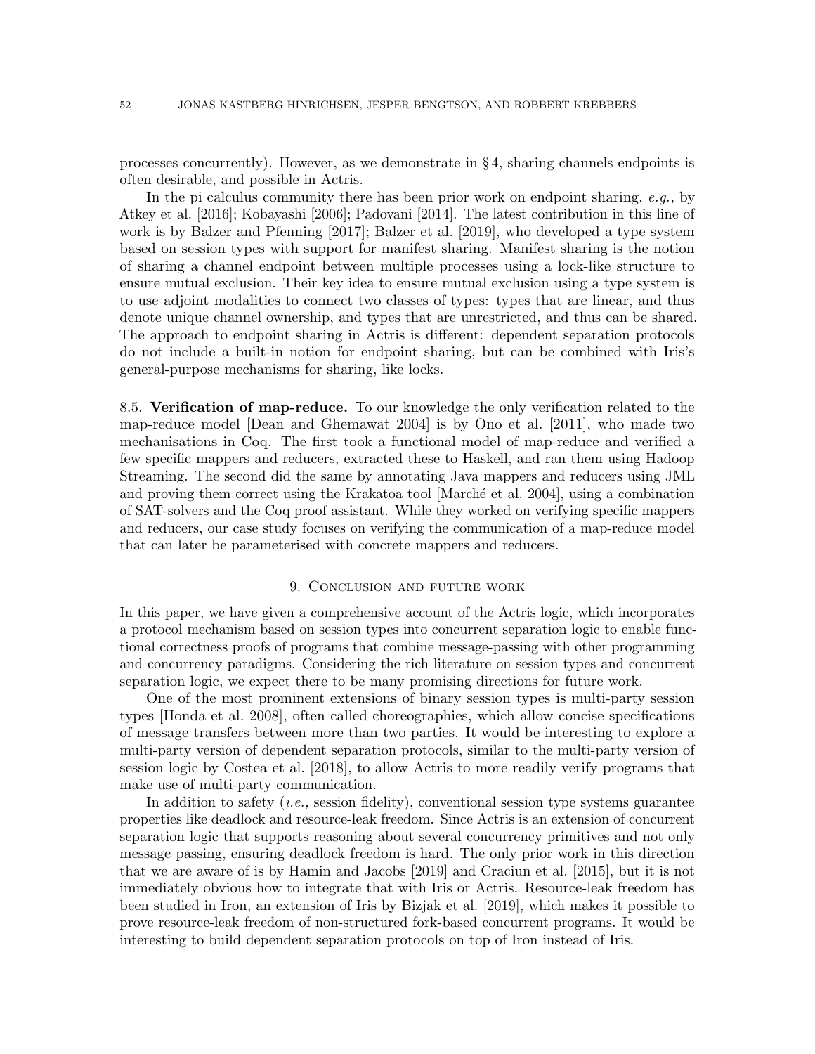processes concurrently). However, as we demonstrate in § 4, sharing channels endpoints is often desirable, and possible in Actris.

In the pi calculus community there has been prior work on endpoint sharing, *e.g.,* by Atkey et al. [2016]; Kobayashi [2006]; Padovani [2014]. The latest contribution in this line of work is by Balzer and Pfenning [2017]; Balzer et al. [2019], who developed a type system based on session types with support for manifest sharing. Manifest sharing is the notion of sharing a channel endpoint between multiple processes using a lock-like structure to ensure mutual exclusion. Their key idea to ensure mutual exclusion using a type system is to use adjoint modalities to connect two classes of types: types that are linear, and thus denote unique channel ownership, and types that are unrestricted, and thus can be shared. The approach to endpoint sharing in Actris is different: dependent separation protocols do not include a built-in notion for endpoint sharing, but can be combined with Iris's general-purpose mechanisms for sharing, like locks.

8.5. **Verification of map-reduce.** To our knowledge the only verification related to the map-reduce model [Dean and Ghemawat 2004] is by Ono et al. [2011], who made two mechanisations in Coq. The first took a functional model of map-reduce and verified a few specific mappers and reducers, extracted these to Haskell, and ran them using Hadoop Streaming. The second did the same by annotating Java mappers and reducers using JML and proving them correct using the Krakatoa tool [Marché et al. 2004], using a combination of SAT-solvers and the Coq proof assistant. While they worked on verifying specific mappers and reducers, our case study focuses on verifying the communication of a map-reduce model that can later be parameterised with concrete mappers and reducers.

## 9. Conclusion and future work

In this paper, we have given a comprehensive account of the Actris logic, which incorporates a protocol mechanism based on session types into concurrent separation logic to enable functional correctness proofs of programs that combine message-passing with other programming and concurrency paradigms. Considering the rich literature on session types and concurrent separation logic, we expect there to be many promising directions for future work.

One of the most prominent extensions of binary session types is multi-party session types [Honda et al. 2008], often called choreographies, which allow concise specifications of message transfers between more than two parties. It would be interesting to explore a multi-party version of dependent separation protocols, similar to the multi-party version of session logic by Costea et al. [2018], to allow Actris to more readily verify programs that make use of multi-party communication.

In addition to safety (*i.e.,* session fidelity), conventional session type systems guarantee properties like deadlock and resource-leak freedom. Since Actris is an extension of concurrent separation logic that supports reasoning about several concurrency primitives and not only message passing, ensuring deadlock freedom is hard. The only prior work in this direction that we are aware of is by Hamin and Jacobs [2019] and Craciun et al. [2015], but it is not immediately obvious how to integrate that with Iris or Actris. Resource-leak freedom has been studied in Iron, an extension of Iris by Bizjak et al. [2019], which makes it possible to prove resource-leak freedom of non-structured fork-based concurrent programs. It would be interesting to build dependent separation protocols on top of Iron instead of Iris.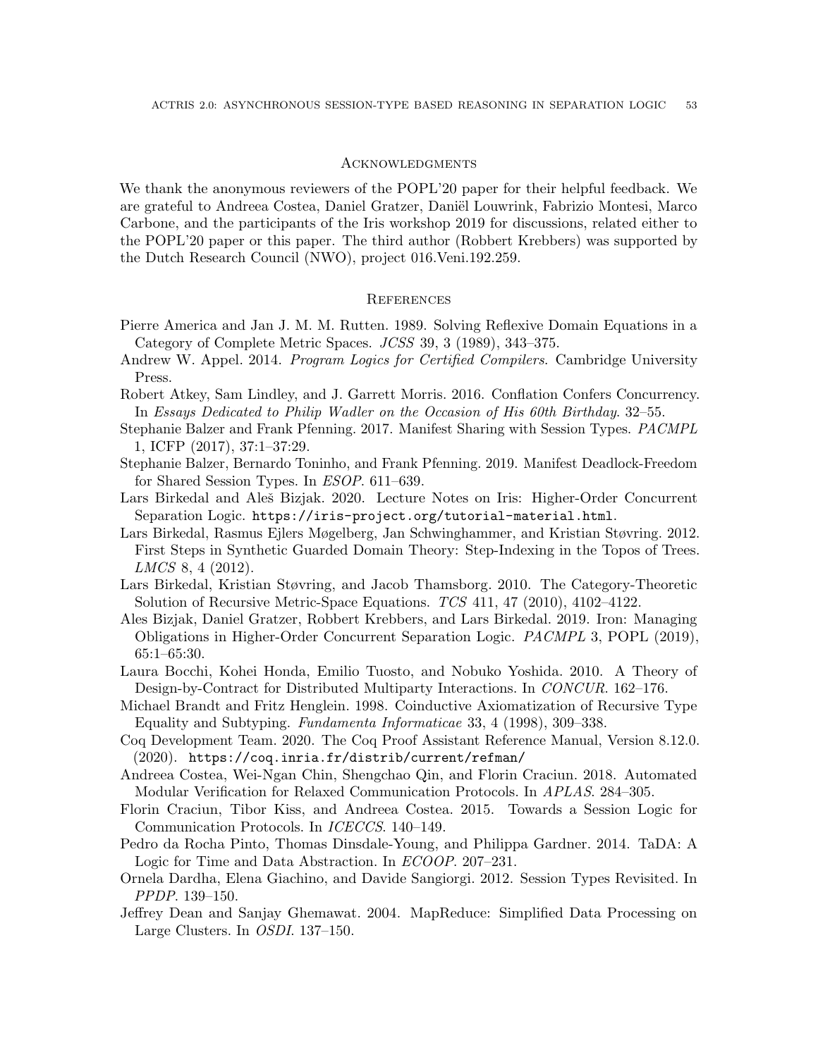## Acknowledgments

We thank the anonymous reviewers of the POPL'20 paper for their helpful feedback. We are grateful to Andreea Costea, Daniel Gratzer, Daniël Louwrink, Fabrizio Montesi, Marco Carbone, and the participants of the Iris workshop 2019 for discussions, related either to the POPL'20 paper or this paper. The third author (Robbert Krebbers) was supported by the Dutch Research Council (NWO), project 016.Veni.192.259.

## References

Pierre America and Jan J. M. M. Rutten. 1989. Solving Reflexive Domain Equations in a Category of Complete Metric Spaces. *JCSS* 39, 3 (1989), 343–375.

Andrew W. Appel. 2014. *Program Logics for Certified Compilers.* Cambridge University Press.

Robert Atkey, Sam Lindley, and J. Garrett Morris. 2016. Conflation Confers Concurrency. In *Essays Dedicated to Philip Wadler on the Occasion of His 60th Birthday*. 32–55.

Stephanie Balzer and Frank Pfenning. 2017. Manifest Sharing with Session Types. *PACMPL* 1, ICFP (2017), 37:1–37:29.

Stephanie Balzer, Bernardo Toninho, and Frank Pfenning. 2019. Manifest Deadlock-Freedom for Shared Session Types. In *ESOP*. 611–639.

Lars Birkedal and Aleš Bizjak. 2020. Lecture Notes on Iris: Higher-Order Concurrent Separation Logic. `https://iris-project.org/tutorial-material.html`.

Lars Birkedal, Rasmus Ejlers Møgelberg, Jan Schwinghammer, and Kristian Støvring. 2012. First Steps in Synthetic Guarded Domain Theory: Step-Indexing in the Topos of Trees. *LMCS* 8, 4 (2012).

Lars Birkedal, Kristian Støvring, and Jacob Thamsborg. 2010. The Category-Theoretic Solution of Recursive Metric-Space Equations. *TCS* 411, 47 (2010), 4102–4122.

Ales Bizjak, Daniel Gratzer, Robbert Krebbers, and Lars Birkedal. 2019. Iron: Managing Obligations in Higher-Order Concurrent Separation Logic. *PACMPL* 3, POPL (2019), 65:1–65:30.

Laura Bocchi, Kohei Honda, Emilio Tuosto, and Nobuko Yoshida. 2010. A Theory of Design-by-Contract for Distributed Multiparty Interactions. In *CONCUR*. 162–176.

Michael Brandt and Fritz Henglein. 1998. Coinductive Axiomatization of Recursive Type Equality and Subtyping. *Fundamenta Informaticae* 33, 4 (1998), 309–338.

Coq Development Team. 2020. The Coq Proof Assistant Reference Manual, Version 8.12.0. (2020). `https://coq.inria.fr/distrib/current/refman/`

Andreea Costea, Wei-Ngan Chin, Shengchao Qin, and Florin Craciun. 2018. Automated Modular Verification for Relaxed Communication Protocols. In *APLAS*. 284–305.

Florin Craciun, Tibor Kiss, and Andreea Costea. 2015. Towards a Session Logic for Communication Protocols. In *ICECCS*. 140–149.

Pedro da Rocha Pinto, Thomas Dinsdale-Young, and Philippa Gardner. 2014. TaDA: A Logic for Time and Data Abstraction. In *ECOOP*. 207–231.

Ornela Dardha, Elena Giachino, and Davide Sangiorgi. 2012. Session Types Revisited. In *PPDP*. 139–150.

Jeffrey Dean and Sanjay Ghemawat. 2004. MapReduce: Simplified Data Processing on Large Clusters. In *OSDI*. 137–150.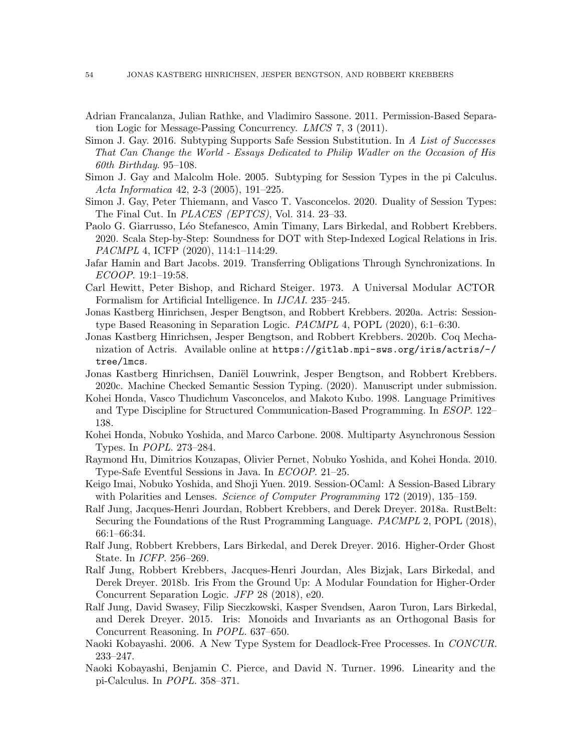Adrian Francalanza, Julian Rathke, and Vladimiro Sassone. 2011. Permission-Based Separation Logic for Message-Passing Concurrency. *LMCS* 7, 3 (2011).

Simon J. Gay. 2016. Subtyping Supports Safe Session Substitution. In *A List of Successes That Can Change the World - Essays Dedicated to Philip Wadler on the Occasion of His 60th Birthday*. 95–108.

Simon J. Gay and Malcolm Hole. 2005. Subtyping for Session Types in the pi Calculus. *Acta Informatica* 42, 2-3 (2005), 191–225.

Simon J. Gay, Peter Thiemann, and Vasco T. Vasconcelos. 2020. Duality of Session Types: The Final Cut. In *PLACES (EPTCS)*, Vol. 314. 23–33.

Paolo G. Giarrusso, Léo Stefanesco, Amin Timany, Lars Birkedal, and Robbert Krebbers. 2020. Scala Step-by-Step: Soundness for DOT with Step-Indexed Logical Relations in Iris. *PACMPL* 4, ICFP (2020), 114:1–114:29.

Jafar Hamin and Bart Jacobs. 2019. Transferring Obligations Through Synchronizations. In *ECOOP*. 19:1–19:58.

Carl Hewitt, Peter Bishop, and Richard Steiger. 1973. A Universal Modular ACTOR Formalism for Artificial Intelligence. In *IJCAI*. 235–245.

Jonas Kastberg Hinrichsen, Jesper Bengtson, and Robbert Krebbers. 2020a. Actris: Session-type Based Reasoning in Separation Logic. *PACMPL* 4, POPL (2020), 6:1–6:30.

Jonas Kastberg Hinrichsen, Jesper Bengtson, and Robbert Krebbers. 2020b. Coq Mechanization of Actris. Available online at `https://gitlab.mpi-sws.org/iris/actris/-/tree/lmcs`.

Jonas Kastberg Hinrichsen, Daniël Louwrink, Jesper Bengtson, and Robbert Krebbers. 2020c. Machine Checked Semantic Session Typing. (2020). Manuscript under submission.

Kohei Honda, Vasco Thudichum Vasconcelos, and Makoto Kubo. 1998. Language Primitives and Type Discipline for Structured Communication-Based Programming. In *ESOP*. 122–138.

Kohei Honda, Nobuko Yoshida, and Marco Carbone. 2008. Multiparty Asynchronous Session Types. In *POPL*. 273–284.

Raymond Hu, Dimitrios Kouzapas, Olivier Pernet, Nobuko Yoshida, and Kohei Honda. 2010. Type-Safe Eventful Sessions in Java. In *ECOOP*. 21–25.

Keigo Imai, Nobuko Yoshida, and Shoji Yuen. 2019. Session-OCaml: A Session-Based Library with Polarities and Lenses. *Science of Computer Programming* 172 (2019), 135–159.

Ralf Jung, Jacques-Henri Jourdan, Robbert Krebbers, and Derek Dreyer. 2018a. RustBelt: Securing the Foundations of the Rust Programming Language. *PACMPL* 2, POPL (2018), 66:1–66:34.

Ralf Jung, Robbert Krebbers, Lars Birkedal, and Derek Dreyer. 2016. Higher-Order Ghost State. In *ICFP*. 256–269.

Ralf Jung, Robbert Krebbers, Jacques-Henri Jourdan, Ales Bizjak, Lars Birkedal, and Derek Dreyer. 2018b. Iris From the Ground Up: A Modular Foundation for Higher-Order Concurrent Separation Logic. *JFP* 28 (2018), e20.

Ralf Jung, David Swasey, Filip Sieczkowski, Kasper Svendsen, Aaron Turon, Lars Birkedal, and Derek Dreyer. 2015. Iris: Monoids and Invariants as an Orthogonal Basis for Concurrent Reasoning. In *POPL*. 637–650.

Naoki Kobayashi. 2006. A New Type System for Deadlock-Free Processes. In *CONCUR*. 233–247.

Naoki Kobayashi, Benjamin C. Pierce, and David N. Turner. 1996. Linearity and the pi-Calculus. In *POPL*. 358–371.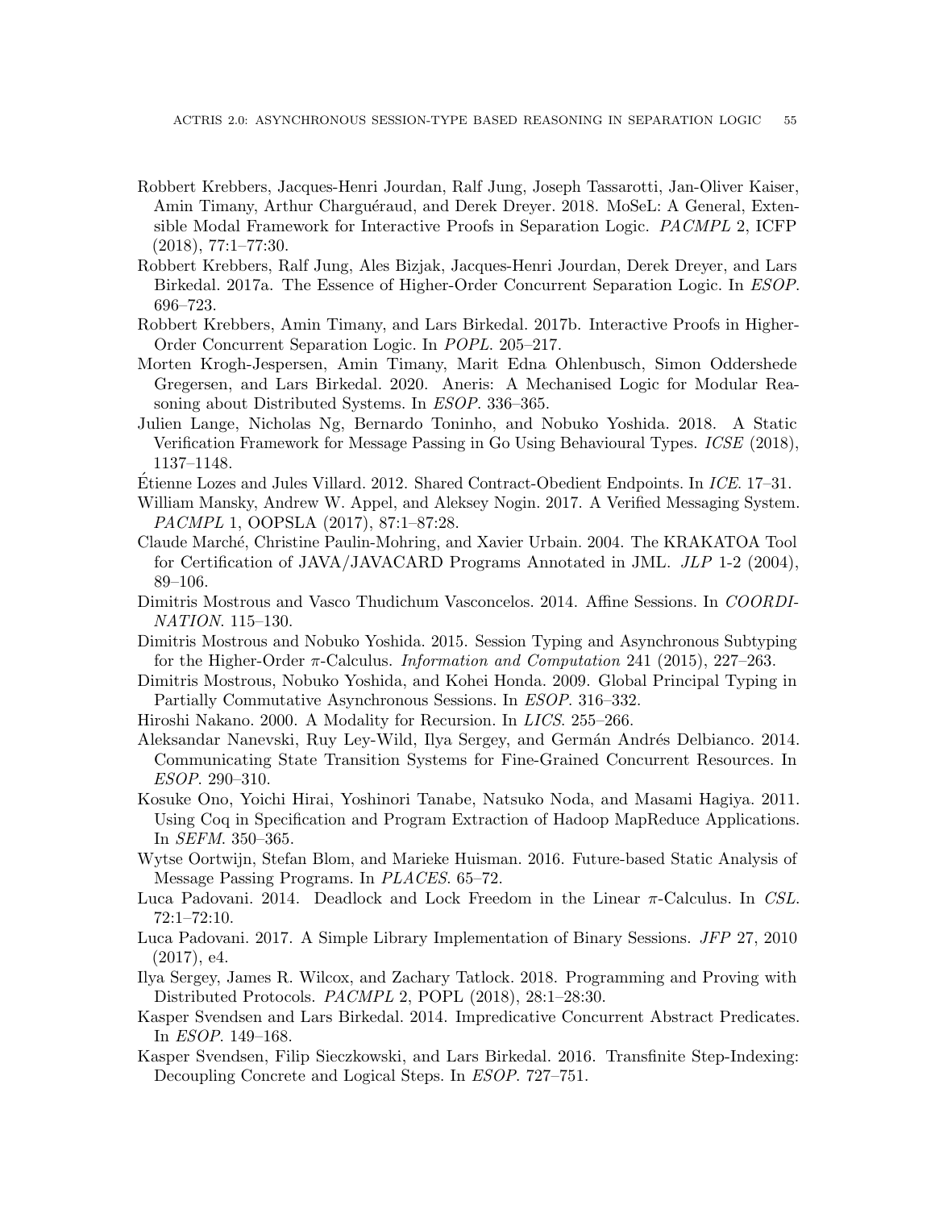Robbert Krebbers, Jacques-Henri Jourdan, Ralf Jung, Joseph Tassarotti, Jan-Oliver Kaiser, Amin Timany, Arthur Charguéraud, and Derek Dreyer. 2018. MoSeL: A General, Extensible Modal Framework for Interactive Proofs in Separation Logic. *PACMPL* 2, ICFP (2018), 77:1–77:30.

Robbert Krebbers, Ralf Jung, Ales Bizjak, Jacques-Henri Jourdan, Derek Dreyer, and Lars Birkedal. 2017a. The Essence of Higher-Order Concurrent Separation Logic. In *ESOP*. 696–723.

Robbert Krebbers, Amin Timany, and Lars Birkedal. 2017b. Interactive Proofs in Higher-Order Concurrent Separation Logic. In *POPL*. 205–217.

Morten Krogh-Jespersen, Amin Timany, Marit Edna Ohlenbusch, Simon Oddershede Gregersen, and Lars Birkedal. 2020. Aneris: A Mechanised Logic for Modular Reasoning about Distributed Systems. In *ESOP*. 336–365.

Julien Lange, Nicholas Ng, Bernardo Toninho, and Nobuko Yoshida. 2018. A Static Verification Framework for Message Passing in Go Using Behavioural Types. *ICSE* (2018), 1137–1148.

Étienne Lozes and Jules Villard. 2012. Shared Contract-Obedient Endpoints. In *ICE*. 17–31.

William Mansky, Andrew W. Appel, and Aleksey Nogin. 2017. A Verified Messaging System. *PACMPL* 1, OOPSLA (2017), 87:1–87:28.

Claude Marché, Christine Paulin-Mohring, and Xavier Urbain. 2004. The KRAKATOA Tool for Certification of JAVA/JAVACARD Programs Annotated in JML. *JLP* 1-2 (2004), 89–106.

Dimitris Mostrous and Vasco Thudichum Vasconcelos. 2014. Affine Sessions. In *COORDINATION*. 115–130.

Dimitris Mostrous and Nobuko Yoshida. 2015. Session Typing and Asynchronous Subtyping for the Higher-Order $\pi$-Calculus. *Information and Computation* 241 (2015), 227–263.

Dimitris Mostrous, Nobuko Yoshida, and Kohei Honda. 2009. Global Principal Typing in Partially Commutative Asynchronous Sessions. In *ESOP*. 316–332.

Hiroshi Nakano. 2000. A Modality for Recursion. In *LICS*. 255–266.

Aleksandar Nanevski, Ruy Ley-Wild, Ilya Sergey, and Germán Andrés Delbianco. 2014. Communicating State Transition Systems for Fine-Grained Concurrent Resources. In *ESOP*. 290–310.

Kosuke Ono, Yoichi Hirai, Yoshinori Tanabe, Natsuko Noda, and Masami Hagiya. 2011. Using Coq in Specification and Program Extraction of Hadoop MapReduce Applications. In *SEFM*. 350–365.

Wytse Oortwijn, Stefan Blom, and Marieke Huisman. 2016. Future-based Static Analysis of Message Passing Programs. In *PLACES*. 65–72.

Luca Padovani. 2014. Deadlock and Lock Freedom in the Linear $\pi$-Calculus. In *CSL*. 72:1–72:10.

Luca Padovani. 2017. A Simple Library Implementation of Binary Sessions. *JFP* 27, 2010 (2017), e4.

Ilya Sergey, James R. Wilcox, and Zachary Tatlock. 2018. Programming and Proving with Distributed Protocols. *PACMPL* 2, POPL (2018), 28:1–28:30.

Kasper Svendsen and Lars Birkedal. 2014. Impredicative Concurrent Abstract Predicates. In *ESOP*. 149–168.

Kasper Svendsen, Filip Sieczkowski, and Lars Birkedal. 2016. Transfinite Step-Indexing: Decoupling Concrete and Logical Steps. In *ESOP*. 727–751.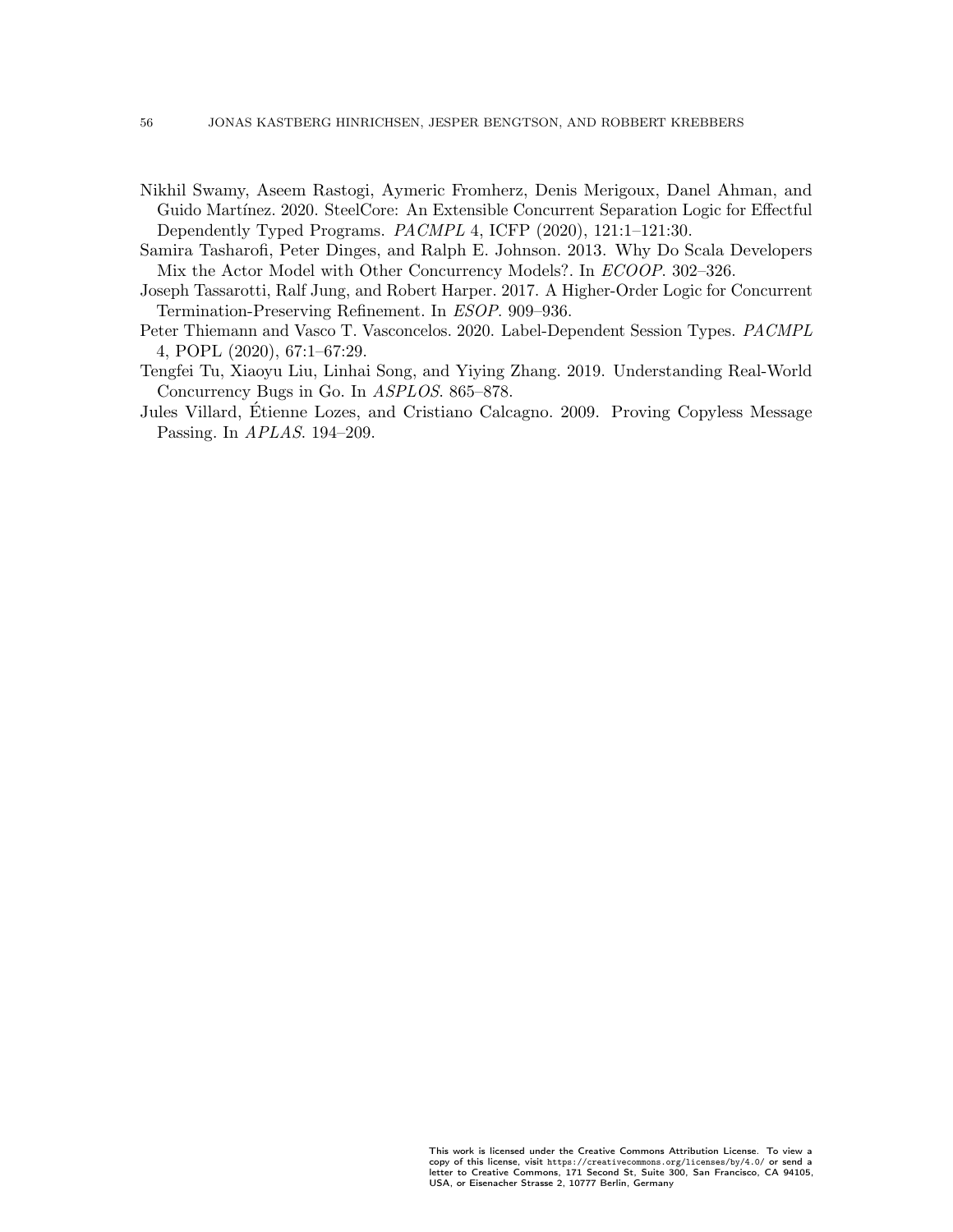Nikhil Swamy, Aseem Rastogi, Aymeric Fromherz, Denis Merigoux, Danel Ahman, and Guido Martínez. 2020. SteelCore: An Extensible Concurrent Separation Logic for Effectful Dependently Typed Programs. *PACMPL* 4, ICFP (2020), 121:1–121:30.

Samira Tasharofi, Peter Dinges, and Ralph E. Johnson. 2013. Why Do Scala Developers Mix the Actor Model with Other Concurrency Models?. In *ECOOP*. 302–326.

Joseph Tassarotti, Ralf Jung, and Robert Harper. 2017. A Higher-Order Logic for Concurrent Termination-Preserving Refinement. In *ESOP*. 909–936.

Peter Thiemann and Vasco T. Vasconcelos. 2020. Label-Dependent Session Types. *PACMPL* 4, POPL (2020), 67:1–67:29.

Tengfei Tu, Xiaoyu Liu, Linhai Song, and Yiying Zhang. 2019. Understanding Real-World Concurrency Bugs in Go. In *ASPLOS*. 865–878.

Jules Villard, Étienne Lozes, and Cristiano Calcagno. 2009. Proving Copyless Message Passing. In *APLAS*. 194–209.

This work is licensed under the Creative Commons Attribution License. To view a copy of this license, visit https://creativecommons.org/licenses/by/4.0/ or send a letter to Creative Commons, 171 Second St, Suite 300, San Francisco, CA 94105, USA, or Eisenacher Strasse 2, 10777 Berlin, Germany